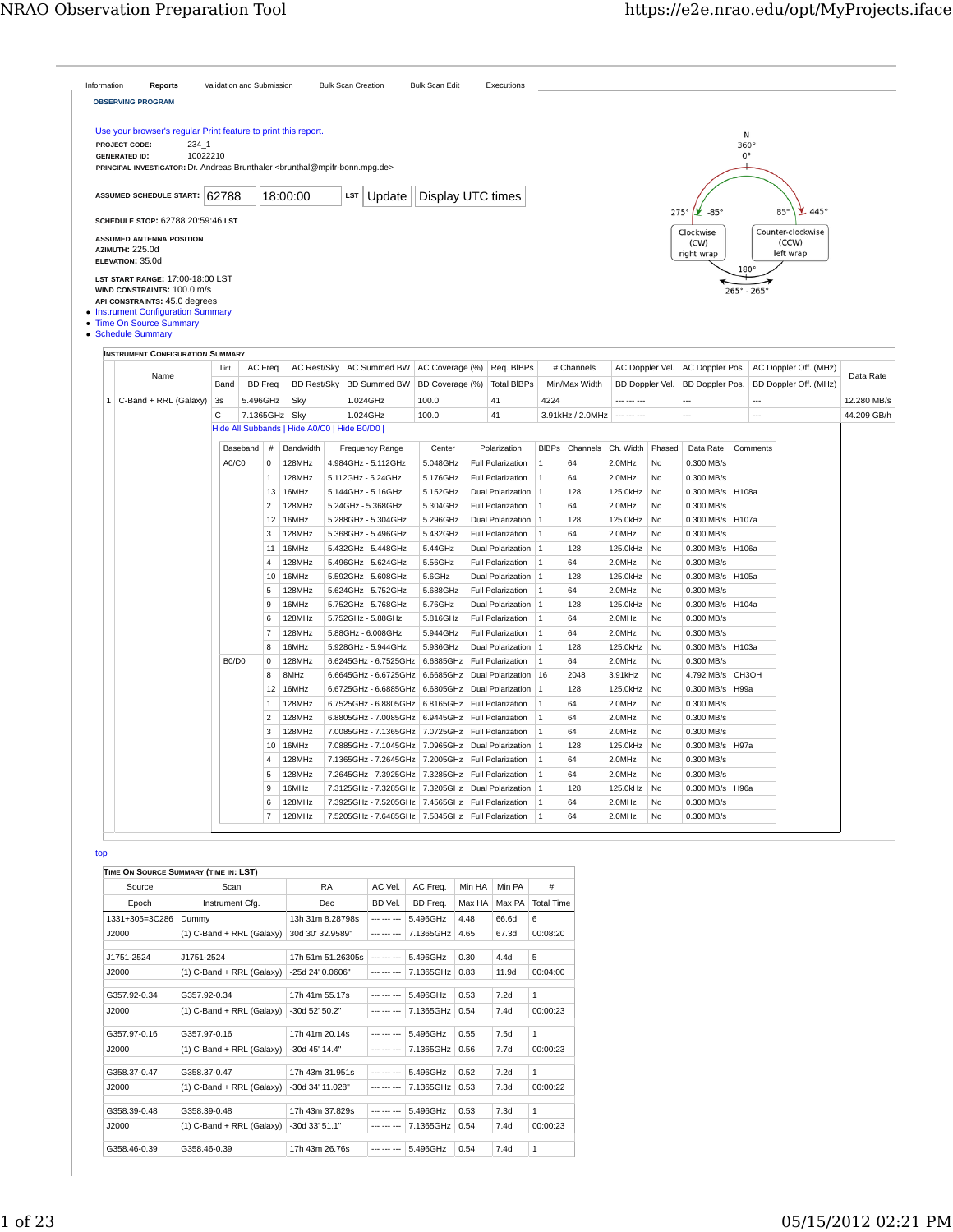Information | **Reports** | Validation and Submission | Bulk Scan Creation | Bulk Scan Edit | Executions

**OBSERVING PROGRAM**

Use your browser's regular Print feature to print this report.

**PROJECT CODE:** 234_1
**GENERATED ID:** 10022210
**PRINCIPAL INVESTIGATOR:** Dr. Andreas Brunthaler <brunthal@mpifr-bonn.mpg.de>

**ASSUMED SCHEDULE START:** 62788 18:00:00 LST Update Display UTC times

**SCHEDULE STOP:** 62788 20:59:46 LST

**ASSUMED ANTENNA POSITION**
**AZIMUTH:** 225.0d
**ELEVATION:** 35.0d

**LST START RANGE:** 17:00-18:00 LST
**WIND CONSTRAINTS:** 100.0 m/s
**API CONSTRAINTS:** 45.0 degrees

N 360° 0°; 275° -85°; 85° 445°; Clockwise (CW) right wrap; Counter-clockwise (CCW) left wrap; 180°; 265° - 265°

- Instrument Configuration Summary
- Time On Source Summary
- Schedule Summary

## Instrument Configuration Summary

| | Name | Tint | AC Freq | AC Rest/Sky | AC Summed BW | AC Coverage (%) | Req. BIBPs | # Channels | AC Doppler Vel. | AC Doppler Pos. | AC Doppler Off. (MHz) | Data Rate |
|---|---|---|---|---|---|---|---|---|---|---|---|---|
| | | Band | BD Freq | BD Rest/Sky | BD Summed BW | BD Coverage (%) | Total BIBPs | Min/Max Width | BD Doppler Vel. | BD Doppler Pos. | BD Doppler Off. (MHz) | |
| 1 | C-Band + RRL (Galaxy) | 3s | 5.496GHz | Sky | 1.024GHz | 100.0 | 41 | 4224 | --- --- --- | --- | --- | 12.280 MB/s |
| | | C | 7.1365GHz | Sky | 1.024GHz | 100.0 | 41 | 3.91kHz / 2.0MHz | --- --- --- | --- | --- | 44.209 GB/h |

Hide All Subbands | Hide A0/C0 | Hide B0/D0 |

| Baseband | # | Bandwidth | Frequency Range | Center | Polarization | BIBPs | Channels | Ch. Width | Phased | Data Rate | Comments |
|---|---|---|---|---|---|---|---|---|---|---|---|
| A0/C0 | 0 | 128MHz | 4.984GHz - 5.112GHz | 5.048GHz | Full Polarization | 1 | 64 | 2.0MHz | No | 0.300 MB/s | |
| | 1 | 128MHz | 5.112GHz - 5.24GHz | 5.176GHz | Full Polarization | 1 | 64 | 2.0MHz | No | 0.300 MB/s | |
| | 13 | 16MHz | 5.144GHz - 5.16GHz | 5.152GHz | Dual Polarization | 1 | 128 | 125.0kHz | No | 0.300 MB/s | H108a |
| | 2 | 128MHz | 5.24GHz - 5.368GHz | 5.304GHz | Full Polarization | 1 | 64 | 2.0MHz | No | 0.300 MB/s | |
| | 12 | 16MHz | 5.288GHz - 5.304GHz | 5.296GHz | Dual Polarization | 1 | 128 | 125.0kHz | No | 0.300 MB/s | H107a |
| | 3 | 128MHz | 5.368GHz - 5.496GHz | 5.432GHz | Full Polarization | 1 | 64 | 2.0MHz | No | 0.300 MB/s | |
| | 11 | 16MHz | 5.432GHz - 5.448GHz | 5.44GHz | Dual Polarization | 1 | 128 | 125.0kHz | No | 0.300 MB/s | H106a |
| | 4 | 128MHz | 5.496GHz - 5.624GHz | 5.56GHz | Full Polarization | 1 | 64 | 2.0MHz | No | 0.300 MB/s | |
| | 10 | 16MHz | 5.592GHz - 5.608GHz | 5.6GHz | Dual Polarization | 1 | 128 | 125.0kHz | No | 0.300 MB/s | H105a |
| | 5 | 128MHz | 5.624GHz - 5.752GHz | 5.688GHz | Full Polarization | 1 | 64 | 2.0MHz | No | 0.300 MB/s | |
| | 9 | 16MHz | 5.752GHz - 5.768GHz | 5.76GHz | Dual Polarization | 1 | 128 | 125.0kHz | No | 0.300 MB/s | H104a |
| | 6 | 128MHz | 5.752GHz - 5.88GHz | 5.816GHz | Full Polarization | 1 | 64 | 2.0MHz | No | 0.300 MB/s | |
| | 7 | 128MHz | 5.88GHz - 6.008GHz | 5.944GHz | Full Polarization | 1 | 64 | 2.0MHz | No | 0.300 MB/s | |
| | 8 | 16MHz | 5.928GHz - 5.944GHz | 5.936GHz | Dual Polarization | 1 | 128 | 125.0kHz | No | 0.300 MB/s | H103a |
| B0/D0 | 0 | 128MHz | 6.6245GHz - 6.7525GHz | 6.6885GHz | Full Polarization | 1 | 64 | 2.0MHz | No | 0.300 MB/s | |
| | 8 | 8MHz | 6.6645GHz - 6.6725GHz | 6.6685GHz | Dual Polarization | 16 | 2048 | 3.91kHz | No | 4.792 MB/s | CH3OH |
| | 12 | 16MHz | 6.6725GHz - 6.6885GHz | 6.6805GHz | Dual Polarization | 1 | 128 | 125.0kHz | No | 0.300 MB/s | H99a |
| | 1 | 128MHz | 6.7525GHz - 6.8805GHz | 6.8165GHz | Full Polarization | 1 | 64 | 2.0MHz | No | 0.300 MB/s | |
| | 2 | 128MHz | 6.8805GHz - 7.0085GHz | 6.9445GHz | Full Polarization | 1 | 64 | 2.0MHz | No | 0.300 MB/s | |
| | 3 | 128MHz | 7.0085GHz - 7.1365GHz | 7.0725GHz | Full Polarization | 1 | 64 | 2.0MHz | No | 0.300 MB/s | |
| | 10 | 16MHz | 7.0885GHz - 7.1045GHz | 7.0965GHz | Dual Polarization | 1 | 128 | 125.0kHz | No | 0.300 MB/s | H97a |
| | 4 | 128MHz | 7.1365GHz - 7.2645GHz | 7.2005GHz | Full Polarization | 1 | 64 | 2.0MHz | No | 0.300 MB/s | |
| | 5 | 128MHz | 7.2645GHz - 7.3925GHz | 7.3285GHz | Full Polarization | 1 | 64 | 2.0MHz | No | 0.300 MB/s | |
| | 9 | 16MHz | 7.3125GHz - 7.3285GHz | 7.3205GHz | Dual Polarization | 1 | 128 | 125.0kHz | No | 0.300 MB/s | H96a |
| | 6 | 128MHz | 7.3925GHz - 7.5205GHz | 7.4565GHz | Full Polarization | 1 | 64 | 2.0MHz | No | 0.300 MB/s | |
| | 7 | 128MHz | 7.5205GHz - 7.6485GHz | 7.5845GHz | Full Polarization | 1 | 64 | 2.0MHz | No | 0.300 MB/s | |

top

## Time On Source Summary (time in: LST)

| Source | Scan | RA | AC Vel. | AC Freq. | Min HA | Min PA | # |
|---|---|---|---|---|---|---|---|
| Epoch | Instrument Cfg. | Dec | BD Vel. | BD Freq. | Max HA | Max PA | Total Time |
| 1331+305=3C286 | Dummy | 13h 31m 8.28798s | --- --- --- | 5.496GHz | 4.48 | 66.6d | 6 |
| J2000 | (1) C-Band + RRL (Galaxy) | 30d 30' 32.9589" | --- --- --- | 7.1365GHz | 4.65 | 67.3d | 00:08:20 |
| J1751-2524 | J1751-2524 | 17h 51m 51.26305s | --- --- --- | 5.496GHz | 0.30 | 4.4d | 5 |
| J2000 | (1) C-Band + RRL (Galaxy) | -25d 24' 0.0606" | --- --- --- | 7.1365GHz | 0.83 | 11.9d | 00:04:00 |
| G357.92-0.34 | G357.92-0.34 | 17h 41m 55.17s | --- --- --- | 5.496GHz | 0.53 | 7.2d | 1 |
| J2000 | (1) C-Band + RRL (Galaxy) | -30d 52' 50.2" | --- --- --- | 7.1365GHz | 0.54 | 7.4d | 00:00:23 |
| G357.97-0.16 | G357.97-0.16 | 17h 41m 20.14s | --- --- --- | 5.496GHz | 0.55 | 7.5d | 1 |
| J2000 | (1) C-Band + RRL (Galaxy) | -30d 45' 14.4" | --- --- --- | 7.1365GHz | 0.56 | 7.7d | 00:00:23 |
| G358.37-0.47 | G358.37-0.47 | 17h 43m 31.951s | --- --- --- | 5.496GHz | 0.52 | 7.2d | 1 |
| J2000 | (1) C-Band + RRL (Galaxy) | -30d 34' 11.028" | --- --- --- | 7.1365GHz | 0.53 | 7.3d | 00:00:22 |
| G358.39-0.48 | G358.39-0.48 | 17h 43m 37.829s | --- --- --- | 5.496GHz | 0.53 | 7.3d | 1 |
| J2000 | (1) C-Band + RRL (Galaxy) | -30d 33' 51.1" | --- --- --- | 7.1365GHz | 0.54 | 7.4d | 00:00:23 |
| G358.46-0.39 | G358.46-0.39 | 17h 43m 26.76s | --- --- --- | 5.496GHz | 0.54 | 7.4d | 1 |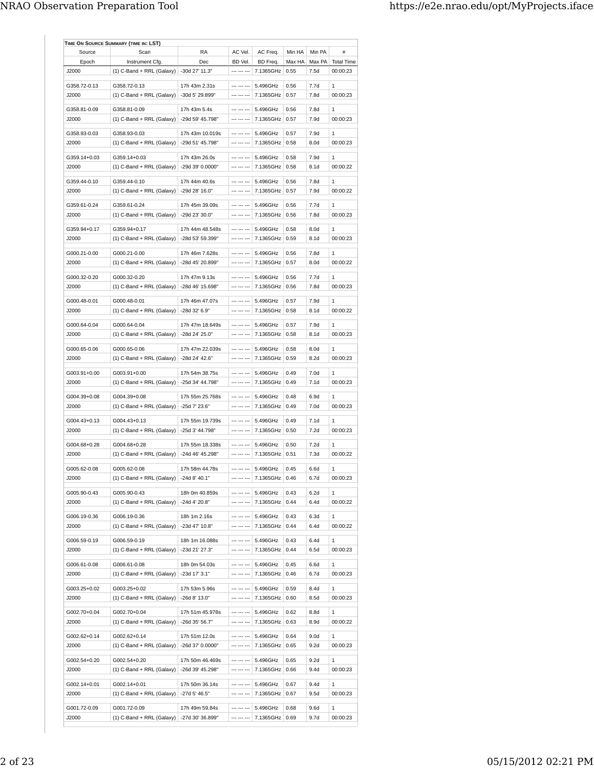**Time On Source Summary (time in: LST)**

| Source | Scan | RA | AC Vel. | AC Freq. | Min HA | Min PA | # |
|---|---|---|---|---|---|---|---|
| Epoch | Instrument Cfg. | Dec | BD Vel. | BD Freq. | Max HA | Max PA | Total Time |
| J2000 | (1) C-Band + RRL (Galaxy) | -30d 27' 11.3" | --- --- --- | 7.1365GHz | 0.55 | 7.5d | 00:00:23 |
| G358.72-0.13 | G358.72-0.13 | 17h 43m 2.31s | --- --- --- | 5.496GHz | 0.56 | 7.7d | 1 |
| J2000 | (1) C-Band + RRL (Galaxy) | -30d 5' 29.899" | --- --- --- | 7.1365GHz | 0.57 | 7.8d | 00:00:23 |
| G358.81-0.09 | G358.81-0.09 | 17h 43m 5.4s | --- --- --- | 5.496GHz | 0.56 | 7.8d | 1 |
| J2000 | (1) C-Band + RRL (Galaxy) | -29d 59' 45.798" | --- --- --- | 7.1365GHz | 0.57 | 7.9d | 00:00:23 |
| G358.93-0.03 | G358.93-0.03 | 17h 43m 10.019s | --- --- --- | 5.496GHz | 0.57 | 7.9d | 1 |
| J2000 | (1) C-Band + RRL (Galaxy) | -29d 51' 45.798" | --- --- --- | 7.1365GHz | 0.58 | 8.0d | 00:00:23 |
| G359.14+0.03 | G359.14+0.03 | 17h 43m 26.0s | --- --- --- | 5.496GHz | 0.58 | 7.9d | 1 |
| J2000 | (1) C-Band + RRL (Galaxy) | -29d 39' 0.0000" | --- --- --- | 7.1365GHz | 0.58 | 8.1d | 00:00:22 |
| G359.44-0.10 | G359.44-0.10 | 17h 44m 40.6s | --- --- --- | 5.496GHz | 0.56 | 7.8d | 1 |
| J2000 | (1) C-Band + RRL (Galaxy) | -29d 28' 16.0" | --- --- --- | 7.1365GHz | 0.57 | 7.9d | 00:00:22 |
| G359.61-0.24 | G359.61-0.24 | 17h 45m 39.09s | --- --- --- | 5.496GHz | 0.56 | 7.7d | 1 |
| J2000 | (1) C-Band + RRL (Galaxy) | -29d 23' 30.0" | --- --- --- | 7.1365GHz | 0.56 | 7.8d | 00:00:23 |
| G359.94+0.17 | G359.94+0.17 | 17h 44m 48.548s | --- --- --- | 5.496GHz | 0.58 | 8.0d | 1 |
| J2000 | (1) C-Band + RRL (Galaxy) | -28d 53' 59.399" | --- --- --- | 7.1365GHz | 0.59 | 8.1d | 00:00:23 |
| G000.21-0.00 | G000.21-0.00 | 17h 46m 7.628s | --- --- --- | 5.496GHz | 0.56 | 7.8d | 1 |
| J2000 | (1) C-Band + RRL (Galaxy) | -28d 45' 20.899" | --- --- --- | 7.1365GHz | 0.57 | 8.0d | 00:00:22 |
| G000.32-0.20 | G000.32-0.20 | 17h 47m 9.13s | --- --- --- | 5.496GHz | 0.56 | 7.7d | 1 |
| J2000 | (1) C-Band + RRL (Galaxy) | -28d 46' 15.698" | --- --- --- | 7.1365GHz | 0.56 | 7.8d | 00:00:23 |
| G000.48-0.01 | G000.48-0.01 | 17h 46m 47.07s | --- --- --- | 5.496GHz | 0.57 | 7.9d | 1 |
| J2000 | (1) C-Band + RRL (Galaxy) | -28d 32' 6.9" | --- --- --- | 7.1365GHz | 0.58 | 8.1d | 00:00:22 |
| G000.64-0.04 | G000.64-0.04 | 17h 47m 18.649s | --- --- --- | 5.496GHz | 0.57 | 7.9d | 1 |
| J2000 | (1) C-Band + RRL (Galaxy) | -28d 24' 25.0" | --- --- --- | 7.1365GHz | 0.58 | 8.1d | 00:00:23 |
| G000.65-0.06 | G000.65-0.06 | 17h 47m 22.039s | --- --- --- | 5.496GHz | 0.58 | 8.0d | 1 |
| J2000 | (1) C-Band + RRL (Galaxy) | -28d 24' 42.6" | --- --- --- | 7.1365GHz | 0.59 | 8.2d | 00:00:23 |
| G003.91+0.00 | G003.91+0.00 | 17h 54m 38.75s | --- --- --- | 5.496GHz | 0.49 | 7.0d | 1 |
| J2000 | (1) C-Band + RRL (Galaxy) | -25d 34' 44.798" | --- --- --- | 7.1365GHz | 0.49 | 7.1d | 00:00:23 |
| G004.39+0.08 | G004.39+0.08 | 17h 55m 25.768s | --- --- --- | 5.496GHz | 0.48 | 6.9d | 1 |
| J2000 | (1) C-Band + RRL (Galaxy) | -25d 7' 23.6" | --- --- --- | 7.1365GHz | 0.49 | 7.0d | 00:00:23 |
| G004.43+0.13 | G004.43+0.13 | 17h 55m 19.739s | --- --- --- | 5.496GHz | 0.49 | 7.1d | 1 |
| J2000 | (1) C-Band + RRL (Galaxy) | -25d 3' 44.798" | --- --- --- | 7.1365GHz | 0.50 | 7.2d | 00:00:23 |
| G004.68+0.28 | G004.68+0.28 | 17h 55m 18.338s | --- --- --- | 5.496GHz | 0.50 | 7.2d | 1 |
| J2000 | (1) C-Band + RRL (Galaxy) | -24d 46' 45.298" | --- --- --- | 7.1365GHz | 0.51 | 7.3d | 00:00:22 |
| G005.62-0.08 | G005.62-0.08 | 17h 58m 44.78s | --- --- --- | 5.496GHz | 0.45 | 6.6d | 1 |
| J2000 | (1) C-Band + RRL (Galaxy) | -24d 8' 40.1" | --- --- --- | 7.1365GHz | 0.46 | 6.7d | 00:00:23 |
| G005.90-0.43 | G005.90-0.43 | 18h 0m 40.859s | --- --- --- | 5.496GHz | 0.43 | 6.2d | 1 |
| J2000 | (1) C-Band + RRL (Galaxy) | -24d 4' 20.8" | --- --- --- | 7.1365GHz | 0.44 | 6.4d | 00:00:22 |
| G006.19-0.36 | G006.19-0.36 | 18h 1m 2.16s | --- --- --- | 5.496GHz | 0.43 | 6.3d | 1 |
| J2000 | (1) C-Band + RRL (Galaxy) | -23d 47' 10.8" | --- --- --- | 7.1365GHz | 0.44 | 6.4d | 00:00:22 |
| G006.59-0.19 | G006.59-0.19 | 18h 1m 16.088s | --- --- --- | 5.496GHz | 0.43 | 6.4d | 1 |
| J2000 | (1) C-Band + RRL (Galaxy) | -23d 21' 27.3" | --- --- --- | 7.1365GHz | 0.44 | 6.5d | 00:00:23 |
| G006.61-0.08 | G006.61-0.08 | 18h 0m 54.03s | --- --- --- | 5.496GHz | 0.45 | 6.6d | 1 |
| J2000 | (1) C-Band + RRL (Galaxy) | -23d 17' 3.1" | --- --- --- | 7.1365GHz | 0.46 | 6.7d | 00:00:23 |
| G003.25+0.02 | G003.25+0.02 | 17h 53m 5.96s | --- --- --- | 5.496GHz | 0.59 | 8.4d | 1 |
| J2000 | (1) C-Band + RRL (Galaxy) | -26d 8' 13.0" | --- --- --- | 7.1365GHz | 0.60 | 8.5d | 00:00:23 |
| G002.70+0.04 | G002.70+0.04 | 17h 51m 45.978s | --- --- --- | 5.496GHz | 0.62 | 8.8d | 1 |
| J2000 | (1) C-Band + RRL (Galaxy) | -26d 35' 56.7" | --- --- --- | 7.1365GHz | 0.63 | 8.9d | 00:00:22 |
| G002.62+0.14 | G002.62+0.14 | 17h 51m 12.0s | --- --- --- | 5.496GHz | 0.64 | 9.0d | 1 |
| J2000 | (1) C-Band + RRL (Galaxy) | -26d 37' 0.0000" | --- --- --- | 7.1365GHz | 0.65 | 9.2d | 00:00:23 |
| G002.54+0.20 | G002.54+0.20 | 17h 50m 46.469s | --- --- --- | 5.496GHz | 0.65 | 9.2d | 1 |
| J2000 | (1) C-Band + RRL (Galaxy) | -26d 39' 45.298" | --- --- --- | 7.1365GHz | 0.66 | 9.4d | 00:00:23 |
| G002.14+0.01 | G002.14+0.01 | 17h 50m 36.14s | --- --- --- | 5.496GHz | 0.67 | 9.4d | 1 |
| J2000 | (1) C-Band + RRL (Galaxy) | -27d 5' 46.5" | --- --- --- | 7.1365GHz | 0.67 | 9.5d | 00:00:23 |
| G001.72-0.09 | G001.72-0.09 | 17h 49m 59.84s | --- --- --- | 5.496GHz | 0.68 | 9.6d | 1 |
| J2000 | (1) C-Band + RRL (Galaxy) | -27d 30' 36.899" | --- --- --- | 7.1365GHz | 0.69 | 9.7d | 00:00:23 |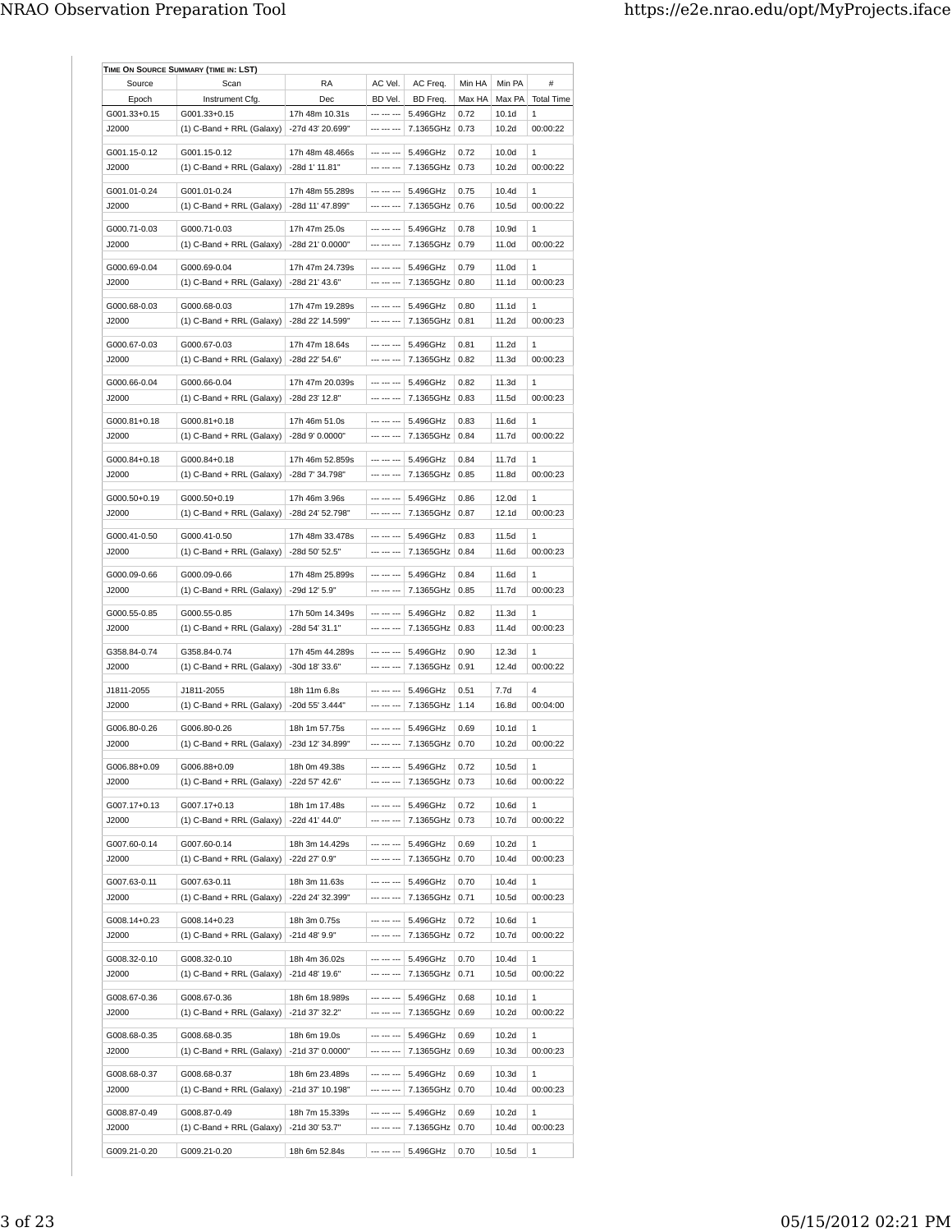| **Time On Source Summary (time in: LST)** | | | | | | | | |
|---|---|---|---|---|---|---|---|---|
| Source | Scan | RA | AC Vel. | AC Freq. | Min HA | Min PA | # |
| Epoch | Instrument Cfg. | Dec | BD Vel. | BD Freq. | Max HA | Max PA | Total Time |
| G001.33+0.15 | G001.33+0.15 | 17h 48m 10.31s | --- --- --- | 5.496GHz | 0.72 | 10.1d | 1 |
| J2000 | (1) C-Band + RRL (Galaxy) | -27d 43' 20.699" | --- --- --- | 7.1365GHz | 0.73 | 10.2d | 00:00:22 |
| G001.15-0.12 | G001.15-0.12 | 17h 48m 48.466s | --- --- --- | 5.496GHz | 0.72 | 10.0d | 1 |
| J2000 | (1) C-Band + RRL (Galaxy) | -28d 1' 11.81" | --- --- --- | 7.1365GHz | 0.73 | 10.2d | 00:00:22 |
| G001.01-0.24 | G001.01-0.24 | 17h 48m 55.289s | --- --- --- | 5.496GHz | 0.75 | 10.4d | 1 |
| J2000 | (1) C-Band + RRL (Galaxy) | -28d 11' 47.899" | --- --- --- | 7.1365GHz | 0.76 | 10.5d | 00:00:22 |
| G000.71-0.03 | G000.71-0.03 | 17h 47m 25.0s | --- --- --- | 5.496GHz | 0.78 | 10.9d | 1 |
| J2000 | (1) C-Band + RRL (Galaxy) | -28d 21' 0.0000" | --- --- --- | 7.1365GHz | 0.79 | 11.0d | 00:00:22 |
| G000.69-0.04 | G000.69-0.04 | 17h 47m 24.739s | --- --- --- | 5.496GHz | 0.79 | 11.0d | 1 |
| J2000 | (1) C-Band + RRL (Galaxy) | -28d 21' 43.6" | --- --- --- | 7.1365GHz | 0.80 | 11.1d | 00:00:23 |
| G000.68-0.03 | G000.68-0.03 | 17h 47m 19.289s | --- --- --- | 5.496GHz | 0.80 | 11.1d | 1 |
| J2000 | (1) C-Band + RRL (Galaxy) | -28d 22' 14.599" | --- --- --- | 7.1365GHz | 0.81 | 11.2d | 00:00:23 |
| G000.67-0.03 | G000.67-0.03 | 17h 47m 18.64s | --- --- --- | 5.496GHz | 0.81 | 11.2d | 1 |
| J2000 | (1) C-Band + RRL (Galaxy) | -28d 22' 54.6" | --- --- --- | 7.1365GHz | 0.82 | 11.3d | 00:00:23 |
| G000.66-0.04 | G000.66-0.04 | 17h 47m 20.039s | --- --- --- | 5.496GHz | 0.82 | 11.3d | 1 |
| J2000 | (1) C-Band + RRL (Galaxy) | -28d 23' 12.8" | --- --- --- | 7.1365GHz | 0.83 | 11.5d | 00:00:23 |
| G000.81+0.18 | G000.81+0.18 | 17h 46m 51.0s | --- --- --- | 5.496GHz | 0.83 | 11.6d | 1 |
| J2000 | (1) C-Band + RRL (Galaxy) | -28d 9' 0.0000" | --- --- --- | 7.1365GHz | 0.84 | 11.7d | 00:00:22 |
| G000.84+0.18 | G000.84+0.18 | 17h 46m 52.859s | --- --- --- | 5.496GHz | 0.84 | 11.7d | 1 |
| J2000 | (1) C-Band + RRL (Galaxy) | -28d 7' 34.798" | --- --- --- | 7.1365GHz | 0.85 | 11.8d | 00:00:23 |
| G000.50+0.19 | G000.50+0.19 | 17h 46m 3.96s | --- --- --- | 5.496GHz | 0.86 | 12.0d | 1 |
| J2000 | (1) C-Band + RRL (Galaxy) | -28d 24' 52.798" | --- --- --- | 7.1365GHz | 0.87 | 12.1d | 00:00:23 |
| G000.41-0.50 | G000.41-0.50 | 17h 48m 33.478s | --- --- --- | 5.496GHz | 0.83 | 11.5d | 1 |
| J2000 | (1) C-Band + RRL (Galaxy) | -28d 50' 52.5" | --- --- --- | 7.1365GHz | 0.84 | 11.6d | 00:00:23 |
| G000.09-0.66 | G000.09-0.66 | 17h 48m 25.899s | --- --- --- | 5.496GHz | 0.84 | 11.6d | 1 |
| J2000 | (1) C-Band + RRL (Galaxy) | -29d 12' 5.9" | --- --- --- | 7.1365GHz | 0.85 | 11.7d | 00:00:23 |
| G000.55-0.85 | G000.55-0.85 | 17h 50m 14.349s | --- --- --- | 5.496GHz | 0.82 | 11.3d | 1 |
| J2000 | (1) C-Band + RRL (Galaxy) | -28d 54' 31.1" | --- --- --- | 7.1365GHz | 0.83 | 11.4d | 00:00:23 |
| G358.84-0.74 | G358.84-0.74 | 17h 45m 44.289s | --- --- --- | 5.496GHz | 0.90 | 12.3d | 1 |
| J2000 | (1) C-Band + RRL (Galaxy) | -30d 18' 33.6" | --- --- --- | 7.1365GHz | 0.91 | 12.4d | 00:00:22 |
| J1811-2055 | J1811-2055 | 18h 11m 6.8s | --- --- --- | 5.496GHz | 0.51 | 7.7d | 4 |
| J2000 | (1) C-Band + RRL (Galaxy) | -20d 55' 3.444" | --- --- --- | 7.1365GHz | 1.14 | 16.8d | 00:04:00 |
| G006.80-0.26 | G006.80-0.26 | 18h 1m 57.75s | --- --- --- | 5.496GHz | 0.69 | 10.1d | 1 |
| J2000 | (1) C-Band + RRL (Galaxy) | -23d 12' 34.899" | --- --- --- | 7.1365GHz | 0.70 | 10.2d | 00:00:22 |
| G006.88+0.09 | G006.88+0.09 | 18h 0m 49.38s | --- --- --- | 5.496GHz | 0.72 | 10.5d | 1 |
| J2000 | (1) C-Band + RRL (Galaxy) | -22d 57' 42.6" | --- --- --- | 7.1365GHz | 0.73 | 10.6d | 00:00:22 |
| G007.17+0.13 | G007.17+0.13 | 18h 1m 17.48s | --- --- --- | 5.496GHz | 0.72 | 10.6d | 1 |
| J2000 | (1) C-Band + RRL (Galaxy) | -22d 41' 44.0" | --- --- --- | 7.1365GHz | 0.73 | 10.7d | 00:00:22 |
| G007.60-0.14 | G007.60-0.14 | 18h 3m 14.429s | --- --- --- | 5.496GHz | 0.69 | 10.2d | 1 |
| J2000 | (1) C-Band + RRL (Galaxy) | -22d 27' 0.9" | --- --- --- | 7.1365GHz | 0.70 | 10.4d | 00:00:23 |
| G007.63-0.11 | G007.63-0.11 | 18h 3m 11.63s | --- --- --- | 5.496GHz | 0.70 | 10.4d | 1 |
| J2000 | (1) C-Band + RRL (Galaxy) | -22d 24' 32.399" | --- --- --- | 7.1365GHz | 0.71 | 10.5d | 00:00:23 |
| G008.14+0.23 | G008.14+0.23 | 18h 3m 0.75s | --- --- --- | 5.496GHz | 0.72 | 10.6d | 1 |
| J2000 | (1) C-Band + RRL (Galaxy) | -21d 48' 9.9" | --- --- --- | 7.1365GHz | 0.72 | 10.7d | 00:00:22 |
| G008.32-0.10 | G008.32-0.10 | 18h 4m 36.02s | --- --- --- | 5.496GHz | 0.70 | 10.4d | 1 |
| J2000 | (1) C-Band + RRL (Galaxy) | -21d 48' 19.6" | --- --- --- | 7.1365GHz | 0.71 | 10.5d | 00:00:22 |
| G008.67-0.36 | G008.67-0.36 | 18h 6m 18.989s | --- --- --- | 5.496GHz | 0.68 | 10.1d | 1 |
| J2000 | (1) C-Band + RRL (Galaxy) | -21d 37' 32.2" | --- --- --- | 7.1365GHz | 0.69 | 10.2d | 00:00:22 |
| G008.68-0.35 | G008.68-0.35 | 18h 6m 19.0s | --- --- --- | 5.496GHz | 0.69 | 10.2d | 1 |
| J2000 | (1) C-Band + RRL (Galaxy) | -21d 37' 0.0000" | --- --- --- | 7.1365GHz | 0.69 | 10.3d | 00:00:23 |
| G008.68-0.37 | G008.68-0.37 | 18h 6m 23.489s | --- --- --- | 5.496GHz | 0.69 | 10.3d | 1 |
| J2000 | (1) C-Band + RRL (Galaxy) | -21d 37' 10.198" | --- --- --- | 7.1365GHz | 0.70 | 10.4d | 00:00:23 |
| G008.87-0.49 | G008.87-0.49 | 18h 7m 15.339s | --- --- --- | 5.496GHz | 0.69 | 10.2d | 1 |
| J2000 | (1) C-Band + RRL (Galaxy) | -21d 30' 53.7" | --- --- --- | 7.1365GHz | 0.70 | 10.4d | 00:00:23 |
| G009.21-0.20 | G009.21-0.20 | 18h 6m 52.84s | --- --- --- | 5.496GHz | 0.70 | 10.5d | 1 |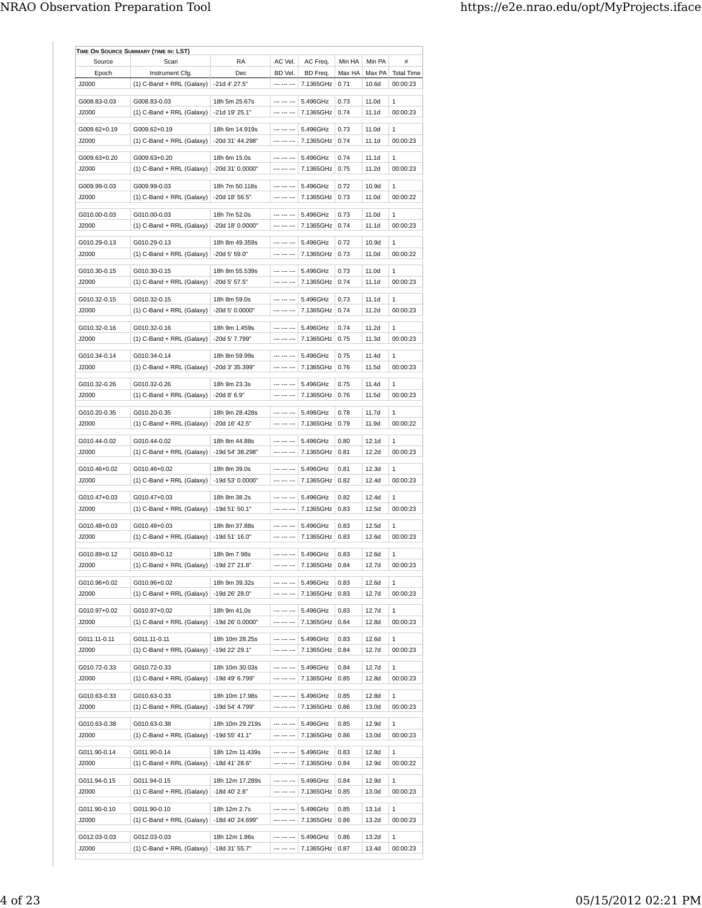**TIME ON SOURCE SUMMARY (TIME IN: LST)**

| Source | Scan | RA | AC Vel. | AC Freq. | Min HA | Min PA | # |
|---|---|---|---|---|---|---|---|
| Epoch | Instrument Cfg. | Dec | BD Vel. | BD Freq. | Max HA | Max PA | Total Time |
| J2000 | (1) C-Band + RRL (Galaxy) | -21d 4' 27.5" | --- --- --- | 7.1365GHz | 0.71 | 10.6d | 00:00:23 |
| G008.83-0.03 | G008.83-0.03 | 18h 5m 25.67s | --- --- --- | 5.496GHz | 0.73 | 11.0d | 1 |
| J2000 | (1) C-Band + RRL (Galaxy) | -21d 19' 25.1" | --- --- --- | 7.1365GHz | 0.74 | 11.1d | 00:00:23 |
| G009.62+0.19 | G009.62+0.19 | 18h 6m 14.919s | --- --- --- | 5.496GHz | 0.73 | 11.0d | 1 |
| J2000 | (1) C-Band + RRL (Galaxy) | -20d 31' 44.298" | --- --- --- | 7.1365GHz | 0.74 | 11.1d | 00:00:23 |
| G009.63+0.20 | G009.63+0.20 | 18h 6m 15.0s | --- --- --- | 5.496GHz | 0.74 | 11.1d | 1 |
| J2000 | (1) C-Band + RRL (Galaxy) | -20d 31' 0.0000" | --- --- --- | 7.1365GHz | 0.75 | 11.2d | 00:00:23 |
| G009.99-0.03 | G009.99-0.03 | 18h 7m 50.118s | --- --- --- | 5.496GHz | 0.72 | 10.9d | 1 |
| J2000 | (1) C-Band + RRL (Galaxy) | -20d 18' 56.5" | --- --- --- | 7.1365GHz | 0.73 | 11.0d | 00:00:22 |
| G010.00-0.03 | G010.00-0.03 | 18h 7m 52.0s | --- --- --- | 5.496GHz | 0.73 | 11.0d | 1 |
| J2000 | (1) C-Band + RRL (Galaxy) | -20d 18' 0.0000" | --- --- --- | 7.1365GHz | 0.74 | 11.1d | 00:00:23 |
| G010.29-0.13 | G010.29-0.13 | 18h 8m 49.359s | --- --- --- | 5.496GHz | 0.72 | 10.9d | 1 |
| J2000 | (1) C-Band + RRL (Galaxy) | -20d 5' 59.0" | --- --- --- | 7.1365GHz | 0.73 | 11.0d | 00:00:22 |
| G010.30-0.15 | G010.30-0.15 | 18h 8m 55.539s | --- --- --- | 5.496GHz | 0.73 | 11.0d | 1 |
| J2000 | (1) C-Band + RRL (Galaxy) | -20d 5' 57.5" | --- --- --- | 7.1365GHz | 0.74 | 11.1d | 00:00:23 |
| G010.32-0.15 | G010.32-0.15 | 18h 8m 59.0s | --- --- --- | 5.496GHz | 0.73 | 11.1d | 1 |
| J2000 | (1) C-Band + RRL (Galaxy) | -20d 5' 0.0000" | --- --- --- | 7.1365GHz | 0.74 | 11.2d | 00:00:23 |
| G010.32-0.16 | G010.32-0.16 | 18h 9m 1.459s | --- --- --- | 5.496GHz | 0.74 | 11.2d | 1 |
| J2000 | (1) C-Band + RRL (Galaxy) | -20d 5' 7.799" | --- --- --- | 7.1365GHz | 0.75 | 11.3d | 00:00:23 |
| G010.34-0.14 | G010.34-0.14 | 18h 8m 59.99s | --- --- --- | 5.496GHz | 0.75 | 11.4d | 1 |
| J2000 | (1) C-Band + RRL (Galaxy) | -20d 3' 35.399" | --- --- --- | 7.1365GHz | 0.76 | 11.5d | 00:00:23 |
| G010.32-0.26 | G010.32-0.26 | 18h 9m 23.3s | --- --- --- | 5.496GHz | 0.75 | 11.4d | 1 |
| J2000 | (1) C-Band + RRL (Galaxy) | -20d 8' 6.9" | --- --- --- | 7.1365GHz | 0.76 | 11.5d | 00:00:23 |
| G010.20-0.35 | G010.20-0.35 | 18h 9m 28.428s | --- --- --- | 5.496GHz | 0.78 | 11.7d | 1 |
| J2000 | (1) C-Band + RRL (Galaxy) | -20d 16' 42.5" | --- --- --- | 7.1365GHz | 0.79 | 11.9d | 00:00:22 |
| G010.44-0.02 | G010.44-0.02 | 18h 8m 44.88s | --- --- --- | 5.496GHz | 0.80 | 12.1d | 1 |
| J2000 | (1) C-Band + RRL (Galaxy) | -19d 54' 38.298" | --- --- --- | 7.1365GHz | 0.81 | 12.2d | 00:00:23 |
| G010.46+0.02 | G010.46+0.02 | 18h 8m 39.0s | --- --- --- | 5.496GHz | 0.81 | 12.3d | 1 |
| J2000 | (1) C-Band + RRL (Galaxy) | -19d 53' 0.0000" | --- --- --- | 7.1365GHz | 0.82 | 12.4d | 00:00:23 |
| G010.47+0.03 | G010.47+0.03 | 18h 8m 38.2s | --- --- --- | 5.496GHz | 0.82 | 12.4d | 1 |
| J2000 | (1) C-Band + RRL (Galaxy) | -19d 51' 50.1" | --- --- --- | 7.1365GHz | 0.83 | 12.5d | 00:00:23 |
| G010.48+0.03 | G010.48+0.03 | 18h 8m 37.88s | --- --- --- | 5.496GHz | 0.83 | 12.5d | 1 |
| J2000 | (1) C-Band + RRL (Galaxy) | -19d 51' 16.0" | --- --- --- | 7.1365GHz | 0.83 | 12.6d | 00:00:23 |
| G010.89+0.12 | G010.89+0.12 | 18h 9m 7.98s | --- --- --- | 5.496GHz | 0.83 | 12.6d | 1 |
| J2000 | (1) C-Band + RRL (Galaxy) | -19d 27' 21.8" | --- --- --- | 7.1365GHz | 0.84 | 12.7d | 00:00:23 |
| G010.96+0.02 | G010.96+0.02 | 18h 9m 39.32s | --- --- --- | 5.496GHz | 0.83 | 12.6d | 1 |
| J2000 | (1) C-Band + RRL (Galaxy) | -19d 26' 28.0" | --- --- --- | 7.1365GHz | 0.83 | 12.7d | 00:00:23 |
| G010.97+0.02 | G010.97+0.02 | 18h 9m 41.0s | --- --- --- | 5.496GHz | 0.83 | 12.7d | 1 |
| J2000 | (1) C-Band + RRL (Galaxy) | -19d 26' 0.0000" | --- --- --- | 7.1365GHz | 0.84 | 12.8d | 00:00:23 |
| G011.11-0.11 | G011.11-0.11 | 18h 10m 28.25s | --- --- --- | 5.496GHz | 0.83 | 12.6d | 1 |
| J2000 | (1) C-Band + RRL (Galaxy) | -19d 22' 29.1" | --- --- --- | 7.1365GHz | 0.84 | 12.7d | 00:00:23 |
| G010.72-0.33 | G010.72-0.33 | 18h 10m 30.03s | --- --- --- | 5.496GHz | 0.84 | 12.7d | 1 |
| J2000 | (1) C-Band + RRL (Galaxy) | -19d 49' 6.799" | --- --- --- | 7.1365GHz | 0.85 | 12.8d | 00:00:23 |
| G010.63-0.33 | G010.63-0.33 | 18h 10m 17.98s | --- --- --- | 5.496GHz | 0.85 | 12.8d | 1 |
| J2000 | (1) C-Band + RRL (Galaxy) | -19d 54' 4.799" | --- --- --- | 7.1365GHz | 0.86 | 13.0d | 00:00:23 |
| G010.63-0.38 | G010.63-0.38 | 18h 10m 29.219s | --- --- --- | 5.496GHz | 0.85 | 12.9d | 1 |
| J2000 | (1) C-Band + RRL (Galaxy) | -19d 55' 41.1" | --- --- --- | 7.1365GHz | 0.86 | 13.0d | 00:00:23 |
| G011.90-0.14 | G011.90-0.14 | 18h 12m 11.439s | --- --- --- | 5.496GHz | 0.83 | 12.8d | 1 |
| J2000 | (1) C-Band + RRL (Galaxy) | -18d 41' 28.6" | --- --- --- | 7.1365GHz | 0.84 | 12.9d | 00:00:22 |
| G011.94-0.15 | G011.94-0.15 | 18h 12m 17.289s | --- --- --- | 5.496GHz | 0.84 | 12.9d | 1 |
| J2000 | (1) C-Band + RRL (Galaxy) | -18d 40' 2.6" | --- --- --- | 7.1365GHz | 0.85 | 13.0d | 00:00:23 |
| G011.90-0.10 | G011.90-0.10 | 18h 12m 2.7s | --- --- --- | 5.496GHz | 0.85 | 13.1d | 1 |
| J2000 | (1) C-Band + RRL (Galaxy) | -18d 40' 24.699" | --- --- --- | 7.1365GHz | 0.86 | 13.2d | 00:00:23 |
| G012.03-0.03 | G012.03-0.03 | 18h 12m 1.86s | --- --- --- | 5.496GHz | 0.86 | 13.2d | 1 |
| J2000 | (1) C-Band + RRL (Galaxy) | -18d 31' 55.7" | --- --- --- | 7.1365GHz | 0.87 | 13.4d | 00:00:23 |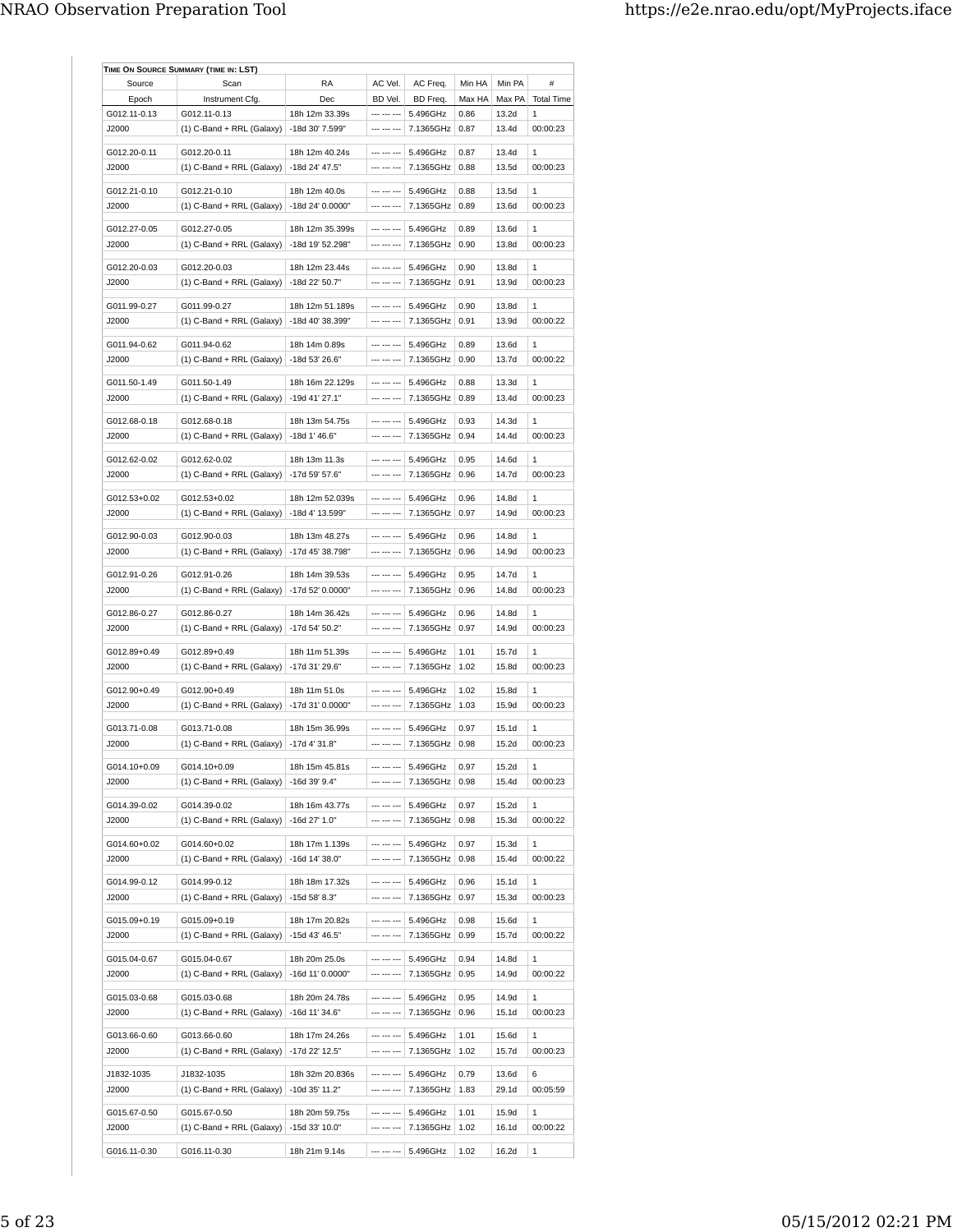**Time On Source Summary (time in: LST)**

| Source | Scan | RA | AC Vel. | AC Freq. | Min HA | Min PA | # |
|---|---|---|---|---|---|---|---|
| Epoch | Instrument Cfg. | Dec | BD Vel. | BD Freq. | Max HA | Max PA | Total Time |
| G012.11-0.13 | G012.11-0.13 | 18h 12m 33.39s | --- --- --- | 5.496GHz | 0.86 | 13.2d | 1 |
| J2000 | (1) C-Band + RRL (Galaxy) | -18d 30' 7.599" | --- --- --- | 7.1365GHz | 0.87 | 13.4d | 00:00:23 |
| G012.20-0.11 | G012.20-0.11 | 18h 12m 40.24s | --- --- --- | 5.496GHz | 0.87 | 13.4d | 1 |
| J2000 | (1) C-Band + RRL (Galaxy) | -18d 24' 47.5" | --- --- --- | 7.1365GHz | 0.88 | 13.5d | 00:00:23 |
| G012.21-0.10 | G012.21-0.10 | 18h 12m 40.0s | --- --- --- | 5.496GHz | 0.88 | 13.5d | 1 |
| J2000 | (1) C-Band + RRL (Galaxy) | -18d 24' 0.0000" | --- --- --- | 7.1365GHz | 0.89 | 13.6d | 00:00:23 |
| G012.27-0.05 | G012.27-0.05 | 18h 12m 35.399s | --- --- --- | 5.496GHz | 0.89 | 13.6d | 1 |
| J2000 | (1) C-Band + RRL (Galaxy) | -18d 19' 52.298" | --- --- --- | 7.1365GHz | 0.90 | 13.8d | 00:00:23 |
| G012.20-0.03 | G012.20-0.03 | 18h 12m 23.44s | --- --- --- | 5.496GHz | 0.90 | 13.8d | 1 |
| J2000 | (1) C-Band + RRL (Galaxy) | -18d 22' 50.7" | --- --- --- | 7.1365GHz | 0.91 | 13.9d | 00:00:23 |
| G011.99-0.27 | G011.99-0.27 | 18h 12m 51.189s | --- --- --- | 5.496GHz | 0.90 | 13.8d | 1 |
| J2000 | (1) C-Band + RRL (Galaxy) | -18d 40' 38.399" | --- --- --- | 7.1365GHz | 0.91 | 13.9d | 00:00:22 |
| G011.94-0.62 | G011.94-0.62 | 18h 14m 0.89s | --- --- --- | 5.496GHz | 0.89 | 13.6d | 1 |
| J2000 | (1) C-Band + RRL (Galaxy) | -18d 53' 26.6" | --- --- --- | 7.1365GHz | 0.90 | 13.7d | 00:00:22 |
| G011.50-1.49 | G011.50-1.49 | 18h 16m 22.129s | --- --- --- | 5.496GHz | 0.88 | 13.3d | 1 |
| J2000 | (1) C-Band + RRL (Galaxy) | -19d 41' 27.1" | --- --- --- | 7.1365GHz | 0.89 | 13.4d | 00:00:23 |
| G012.68-0.18 | G012.68-0.18 | 18h 13m 54.75s | --- --- --- | 5.496GHz | 0.93 | 14.3d | 1 |
| J2000 | (1) C-Band + RRL (Galaxy) | -18d 1' 46.6" | --- --- --- | 7.1365GHz | 0.94 | 14.4d | 00:00:23 |
| G012.62-0.02 | G012.62-0.02 | 18h 13m 11.3s | --- --- --- | 5.496GHz | 0.95 | 14.6d | 1 |
| J2000 | (1) C-Band + RRL (Galaxy) | -17d 59' 57.6" | --- --- --- | 7.1365GHz | 0.96 | 14.7d | 00:00:23 |
| G012.53+0.02 | G012.53+0.02 | 18h 12m 52.039s | --- --- --- | 5.496GHz | 0.96 | 14.8d | 1 |
| J2000 | (1) C-Band + RRL (Galaxy) | -18d 4' 13.599" | --- --- --- | 7.1365GHz | 0.97 | 14.9d | 00:00:23 |
| G012.90-0.03 | G012.90-0.03 | 18h 13m 48.27s | --- --- --- | 5.496GHz | 0.96 | 14.8d | 1 |
| J2000 | (1) C-Band + RRL (Galaxy) | -17d 45' 38.798" | --- --- --- | 7.1365GHz | 0.96 | 14.9d | 00:00:23 |
| G012.91-0.26 | G012.91-0.26 | 18h 14m 39.53s | --- --- --- | 5.496GHz | 0.95 | 14.7d | 1 |
| J2000 | (1) C-Band + RRL (Galaxy) | -17d 52' 0.0000" | --- --- --- | 7.1365GHz | 0.96 | 14.8d | 00:00:23 |
| G012.86-0.27 | G012.86-0.27 | 18h 14m 36.42s | --- --- --- | 5.496GHz | 0.96 | 14.8d | 1 |
| J2000 | (1) C-Band + RRL (Galaxy) | -17d 54' 50.2" | --- --- --- | 7.1365GHz | 0.97 | 14.9d | 00:00:23 |
| G012.89+0.49 | G012.89+0.49 | 18h 11m 51.39s | --- --- --- | 5.496GHz | 1.01 | 15.7d | 1 |
| J2000 | (1) C-Band + RRL (Galaxy) | -17d 31' 29.6" | --- --- --- | 7.1365GHz | 1.02 | 15.8d | 00:00:23 |
| G012.90+0.49 | G012.90+0.49 | 18h 11m 51.0s | --- --- --- | 5.496GHz | 1.02 | 15.8d | 1 |
| J2000 | (1) C-Band + RRL (Galaxy) | -17d 31' 0.0000" | --- --- --- | 7.1365GHz | 1.03 | 15.9d | 00:00:23 |
| G013.71-0.08 | G013.71-0.08 | 18h 15m 36.99s | --- --- --- | 5.496GHz | 0.97 | 15.1d | 1 |
| J2000 | (1) C-Band + RRL (Galaxy) | -17d 4' 31.8" | --- --- --- | 7.1365GHz | 0.98 | 15.2d | 00:00:23 |
| G014.10+0.09 | G014.10+0.09 | 18h 15m 45.81s | --- --- --- | 5.496GHz | 0.97 | 15.2d | 1 |
| J2000 | (1) C-Band + RRL (Galaxy) | -16d 39' 9.4" | --- --- --- | 7.1365GHz | 0.98 | 15.4d | 00:00:23 |
| G014.39-0.02 | G014.39-0.02 | 18h 16m 43.77s | --- --- --- | 5.496GHz | 0.97 | 15.2d | 1 |
| J2000 | (1) C-Band + RRL (Galaxy) | -16d 27' 1.0" | --- --- --- | 7.1365GHz | 0.98 | 15.3d | 00:00:22 |
| G014.60+0.02 | G014.60+0.02 | 18h 17m 1.139s | --- --- --- | 5.496GHz | 0.97 | 15.3d | 1 |
| J2000 | (1) C-Band + RRL (Galaxy) | -16d 14' 38.0" | --- --- --- | 7.1365GHz | 0.98 | 15.4d | 00:00:22 |
| G014.99-0.12 | G014.99-0.12 | 18h 18m 17.32s | --- --- --- | 5.496GHz | 0.96 | 15.1d | 1 |
| J2000 | (1) C-Band + RRL (Galaxy) | -15d 58' 8.3" | --- --- --- | 7.1365GHz | 0.97 | 15.3d | 00:00:23 |
| G015.09+0.19 | G015.09+0.19 | 18h 17m 20.82s | --- --- --- | 5.496GHz | 0.98 | 15.6d | 1 |
| J2000 | (1) C-Band + RRL (Galaxy) | -15d 43' 46.5" | --- --- --- | 7.1365GHz | 0.99 | 15.7d | 00:00:22 |
| G015.04-0.67 | G015.04-0.67 | 18h 20m 25.0s | --- --- --- | 5.496GHz | 0.94 | 14.8d | 1 |
| J2000 | (1) C-Band + RRL (Galaxy) | -16d 11' 0.0000" | --- --- --- | 7.1365GHz | 0.95 | 14.9d | 00:00:22 |
| G015.03-0.68 | G015.03-0.68 | 18h 20m 24.78s | --- --- --- | 5.496GHz | 0.95 | 14.9d | 1 |
| J2000 | (1) C-Band + RRL (Galaxy) | -16d 11' 34.6" | --- --- --- | 7.1365GHz | 0.96 | 15.1d | 00:00:23 |
| G013.66-0.60 | G013.66-0.60 | 18h 17m 24.26s | --- --- --- | 5.496GHz | 1.01 | 15.6d | 1 |
| J2000 | (1) C-Band + RRL (Galaxy) | -17d 22' 12.5" | --- --- --- | 7.1365GHz | 1.02 | 15.7d | 00:00:23 |
| J1832-1035 | J1832-1035 | 18h 32m 20.836s | --- --- --- | 5.496GHz | 0.79 | 13.6d | 6 |
| J2000 | (1) C-Band + RRL (Galaxy) | -10d 35' 11.2" | --- --- --- | 7.1365GHz | 1.83 | 29.1d | 00:05:59 |
| G015.67-0.50 | G015.67-0.50 | 18h 20m 59.75s | --- --- --- | 5.496GHz | 1.01 | 15.9d | 1 |
| J2000 | (1) C-Band + RRL (Galaxy) | -15d 33' 10.0" | --- --- --- | 7.1365GHz | 1.02 | 16.1d | 00:00:22 |
| G016.11-0.30 | G016.11-0.30 | 18h 21m 9.14s | --- --- --- | 5.496GHz | 1.02 | 16.2d | 1 |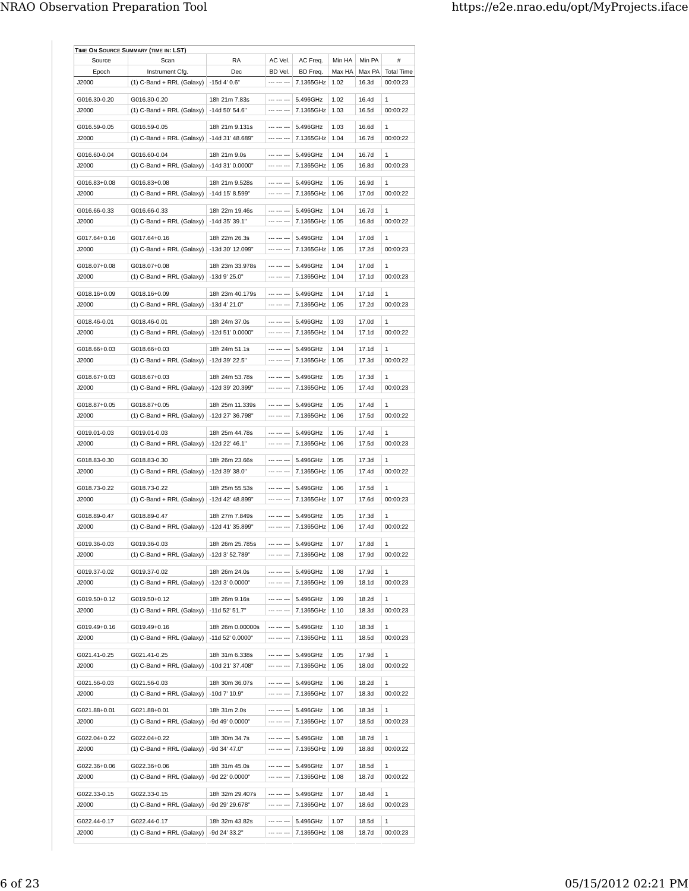| TIME ON SOURCE SUMMARY (TIME IN: LST) | | | | | | | |
|---|---|---|---|---|---|---|---|
| Source | Scan | RA | AC Vel. | AC Freq. | Min HA | Min PA | # |
| Epoch | Instrument Cfg. | Dec | BD Vel. | BD Freq. | Max HA | Max PA | Total Time |
| J2000 | (1) C-Band + RRL (Galaxy) | -15d 4' 0.6" | --- --- --- | 7.1365GHz | 1.02 | 16.3d | 00:00:23 |
| G016.30-0.20 | G016.30-0.20 | 18h 21m 7.83s | --- --- --- | 5.496GHz | 1.02 | 16.4d | 1 |
| J2000 | (1) C-Band + RRL (Galaxy) | -14d 50' 54.6" | --- --- --- | 7.1365GHz | 1.03 | 16.5d | 00:00:22 |
| G016.59-0.05 | G016.59-0.05 | 18h 21m 9.131s | --- --- --- | 5.496GHz | 1.03 | 16.6d | 1 |
| J2000 | (1) C-Band + RRL (Galaxy) | -14d 31' 48.689" | --- --- --- | 7.1365GHz | 1.04 | 16.7d | 00:00:22 |
| G016.60-0.04 | G016.60-0.04 | 18h 21m 9.0s | --- --- --- | 5.496GHz | 1.04 | 16.7d | 1 |
| J2000 | (1) C-Band + RRL (Galaxy) | -14d 31' 0.0000" | --- --- --- | 7.1365GHz | 1.05 | 16.8d | 00:00:23 |
| G016.83+0.08 | G016.83+0.08 | 18h 21m 9.528s | --- --- --- | 5.496GHz | 1.05 | 16.9d | 1 |
| J2000 | (1) C-Band + RRL (Galaxy) | -14d 15' 8.599" | --- --- --- | 7.1365GHz | 1.06 | 17.0d | 00:00:22 |
| G016.66-0.33 | G016.66-0.33 | 18h 22m 19.46s | --- --- --- | 5.496GHz | 1.04 | 16.7d | 1 |
| J2000 | (1) C-Band + RRL (Galaxy) | -14d 35' 39.1" | --- --- --- | 7.1365GHz | 1.05 | 16.8d | 00:00:22 |
| G017.64+0.16 | G017.64+0.16 | 18h 22m 26.3s | --- --- --- | 5.496GHz | 1.04 | 17.0d | 1 |
| J2000 | (1) C-Band + RRL (Galaxy) | -13d 30' 12.099" | --- --- --- | 7.1365GHz | 1.05 | 17.2d | 00:00:23 |
| G018.07+0.08 | G018.07+0.08 | 18h 23m 33.978s | --- --- --- | 5.496GHz | 1.04 | 17.0d | 1 |
| J2000 | (1) C-Band + RRL (Galaxy) | -13d 9' 25.0" | --- --- --- | 7.1365GHz | 1.04 | 17.1d | 00:00:23 |
| G018.16+0.09 | G018.16+0.09 | 18h 23m 40.179s | --- --- --- | 5.496GHz | 1.04 | 17.1d | 1 |
| J2000 | (1) C-Band + RRL (Galaxy) | -13d 4' 21.0" | --- --- --- | 7.1365GHz | 1.05 | 17.2d | 00:00:23 |
| G018.46-0.01 | G018.46-0.01 | 18h 24m 37.0s | --- --- --- | 5.496GHz | 1.03 | 17.0d | 1 |
| J2000 | (1) C-Band + RRL (Galaxy) | -12d 51' 0.0000" | --- --- --- | 7.1365GHz | 1.04 | 17.1d | 00:00:22 |
| G018.66+0.03 | G018.66+0.03 | 18h 24m 51.1s | --- --- --- | 5.496GHz | 1.04 | 17.1d | 1 |
| J2000 | (1) C-Band + RRL (Galaxy) | -12d 39' 22.5" | --- --- --- | 7.1365GHz | 1.05 | 17.3d | 00:00:22 |
| G018.67+0.03 | G018.67+0.03 | 18h 24m 53.78s | --- --- --- | 5.496GHz | 1.05 | 17.3d | 1 |
| J2000 | (1) C-Band + RRL (Galaxy) | -12d 39' 20.399" | --- --- --- | 7.1365GHz | 1.05 | 17.4d | 00:00:23 |
| G018.87+0.05 | G018.87+0.05 | 18h 25m 11.339s | --- --- --- | 5.496GHz | 1.05 | 17.4d | 1 |
| J2000 | (1) C-Band + RRL (Galaxy) | -12d 27' 36.798" | --- --- --- | 7.1365GHz | 1.06 | 17.5d | 00:00:22 |
| G019.01-0.03 | G019.01-0.03 | 18h 25m 44.78s | --- --- --- | 5.496GHz | 1.05 | 17.4d | 1 |
| J2000 | (1) C-Band + RRL (Galaxy) | -12d 22' 46.1" | --- --- --- | 7.1365GHz | 1.06 | 17.5d | 00:00:23 |
| G018.83-0.30 | G018.83-0.30 | 18h 26m 23.66s | --- --- --- | 5.496GHz | 1.05 | 17.3d | 1 |
| J2000 | (1) C-Band + RRL (Galaxy) | -12d 39' 38.0" | --- --- --- | 7.1365GHz | 1.05 | 17.4d | 00:00:22 |
| G018.73-0.22 | G018.73-0.22 | 18h 25m 55.53s | --- --- --- | 5.496GHz | 1.06 | 17.5d | 1 |
| J2000 | (1) C-Band + RRL (Galaxy) | -12d 42' 48.899" | --- --- --- | 7.1365GHz | 1.07 | 17.6d | 00:00:23 |
| G018.89-0.47 | G018.89-0.47 | 18h 27m 7.849s | --- --- --- | 5.496GHz | 1.05 | 17.3d | 1 |
| J2000 | (1) C-Band + RRL (Galaxy) | -12d 41' 35.899" | --- --- --- | 7.1365GHz | 1.06 | 17.4d | 00:00:22 |
| G019.36-0.03 | G019.36-0.03 | 18h 26m 25.785s | --- --- --- | 5.496GHz | 1.07 | 17.8d | 1 |
| J2000 | (1) C-Band + RRL (Galaxy) | -12d 3' 52.789" | --- --- --- | 7.1365GHz | 1.08 | 17.9d | 00:00:22 |
| G019.37-0.02 | G019.37-0.02 | 18h 26m 24.0s | --- --- --- | 5.496GHz | 1.08 | 17.9d | 1 |
| J2000 | (1) C-Band + RRL (Galaxy) | -12d 3' 0.0000" | --- --- --- | 7.1365GHz | 1.09 | 18.1d | 00:00:23 |
| G019.50+0.12 | G019.50+0.12 | 18h 26m 9.16s | --- --- --- | 5.496GHz | 1.09 | 18.2d | 1 |
| J2000 | (1) C-Band + RRL (Galaxy) | -11d 52' 51.7" | --- --- --- | 7.1365GHz | 1.10 | 18.3d | 00:00:23 |
| G019.49+0.16 | G019.49+0.16 | 18h 26m 0.00000s | --- --- --- | 5.496GHz | 1.10 | 18.3d | 1 |
| J2000 | (1) C-Band + RRL (Galaxy) | -11d 52' 0.0000" | --- --- --- | 7.1365GHz | 1.11 | 18.5d | 00:00:23 |
| G021.41-0.25 | G021.41-0.25 | 18h 31m 6.338s | --- --- --- | 5.496GHz | 1.05 | 17.9d | 1 |
| J2000 | (1) C-Band + RRL (Galaxy) | -10d 21' 37.408" | --- --- --- | 7.1365GHz | 1.05 | 18.0d | 00:00:22 |
| G021.56-0.03 | G021.56-0.03 | 18h 30m 36.07s | --- --- --- | 5.496GHz | 1.06 | 18.2d | 1 |
| J2000 | (1) C-Band + RRL (Galaxy) | -10d 7' 10.9" | --- --- --- | 7.1365GHz | 1.07 | 18.3d | 00:00:22 |
| G021.88+0.01 | G021.88+0.01 | 18h 31m 2.0s | --- --- --- | 5.496GHz | 1.06 | 18.3d | 1 |
| J2000 | (1) C-Band + RRL (Galaxy) | -9d 49' 0.0000" | --- --- --- | 7.1365GHz | 1.07 | 18.5d | 00:00:23 |
| G022.04+0.22 | G022.04+0.22 | 18h 30m 34.7s | --- --- --- | 5.496GHz | 1.08 | 18.7d | 1 |
| J2000 | (1) C-Band + RRL (Galaxy) | -9d 34' 47.0" | --- --- --- | 7.1365GHz | 1.09 | 18.8d | 00:00:22 |
| G022.36+0.06 | G022.36+0.06 | 18h 31m 45.0s | --- --- --- | 5.496GHz | 1.07 | 18.5d | 1 |
| J2000 | (1) C-Band + RRL (Galaxy) | -9d 22' 0.0000" | --- --- --- | 7.1365GHz | 1.08 | 18.7d | 00:00:22 |
| G022.33-0.15 | G022.33-0.15 | 18h 32m 29.407s | --- --- --- | 5.496GHz | 1.07 | 18.4d | 1 |
| J2000 | (1) C-Band + RRL (Galaxy) | -9d 29' 29.678" | --- --- --- | 7.1365GHz | 1.07 | 18.6d | 00:00:23 |
| G022.44-0.17 | G022.44-0.17 | 18h 32m 43.82s | --- --- --- | 5.496GHz | 1.07 | 18.5d | 1 |
| J2000 | (1) C-Band + RRL (Galaxy) | -9d 24' 33.2" | --- --- --- | 7.1365GHz | 1.08 | 18.7d | 00:00:23 |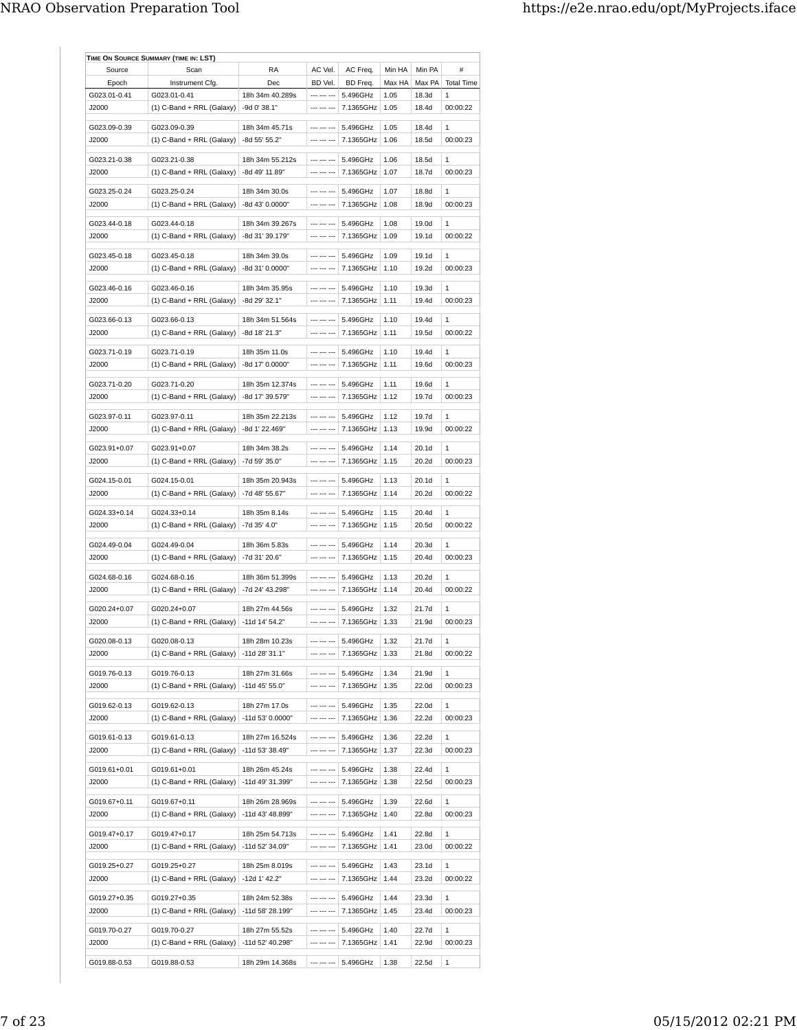**Time On Source Summary (time in: LST)**

| Source | Scan | RA | AC Vel. | AC Freq. | Min HA | Min PA | # |
|---|---|---|---|---|---|---|---|
| Epoch | Instrument Cfg. | Dec | BD Vel. | BD Freq. | Max HA | Max PA | Total Time |
| G023.01-0.41 | G023.01-0.41 | 18h 34m 40.289s | --- --- --- | 5.496GHz | 1.05 | 18.3d | 1 |
| J2000 | (1) C-Band + RRL (Galaxy) | -9d 0' 38.1" | --- --- --- | 7.1365GHz | 1.05 | 18.4d | 00:00:22 |
| G023.09-0.39 | G023.09-0.39 | 18h 34m 45.71s | --- --- --- | 5.496GHz | 1.05 | 18.4d | 1 |
| J2000 | (1) C-Band + RRL (Galaxy) | -8d 55' 55.2" | --- --- --- | 7.1365GHz | 1.06 | 18.5d | 00:00:23 |
| G023.21-0.38 | G023.21-0.38 | 18h 34m 55.212s | --- --- --- | 5.496GHz | 1.06 | 18.5d | 1 |
| J2000 | (1) C-Band + RRL (Galaxy) | -8d 49' 11.89" | --- --- --- | 7.1365GHz | 1.07 | 18.7d | 00:00:23 |
| G023.25-0.24 | G023.25-0.24 | 18h 34m 30.0s | --- --- --- | 5.496GHz | 1.07 | 18.8d | 1 |
| J2000 | (1) C-Band + RRL (Galaxy) | -8d 43' 0.0000" | --- --- --- | 7.1365GHz | 1.08 | 18.9d | 00:00:23 |
| G023.44-0.18 | G023.44-0.18 | 18h 34m 39.267s | --- --- --- | 5.496GHz | 1.08 | 19.0d | 1 |
| J2000 | (1) C-Band + RRL (Galaxy) | -8d 31' 39.179" | --- --- --- | 7.1365GHz | 1.09 | 19.1d | 00:00:22 |
| G023.45-0.18 | G023.45-0.18 | 18h 34m 39.0s | --- --- --- | 5.496GHz | 1.09 | 19.1d | 1 |
| J2000 | (1) C-Band + RRL (Galaxy) | -8d 31' 0.0000" | --- --- --- | 7.1365GHz | 1.10 | 19.2d | 00:00:23 |
| G023.46-0.16 | G023.46-0.16 | 18h 34m 35.95s | --- --- --- | 5.496GHz | 1.10 | 19.3d | 1 |
| J2000 | (1) C-Band + RRL (Galaxy) | -8d 29' 32.1" | --- --- --- | 7.1365GHz | 1.11 | 19.4d | 00:00:23 |
| G023.66-0.13 | G023.66-0.13 | 18h 34m 51.564s | --- --- --- | 5.496GHz | 1.10 | 19.4d | 1 |
| J2000 | (1) C-Band + RRL (Galaxy) | -8d 18' 21.3" | --- --- --- | 7.1365GHz | 1.11 | 19.5d | 00:00:22 |
| G023.71-0.19 | G023.71-0.19 | 18h 35m 11.0s | --- --- --- | 5.496GHz | 1.10 | 19.4d | 1 |
| J2000 | (1) C-Band + RRL (Galaxy) | -8d 17' 0.0000" | --- --- --- | 7.1365GHz | 1.11 | 19.6d | 00:00:23 |
| G023.71-0.20 | G023.71-0.20 | 18h 35m 12.374s | --- --- --- | 5.496GHz | 1.11 | 19.6d | 1 |
| J2000 | (1) C-Band + RRL (Galaxy) | -8d 17' 39.579" | --- --- --- | 7.1365GHz | 1.12 | 19.7d | 00:00:23 |
| G023.97-0.11 | G023.97-0.11 | 18h 35m 22.213s | --- --- --- | 5.496GHz | 1.12 | 19.7d | 1 |
| J2000 | (1) C-Band + RRL (Galaxy) | -8d 1' 22.469" | --- --- --- | 7.1365GHz | 1.13 | 19.9d | 00:00:22 |
| G023.91+0.07 | G023.91+0.07 | 18h 34m 38.2s | --- --- --- | 5.496GHz | 1.14 | 20.1d | 1 |
| J2000 | (1) C-Band + RRL (Galaxy) | -7d 59' 35.0" | --- --- --- | 7.1365GHz | 1.15 | 20.2d | 00:00:23 |
| G024.15-0.01 | G024.15-0.01 | 18h 35m 20.943s | --- --- --- | 5.496GHz | 1.13 | 20.1d | 1 |
| J2000 | (1) C-Band + RRL (Galaxy) | -7d 48' 55.67" | --- --- --- | 7.1365GHz | 1.14 | 20.2d | 00:00:22 |
| G024.33+0.14 | G024.33+0.14 | 18h 35m 8.14s | --- --- --- | 5.496GHz | 1.15 | 20.4d | 1 |
| J2000 | (1) C-Band + RRL (Galaxy) | -7d 35' 4.0" | --- --- --- | 7.1365GHz | 1.15 | 20.5d | 00:00:22 |
| G024.49-0.04 | G024.49-0.04 | 18h 36m 5.83s | --- --- --- | 5.496GHz | 1.14 | 20.3d | 1 |
| J2000 | (1) C-Band + RRL (Galaxy) | -7d 31' 20.6" | --- --- --- | 7.1365GHz | 1.15 | 20.4d | 00:00:23 |
| G024.68-0.16 | G024.68-0.16 | 18h 36m 51.399s | --- --- --- | 5.496GHz | 1.13 | 20.2d | 1 |
| J2000 | (1) C-Band + RRL (Galaxy) | -7d 24' 43.298" | --- --- --- | 7.1365GHz | 1.14 | 20.4d | 00:00:22 |
| G020.24+0.07 | G020.24+0.07 | 18h 27m 44.56s | --- --- --- | 5.496GHz | 1.32 | 21.7d | 1 |
| J2000 | (1) C-Band + RRL (Galaxy) | -11d 14' 54.2" | --- --- --- | 7.1365GHz | 1.33 | 21.9d | 00:00:23 |
| G020.08-0.13 | G020.08-0.13 | 18h 28m 10.23s | --- --- --- | 5.496GHz | 1.32 | 21.7d | 1 |
| J2000 | (1) C-Band + RRL (Galaxy) | -11d 28' 31.1" | --- --- --- | 7.1365GHz | 1.33 | 21.8d | 00:00:22 |
| G019.76-0.13 | G019.76-0.13 | 18h 27m 31.66s | --- --- --- | 5.496GHz | 1.34 | 21.9d | 1 |
| J2000 | (1) C-Band + RRL (Galaxy) | -11d 45' 55.0" | --- --- --- | 7.1365GHz | 1.35 | 22.0d | 00:00:23 |
| G019.62-0.13 | G019.62-0.13 | 18h 27m 17.0s | --- --- --- | 5.496GHz | 1.35 | 22.0d | 1 |
| J2000 | (1) C-Band + RRL (Galaxy) | -11d 53' 0.0000" | --- --- --- | 7.1365GHz | 1.36 | 22.2d | 00:00:23 |
| G019.61-0.13 | G019.61-0.13 | 18h 27m 16.524s | --- --- --- | 5.496GHz | 1.36 | 22.2d | 1 |
| J2000 | (1) C-Band + RRL (Galaxy) | -11d 53' 38.49" | --- --- --- | 7.1365GHz | 1.37 | 22.3d | 00:00:23 |
| G019.61+0.01 | G019.61+0.01 | 18h 26m 45.24s | --- --- --- | 5.496GHz | 1.38 | 22.4d | 1 |
| J2000 | (1) C-Band + RRL (Galaxy) | -11d 49' 31.399" | --- --- --- | 7.1365GHz | 1.38 | 22.5d | 00:00:23 |
| G019.67+0.11 | G019.67+0.11 | 18h 26m 28.969s | --- --- --- | 5.496GHz | 1.39 | 22.6d | 1 |
| J2000 | (1) C-Band + RRL (Galaxy) | -11d 43' 48.899" | --- --- --- | 7.1365GHz | 1.40 | 22.8d | 00:00:23 |
| G019.47+0.17 | G019.47+0.17 | 18h 25m 54.713s | --- --- --- | 5.496GHz | 1.41 | 22.8d | 1 |
| J2000 | (1) C-Band + RRL (Galaxy) | -11d 52' 34.09" | --- --- --- | 7.1365GHz | 1.41 | 23.0d | 00:00:22 |
| G019.25+0.27 | G019.25+0.27 | 18h 25m 8.019s | --- --- --- | 5.496GHz | 1.43 | 23.1d | 1 |
| J2000 | (1) C-Band + RRL (Galaxy) | -12d 1' 42.2" | --- --- --- | 7.1365GHz | 1.44 | 23.2d | 00:00:22 |
| G019.27+0.35 | G019.27+0.35 | 18h 24m 52.38s | --- --- --- | 5.496GHz | 1.44 | 23.3d | 1 |
| J2000 | (1) C-Band + RRL (Galaxy) | -11d 58' 28.199" | --- --- --- | 7.1365GHz | 1.45 | 23.4d | 00:00:23 |
| G019.70-0.27 | G019.70-0.27 | 18h 27m 55.52s | --- --- --- | 5.496GHz | 1.40 | 22.7d | 1 |
| J2000 | (1) C-Band + RRL (Galaxy) | -11d 52' 40.298" | --- --- --- | 7.1365GHz | 1.41 | 22.9d | 00:00:23 |
| G019.88-0.53 | G019.88-0.53 | 18h 29m 14.368s | --- --- --- | 5.496GHz | 1.38 | 22.5d | 1 |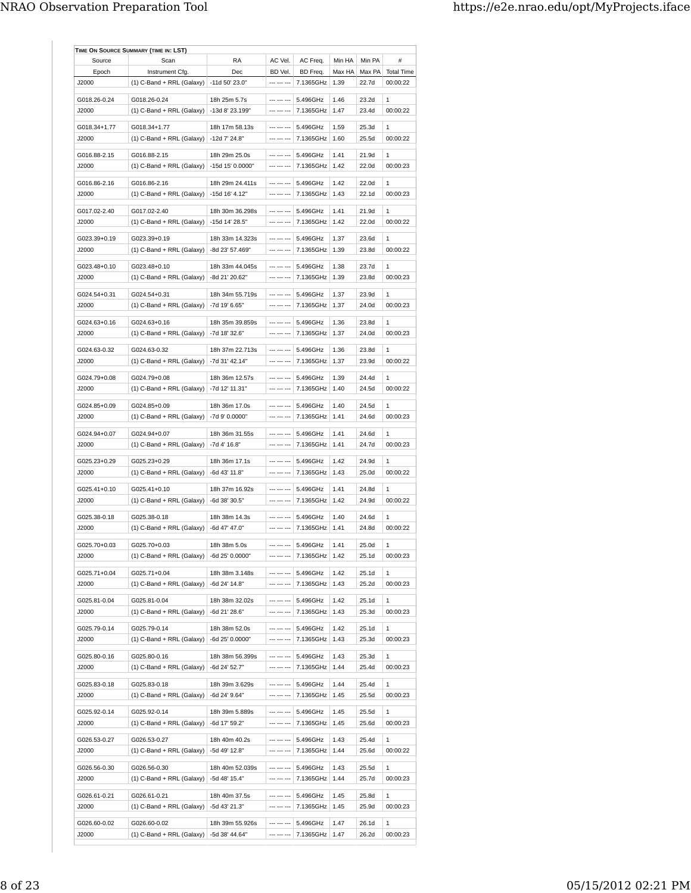**Time On Source Summary (time in: LST)**

| Source | Scan | RA | AC Vel. | AC Freq. | Min HA | Min PA | # |
|---|---|---|---|---|---|---|---|
| Epoch | Instrument Cfg. | Dec | BD Vel. | BD Freq. | Max HA | Max PA | Total Time |
| J2000 | (1) C-Band + RRL (Galaxy) | -11d 50' 23.0" | --- --- --- | 7.1365GHz | 1.39 | 22.7d | 00:00:22 |
| G018.26-0.24 | G018.26-0.24 | 18h 25m 5.7s | --- --- --- | 5.496GHz | 1.46 | 23.2d | 1 |
| J2000 | (1) C-Band + RRL (Galaxy) | -13d 8' 23.199" | --- --- --- | 7.1365GHz | 1.47 | 23.4d | 00:00:22 |
| G018.34+1.77 | G018.34+1.77 | 18h 17m 58.13s | --- --- --- | 5.496GHz | 1.59 | 25.3d | 1 |
| J2000 | (1) C-Band + RRL (Galaxy) | -12d 7' 24.8" | --- --- --- | 7.1365GHz | 1.60 | 25.5d | 00:00:22 |
| G016.88-2.15 | G016.88-2.15 | 18h 29m 25.0s | --- --- --- | 5.496GHz | 1.41 | 21.9d | 1 |
| J2000 | (1) C-Band + RRL (Galaxy) | -15d 15' 0.0000" | --- --- --- | 7.1365GHz | 1.42 | 22.0d | 00:00:23 |
| G016.86-2.16 | G016.86-2.16 | 18h 29m 24.411s | --- --- --- | 5.496GHz | 1.42 | 22.0d | 1 |
| J2000 | (1) C-Band + RRL (Galaxy) | -15d 16' 4.12" | --- --- --- | 7.1365GHz | 1.43 | 22.1d | 00:00:23 |
| G017.02-2.40 | G017.02-2.40 | 18h 30m 36.298s | --- --- --- | 5.496GHz | 1.41 | 21.9d | 1 |
| J2000 | (1) C-Band + RRL (Galaxy) | -15d 14' 28.5" | --- --- --- | 7.1365GHz | 1.42 | 22.0d | 00:00:22 |
| G023.39+0.19 | G023.39+0.19 | 18h 33m 14.323s | --- --- --- | 5.496GHz | 1.37 | 23.6d | 1 |
| J2000 | (1) C-Band + RRL (Galaxy) | -8d 23' 57.469" | --- --- --- | 7.1365GHz | 1.39 | 23.8d | 00:00:22 |
| G023.48+0.10 | G023.48+0.10 | 18h 33m 44.045s | --- --- --- | 5.496GHz | 1.38 | 23.7d | 1 |
| J2000 | (1) C-Band + RRL (Galaxy) | -8d 21' 20.62" | --- --- --- | 7.1365GHz | 1.39 | 23.8d | 00:00:23 |
| G024.54+0.31 | G024.54+0.31 | 18h 34m 55.719s | --- --- --- | 5.496GHz | 1.37 | 23.9d | 1 |
| J2000 | (1) C-Band + RRL (Galaxy) | -7d 19' 6.65" | --- --- --- | 7.1365GHz | 1.37 | 24.0d | 00:00:23 |
| G024.63+0.16 | G024.63+0.16 | 18h 35m 39.859s | --- --- --- | 5.496GHz | 1.36 | 23.8d | 1 |
| J2000 | (1) C-Band + RRL (Galaxy) | -7d 18' 32.6" | --- --- --- | 7.1365GHz | 1.37 | 24.0d | 00:00:23 |
| G024.63-0.32 | G024.63-0.32 | 18h 37m 22.713s | --- --- --- | 5.496GHz | 1.36 | 23.8d | 1 |
| J2000 | (1) C-Band + RRL (Galaxy) | -7d 31' 42.14" | --- --- --- | 7.1365GHz | 1.37 | 23.9d | 00:00:22 |
| G024.79+0.08 | G024.79+0.08 | 18h 36m 12.57s | --- --- --- | 5.496GHz | 1.39 | 24.4d | 1 |
| J2000 | (1) C-Band + RRL (Galaxy) | -7d 12' 11.31" | --- --- --- | 7.1365GHz | 1.40 | 24.5d | 00:00:22 |
| G024.85+0.09 | G024.85+0.09 | 18h 36m 17.0s | --- --- --- | 5.496GHz | 1.40 | 24.5d | 1 |
| J2000 | (1) C-Band + RRL (Galaxy) | -7d 9' 0.0000" | --- --- --- | 7.1365GHz | 1.41 | 24.6d | 00:00:23 |
| G024.94+0.07 | G024.94+0.07 | 18h 36m 31.55s | --- --- --- | 5.496GHz | 1.41 | 24.6d | 1 |
| J2000 | (1) C-Band + RRL (Galaxy) | -7d 4' 16.8" | --- --- --- | 7.1365GHz | 1.41 | 24.7d | 00:00:23 |
| G025.23+0.29 | G025.23+0.29 | 18h 36m 17.1s | --- --- --- | 5.496GHz | 1.42 | 24.9d | 1 |
| J2000 | (1) C-Band + RRL (Galaxy) | -6d 43' 11.8" | --- --- --- | 7.1365GHz | 1.43 | 25.0d | 00:00:22 |
| G025.41+0.10 | G025.41+0.10 | 18h 37m 16.92s | --- --- --- | 5.496GHz | 1.41 | 24.8d | 1 |
| J2000 | (1) C-Band + RRL (Galaxy) | -6d 38' 30.5" | --- --- --- | 7.1365GHz | 1.42 | 24.9d | 00:00:22 |
| G025.38-0.18 | G025.38-0.18 | 18h 38m 14.3s | --- --- --- | 5.496GHz | 1.40 | 24.6d | 1 |
| J2000 | (1) C-Band + RRL (Galaxy) | -6d 47' 47.0" | --- --- --- | 7.1365GHz | 1.41 | 24.8d | 00:00:22 |
| G025.70+0.03 | G025.70+0.03 | 18h 38m 5.0s | --- --- --- | 5.496GHz | 1.41 | 25.0d | 1 |
| J2000 | (1) C-Band + RRL (Galaxy) | -6d 25' 0.0000" | --- --- --- | 7.1365GHz | 1.42 | 25.1d | 00:00:23 |
| G025.71+0.04 | G025.71+0.04 | 18h 38m 3.148s | --- --- --- | 5.496GHz | 1.42 | 25.1d | 1 |
| J2000 | (1) C-Band + RRL (Galaxy) | -6d 24' 14.8" | --- --- --- | 7.1365GHz | 1.43 | 25.2d | 00:00:23 |
| G025.81-0.04 | G025.81-0.04 | 18h 38m 32.02s | --- --- --- | 5.496GHz | 1.42 | 25.1d | 1 |
| J2000 | (1) C-Band + RRL (Galaxy) | -6d 21' 28.6" | --- --- --- | 7.1365GHz | 1.43 | 25.3d | 00:00:23 |
| G025.79-0.14 | G025.79-0.14 | 18h 38m 52.0s | --- --- --- | 5.496GHz | 1.42 | 25.1d | 1 |
| J2000 | (1) C-Band + RRL (Galaxy) | -6d 25' 0.0000" | --- --- --- | 7.1365GHz | 1.43 | 25.3d | 00:00:23 |
| G025.80-0.16 | G025.80-0.16 | 18h 38m 56.399s | --- --- --- | 5.496GHz | 1.43 | 25.3d | 1 |
| J2000 | (1) C-Band + RRL (Galaxy) | -6d 24' 52.7" | --- --- --- | 7.1365GHz | 1.44 | 25.4d | 00:00:23 |
| G025.83-0.18 | G025.83-0.18 | 18h 39m 3.629s | --- --- --- | 5.496GHz | 1.44 | 25.4d | 1 |
| J2000 | (1) C-Band + RRL (Galaxy) | -6d 24' 9.64" | --- --- --- | 7.1365GHz | 1.45 | 25.5d | 00:00:23 |
| G025.92-0.14 | G025.92-0.14 | 18h 39m 5.889s | --- --- --- | 5.496GHz | 1.45 | 25.5d | 1 |
| J2000 | (1) C-Band + RRL (Galaxy) | -6d 17' 59.2" | --- --- --- | 7.1365GHz | 1.45 | 25.6d | 00:00:23 |
| G026.53-0.27 | G026.53-0.27 | 18h 40m 40.2s | --- --- --- | 5.496GHz | 1.43 | 25.4d | 1 |
| J2000 | (1) C-Band + RRL (Galaxy) | -5d 49' 12.8" | --- --- --- | 7.1365GHz | 1.44 | 25.6d | 00:00:22 |
| G026.56-0.30 | G026.56-0.30 | 18h 40m 52.039s | --- --- --- | 5.496GHz | 1.43 | 25.5d | 1 |
| J2000 | (1) C-Band + RRL (Galaxy) | -5d 48' 15.4" | --- --- --- | 7.1365GHz | 1.44 | 25.7d | 00:00:23 |
| G026.61-0.21 | G026.61-0.21 | 18h 40m 37.5s | --- --- --- | 5.496GHz | 1.45 | 25.8d | 1 |
| J2000 | (1) C-Band + RRL (Galaxy) | -5d 43' 21.3" | --- --- --- | 7.1365GHz | 1.45 | 25.9d | 00:00:23 |
| G026.60-0.02 | G026.60-0.02 | 18h 39m 55.926s | --- --- --- | 5.496GHz | 1.47 | 26.1d | 1 |
| J2000 | (1) C-Band + RRL (Galaxy) | -5d 38' 44.64" | --- --- --- | 7.1365GHz | 1.47 | 26.2d | 00:00:23 |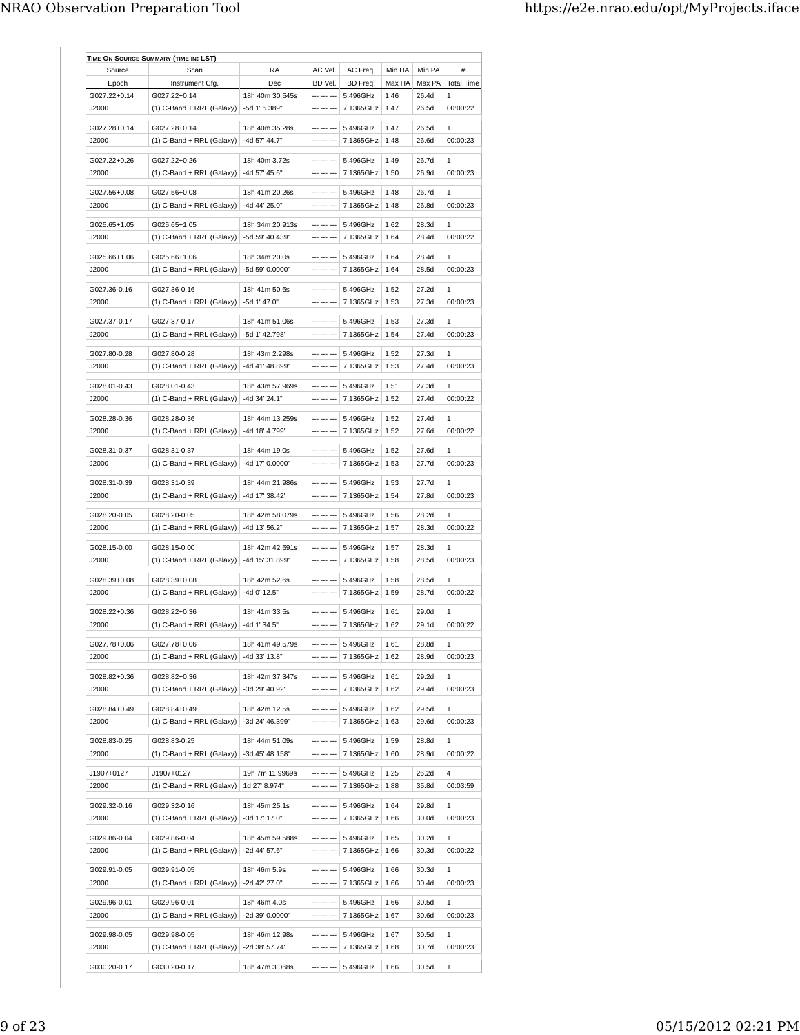**Time On Source Summary (time in: LST)**

| Source | Scan | RA | AC Vel. | AC Freq. | Min HA | Min PA | # |
|---|---|---|---|---|---|---|---|
| Epoch | Instrument Cfg. | Dec | BD Vel. | BD Freq. | Max HA | Max PA | Total Time |
| G027.22+0.14 | G027.22+0.14 | 18h 40m 30.545s | --- --- --- | 5.496GHz | 1.46 | 26.4d | 1 |
| J2000 | (1) C-Band + RRL (Galaxy) | -5d 1' 5.389" | --- --- --- | 7.1365GHz | 1.47 | 26.5d | 00:00:22 |
| G027.28+0.14 | G027.28+0.14 | 18h 40m 35.28s | --- --- --- | 5.496GHz | 1.47 | 26.5d | 1 |
| J2000 | (1) C-Band + RRL (Galaxy) | -4d 57' 44.7" | --- --- --- | 7.1365GHz | 1.48 | 26.6d | 00:00:23 |
| G027.22+0.26 | G027.22+0.26 | 18h 40m 3.72s | --- --- --- | 5.496GHz | 1.49 | 26.7d | 1 |
| J2000 | (1) C-Band + RRL (Galaxy) | -4d 57' 45.6" | --- --- --- | 7.1365GHz | 1.50 | 26.9d | 00:00:23 |
| G027.56+0.08 | G027.56+0.08 | 18h 41m 20.26s | --- --- --- | 5.496GHz | 1.48 | 26.7d | 1 |
| J2000 | (1) C-Band + RRL (Galaxy) | -4d 44' 25.0" | --- --- --- | 7.1365GHz | 1.48 | 26.8d | 00:00:23 |
| G025.65+1.05 | G025.65+1.05 | 18h 34m 20.913s | --- --- --- | 5.496GHz | 1.62 | 28.3d | 1 |
| J2000 | (1) C-Band + RRL (Galaxy) | -5d 59' 40.439" | --- --- --- | 7.1365GHz | 1.64 | 28.4d | 00:00:22 |
| G025.66+1.06 | G025.66+1.06 | 18h 34m 20.0s | --- --- --- | 5.496GHz | 1.64 | 28.4d | 1 |
| J2000 | (1) C-Band + RRL (Galaxy) | -5d 59' 0.0000" | --- --- --- | 7.1365GHz | 1.64 | 28.5d | 00:00:23 |
| G027.36-0.16 | G027.36-0.16 | 18h 41m 50.6s | --- --- --- | 5.496GHz | 1.52 | 27.2d | 1 |
| J2000 | (1) C-Band + RRL (Galaxy) | -5d 1' 47.0" | --- --- --- | 7.1365GHz | 1.53 | 27.3d | 00:00:23 |
| G027.37-0.17 | G027.37-0.17 | 18h 41m 51.06s | --- --- --- | 5.496GHz | 1.53 | 27.3d | 1 |
| J2000 | (1) C-Band + RRL (Galaxy) | -5d 1' 42.798" | --- --- --- | 7.1365GHz | 1.54 | 27.4d | 00:00:23 |
| G027.80-0.28 | G027.80-0.28 | 18h 43m 2.298s | --- --- --- | 5.496GHz | 1.52 | 27.3d | 1 |
| J2000 | (1) C-Band + RRL (Galaxy) | -4d 41' 48.899" | --- --- --- | 7.1365GHz | 1.53 | 27.4d | 00:00:23 |
| G028.01-0.43 | G028.01-0.43 | 18h 43m 57.969s | --- --- --- | 5.496GHz | 1.51 | 27.3d | 1 |
| J2000 | (1) C-Band + RRL (Galaxy) | -4d 34' 24.1" | --- --- --- | 7.1365GHz | 1.52 | 27.4d | 00:00:22 |
| G028.28-0.36 | G028.28-0.36 | 18h 44m 13.259s | --- --- --- | 5.496GHz | 1.52 | 27.4d | 1 |
| J2000 | (1) C-Band + RRL (Galaxy) | -4d 18' 4.799" | --- --- --- | 7.1365GHz | 1.52 | 27.6d | 00:00:22 |
| G028.31-0.37 | G028.31-0.37 | 18h 44m 19.0s | --- --- --- | 5.496GHz | 1.52 | 27.6d | 1 |
| J2000 | (1) C-Band + RRL (Galaxy) | -4d 17' 0.0000" | --- --- --- | 7.1365GHz | 1.53 | 27.7d | 00:00:23 |
| G028.31-0.39 | G028.31-0.39 | 18h 44m 21.986s | --- --- --- | 5.496GHz | 1.53 | 27.7d | 1 |
| J2000 | (1) C-Band + RRL (Galaxy) | -4d 17' 38.42" | --- --- --- | 7.1365GHz | 1.54 | 27.8d | 00:00:23 |
| G028.20-0.05 | G028.20-0.05 | 18h 42m 58.079s | --- --- --- | 5.496GHz | 1.56 | 28.2d | 1 |
| J2000 | (1) C-Band + RRL (Galaxy) | -4d 13' 56.2" | --- --- --- | 7.1365GHz | 1.57 | 28.3d | 00:00:22 |
| G028.15-0.00 | G028.15-0.00 | 18h 42m 42.591s | --- --- --- | 5.496GHz | 1.57 | 28.3d | 1 |
| J2000 | (1) C-Band + RRL (Galaxy) | -4d 15' 31.899" | --- --- --- | 7.1365GHz | 1.58 | 28.5d | 00:00:23 |
| G028.39+0.08 | G028.39+0.08 | 18h 42m 52.6s | --- --- --- | 5.496GHz | 1.58 | 28.5d | 1 |
| J2000 | (1) C-Band + RRL (Galaxy) | -4d 0' 12.5" | --- --- --- | 7.1365GHz | 1.59 | 28.7d | 00:00:22 |
| G028.22+0.36 | G028.22+0.36 | 18h 41m 33.5s | --- --- --- | 5.496GHz | 1.61 | 29.0d | 1 |
| J2000 | (1) C-Band + RRL (Galaxy) | -4d 1' 34.5" | --- --- --- | 7.1365GHz | 1.62 | 29.1d | 00:00:22 |
| G027.78+0.06 | G027.78+0.06 | 18h 41m 49.579s | --- --- --- | 5.496GHz | 1.61 | 28.8d | 1 |
| J2000 | (1) C-Band + RRL (Galaxy) | -4d 33' 13.8" | --- --- --- | 7.1365GHz | 1.62 | 28.9d | 00:00:23 |
| G028.82+0.36 | G028.82+0.36 | 18h 42m 37.347s | --- --- --- | 5.496GHz | 1.61 | 29.2d | 1 |
| J2000 | (1) C-Band + RRL (Galaxy) | -3d 29' 40.92" | --- --- --- | 7.1365GHz | 1.62 | 29.4d | 00:00:23 |
| G028.84+0.49 | G028.84+0.49 | 18h 42m 12.5s | --- --- --- | 5.496GHz | 1.62 | 29.5d | 1 |
| J2000 | (1) C-Band + RRL (Galaxy) | -3d 24' 46.399" | --- --- --- | 7.1365GHz | 1.63 | 29.6d | 00:00:23 |
| G028.83-0.25 | G028.83-0.25 | 18h 44m 51.09s | --- --- --- | 5.496GHz | 1.59 | 28.8d | 1 |
| J2000 | (1) C-Band + RRL (Galaxy) | -3d 45' 48.158" | --- --- --- | 7.1365GHz | 1.60 | 28.9d | 00:00:22 |
| J1907+0127 | J1907+0127 | 19h 7m 11.9969s | --- --- --- | 5.496GHz | 1.25 | 26.2d | 4 |
| J2000 | (1) C-Band + RRL (Galaxy) | 1d 27' 8.974" | --- --- --- | 7.1365GHz | 1.88 | 35.8d | 00:03:59 |
| G029.32-0.16 | G029.32-0.16 | 18h 45m 25.1s | --- --- --- | 5.496GHz | 1.64 | 29.8d | 1 |
| J2000 | (1) C-Band + RRL (Galaxy) | -3d 17' 17.0" | --- --- --- | 7.1365GHz | 1.66 | 30.0d | 00:00:23 |
| G029.86-0.04 | G029.86-0.04 | 18h 45m 59.588s | --- --- --- | 5.496GHz | 1.65 | 30.2d | 1 |
| J2000 | (1) C-Band + RRL (Galaxy) | -2d 44' 57.6" | --- --- --- | 7.1365GHz | 1.66 | 30.3d | 00:00:22 |
| G029.91-0.05 | G029.91-0.05 | 18h 46m 5.9s | --- --- --- | 5.496GHz | 1.66 | 30.3d | 1 |
| J2000 | (1) C-Band + RRL (Galaxy) | -2d 42' 27.0" | --- --- --- | 7.1365GHz | 1.66 | 30.4d | 00:00:23 |
| G029.96-0.01 | G029.96-0.01 | 18h 46m 4.0s | --- --- --- | 5.496GHz | 1.66 | 30.5d | 1 |
| J2000 | (1) C-Band + RRL (Galaxy) | -2d 39' 0.0000" | --- --- --- | 7.1365GHz | 1.67 | 30.6d | 00:00:23 |
| G029.98-0.05 | G029.98-0.05 | 18h 46m 12.98s | --- --- --- | 5.496GHz | 1.67 | 30.5d | 1 |
| J2000 | (1) C-Band + RRL (Galaxy) | -2d 38' 57.74" | --- --- --- | 7.1365GHz | 1.68 | 30.7d | 00:00:23 |
| G030.20-0.17 | G030.20-0.17 | 18h 47m 3.068s | --- --- --- | 5.496GHz | 1.66 | 30.5d | 1 |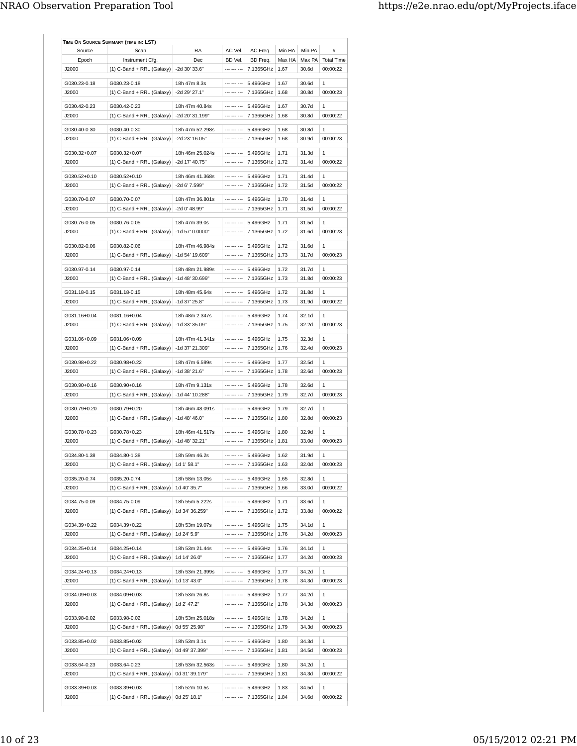| TIME ON SOURCE SUMMARY (TIME IN: LST) | | | | | | | |
|---|---|---|---|---|---|---|---|
| Source | Scan | RA | AC Vel. | AC Freq. | Min HA | Min PA | # |
| Epoch | Instrument Cfg. | Dec | BD Vel. | BD Freq. | Max HA | Max PA | Total Time |
| J2000 | (1) C-Band + RRL (Galaxy) | -2d 30' 33.6" | --- --- --- | 7.1365GHz | 1.67 | 30.6d | 00:00:22 |
| G030.23-0.18 | G030.23-0.18 | 18h 47m 8.3s | --- --- --- | 5.496GHz | 1.67 | 30.6d | 1 |
| J2000 | (1) C-Band + RRL (Galaxy) | -2d 29' 27.1" | --- --- --- | 7.1365GHz | 1.68 | 30.8d | 00:00:23 |
| G030.42-0.23 | G030.42-0.23 | 18h 47m 40.84s | --- --- --- | 5.496GHz | 1.67 | 30.7d | 1 |
| J2000 | (1) C-Band + RRL (Galaxy) | -2d 20' 31.199" | --- --- --- | 7.1365GHz | 1.68 | 30.8d | 00:00:22 |
| G030.40-0.30 | G030.40-0.30 | 18h 47m 52.298s | --- --- --- | 5.496GHz | 1.68 | 30.8d | 1 |
| J2000 | (1) C-Band + RRL (Galaxy) | -2d 23' 16.05" | --- --- --- | 7.1365GHz | 1.68 | 30.9d | 00:00:23 |
| G030.32+0.07 | G030.32+0.07 | 18h 46m 25.024s | --- --- --- | 5.496GHz | 1.71 | 31.3d | 1 |
| J2000 | (1) C-Band + RRL (Galaxy) | -2d 17' 40.75" | --- --- --- | 7.1365GHz | 1.72 | 31.4d | 00:00:22 |
| G030.52+0.10 | G030.52+0.10 | 18h 46m 41.368s | --- --- --- | 5.496GHz | 1.71 | 31.4d | 1 |
| J2000 | (1) C-Band + RRL (Galaxy) | -2d 6' 7.599" | --- --- --- | 7.1365GHz | 1.72 | 31.5d | 00:00:22 |
| G030.70-0.07 | G030.70-0.07 | 18h 47m 36.801s | --- --- --- | 5.496GHz | 1.70 | 31.4d | 1 |
| J2000 | (1) C-Band + RRL (Galaxy) | -2d 0' 48.99" | --- --- --- | 7.1365GHz | 1.71 | 31.5d | 00:00:22 |
| G030.76-0.05 | G030.76-0.05 | 18h 47m 39.0s | --- --- --- | 5.496GHz | 1.71 | 31.5d | 1 |
| J2000 | (1) C-Band + RRL (Galaxy) | -1d 57' 0.0000" | --- --- --- | 7.1365GHz | 1.72 | 31.6d | 00:00:23 |
| G030.82-0.06 | G030.82-0.06 | 18h 47m 46.984s | --- --- --- | 5.496GHz | 1.72 | 31.6d | 1 |
| J2000 | (1) C-Band + RRL (Galaxy) | -1d 54' 19.609" | --- --- --- | 7.1365GHz | 1.73 | 31.7d | 00:00:23 |
| G030.97-0.14 | G030.97-0.14 | 18h 48m 21.989s | --- --- --- | 5.496GHz | 1.72 | 31.7d | 1 |
| J2000 | (1) C-Band + RRL (Galaxy) | -1d 48' 30.699" | --- --- --- | 7.1365GHz | 1.73 | 31.8d | 00:00:23 |
| G031.18-0.15 | G031.18-0.15 | 18h 48m 45.64s | --- --- --- | 5.496GHz | 1.72 | 31.8d | 1 |
| J2000 | (1) C-Band + RRL (Galaxy) | -1d 37' 25.8" | --- --- --- | 7.1365GHz | 1.73 | 31.9d | 00:00:22 |
| G031.16+0.04 | G031.16+0.04 | 18h 48m 2.347s | --- --- --- | 5.496GHz | 1.74 | 32.1d | 1 |
| J2000 | (1) C-Band + RRL (Galaxy) | -1d 33' 35.09" | --- --- --- | 7.1365GHz | 1.75 | 32.2d | 00:00:23 |
| G031.06+0.09 | G031.06+0.09 | 18h 47m 41.341s | --- --- --- | 5.496GHz | 1.75 | 32.3d | 1 |
| J2000 | (1) C-Band + RRL (Galaxy) | -1d 37' 21.309" | --- --- --- | 7.1365GHz | 1.76 | 32.4d | 00:00:23 |
| G030.98+0.22 | G030.98+0.22 | 18h 47m 6.599s | --- --- --- | 5.496GHz | 1.77 | 32.5d | 1 |
| J2000 | (1) C-Band + RRL (Galaxy) | -1d 38' 21.6" | --- --- --- | 7.1365GHz | 1.78 | 32.6d | 00:00:23 |
| G030.90+0.16 | G030.90+0.16 | 18h 47m 9.131s | --- --- --- | 5.496GHz | 1.78 | 32.6d | 1 |
| J2000 | (1) C-Band + RRL (Galaxy) | -1d 44' 10.288" | --- --- --- | 7.1365GHz | 1.79 | 32.7d | 00:00:23 |
| G030.79+0.20 | G030.79+0.20 | 18h 46m 48.091s | --- --- --- | 5.496GHz | 1.79 | 32.7d | 1 |
| J2000 | (1) C-Band + RRL (Galaxy) | -1d 48' 46.0" | --- --- --- | 7.1365GHz | 1.80 | 32.8d | 00:00:23 |
| G030.78+0.23 | G030.78+0.23 | 18h 46m 41.517s | --- --- --- | 5.496GHz | 1.80 | 32.9d | 1 |
| J2000 | (1) C-Band + RRL (Galaxy) | -1d 48' 32.21" | --- --- --- | 7.1365GHz | 1.81 | 33.0d | 00:00:23 |
| G034.80-1.38 | G034.80-1.38 | 18h 59m 46.2s | --- --- --- | 5.496GHz | 1.62 | 31.9d | 1 |
| J2000 | (1) C-Band + RRL (Galaxy) | 1d 1' 58.1" | --- --- --- | 7.1365GHz | 1.63 | 32.0d | 00:00:23 |
| G035.20-0.74 | G035.20-0.74 | 18h 58m 13.05s | --- --- --- | 5.496GHz | 1.65 | 32.8d | 1 |
| J2000 | (1) C-Band + RRL (Galaxy) | 1d 40' 35.7" | --- --- --- | 7.1365GHz | 1.66 | 33.0d | 00:00:22 |
| G034.75-0.09 | G034.75-0.09 | 18h 55m 5.222s | --- --- --- | 5.496GHz | 1.71 | 33.6d | 1 |
| J2000 | (1) C-Band + RRL (Galaxy) | 1d 34' 36.259" | --- --- --- | 7.1365GHz | 1.72 | 33.8d | 00:00:22 |
| G034.39+0.22 | G034.39+0.22 | 18h 53m 19.07s | --- --- --- | 5.496GHz | 1.75 | 34.1d | 1 |
| J2000 | (1) C-Band + RRL (Galaxy) | 1d 24' 5.9" | --- --- --- | 7.1365GHz | 1.76 | 34.2d | 00:00:23 |
| G034.25+0.14 | G034.25+0.14 | 18h 53m 21.44s | --- --- --- | 5.496GHz | 1.76 | 34.1d | 1 |
| J2000 | (1) C-Band + RRL (Galaxy) | 1d 14' 26.0" | --- --- --- | 7.1365GHz | 1.77 | 34.2d | 00:00:23 |
| G034.24+0.13 | G034.24+0.13 | 18h 53m 21.399s | --- --- --- | 5.496GHz | 1.77 | 34.2d | 1 |
| J2000 | (1) C-Band + RRL (Galaxy) | 1d 13' 43.0" | --- --- --- | 7.1365GHz | 1.78 | 34.3d | 00:00:23 |
| G034.09+0.03 | G034.09+0.03 | 18h 53m 26.8s | --- --- --- | 5.496GHz | 1.77 | 34.2d | 1 |
| J2000 | (1) C-Band + RRL (Galaxy) | 1d 2' 47.2" | --- --- --- | 7.1365GHz | 1.78 | 34.3d | 00:00:23 |
| G033.98-0.02 | G033.98-0.02 | 18h 53m 25.018s | --- --- --- | 5.496GHz | 1.78 | 34.2d | 1 |
| J2000 | (1) C-Band + RRL (Galaxy) | 0d 55' 25.98" | --- --- --- | 7.1365GHz | 1.79 | 34.3d | 00:00:23 |
| G033.85+0.02 | G033.85+0.02 | 18h 53m 3.1s | --- --- --- | 5.496GHz | 1.80 | 34.3d | 1 |
| J2000 | (1) C-Band + RRL (Galaxy) | 0d 49' 37.399" | --- --- --- | 7.1365GHz | 1.81 | 34.5d | 00:00:23 |
| G033.64-0.23 | G033.64-0.23 | 18h 53m 32.563s | --- --- --- | 5.496GHz | 1.80 | 34.2d | 1 |
| J2000 | (1) C-Band + RRL (Galaxy) | 0d 31' 39.179" | --- --- --- | 7.1365GHz | 1.81 | 34.3d | 00:00:22 |
| G033.39+0.03 | G033.39+0.03 | 18h 52m 10.5s | --- --- --- | 5.496GHz | 1.83 | 34.5d | 1 |
| J2000 | (1) C-Band + RRL (Galaxy) | 0d 25' 18.1" | --- --- --- | 7.1365GHz | 1.84 | 34.6d | 00:00:22 |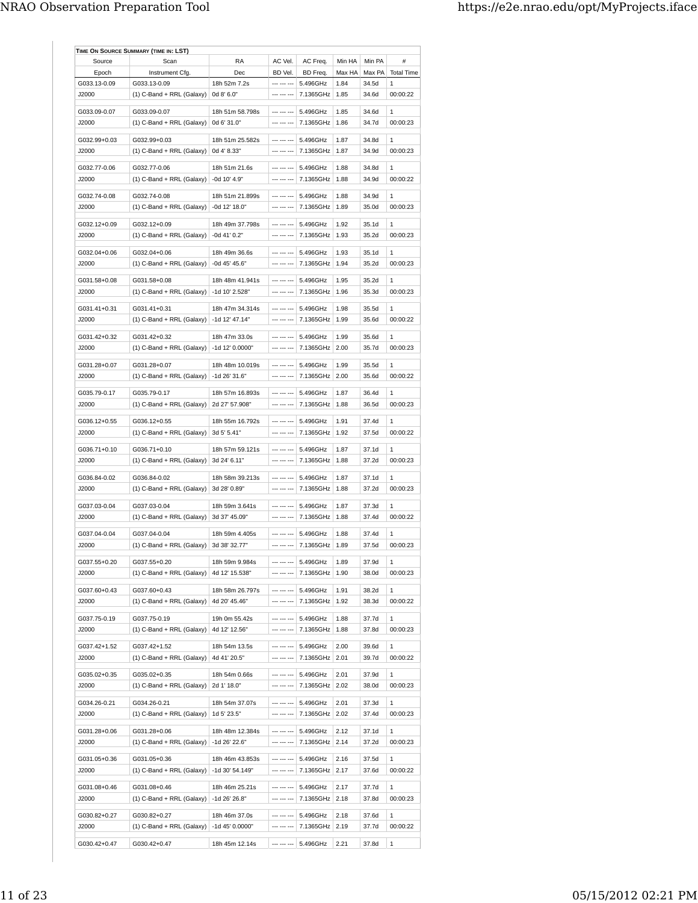**Time On Source Summary (time in: LST)**

| Source | Scan | RA | AC Vel. | AC Freq. | Min HA | Min PA | # |
|---|---|---|---|---|---|---|---|
| Epoch | Instrument Cfg. | Dec | BD Vel. | BD Freq. | Max HA | Max PA | Total Time |
| G033.13-0.09 | G033.13-0.09 | 18h 52m 7.2s | --- --- --- | 5.496GHz | 1.84 | 34.5d | 1 |
| J2000 | (1) C-Band + RRL (Galaxy) | 0d 8' 6.0" | --- --- --- | 7.1365GHz | 1.85 | 34.6d | 00:00:22 |
| G033.09-0.07 | G033.09-0.07 | 18h 51m 58.798s | --- --- --- | 5.496GHz | 1.85 | 34.6d | 1 |
| J2000 | (1) C-Band + RRL (Galaxy) | 0d 6' 31.0" | --- --- --- | 7.1365GHz | 1.86 | 34.7d | 00:00:23 |
| G032.99+0.03 | G032.99+0.03 | 18h 51m 25.582s | --- --- --- | 5.496GHz | 1.87 | 34.8d | 1 |
| J2000 | (1) C-Band + RRL (Galaxy) | 0d 4' 8.33" | --- --- --- | 7.1365GHz | 1.87 | 34.9d | 00:00:23 |
| G032.77-0.06 | G032.77-0.06 | 18h 51m 21.6s | --- --- --- | 5.496GHz | 1.88 | 34.8d | 1 |
| J2000 | (1) C-Band + RRL (Galaxy) | -0d 10' 4.9" | --- --- --- | 7.1365GHz | 1.88 | 34.9d | 00:00:22 |
| G032.74-0.08 | G032.74-0.08 | 18h 51m 21.899s | --- --- --- | 5.496GHz | 1.88 | 34.9d | 1 |
| J2000 | (1) C-Band + RRL (Galaxy) | -0d 12' 18.0" | --- --- --- | 7.1365GHz | 1.89 | 35.0d | 00:00:23 |
| G032.12+0.09 | G032.12+0.09 | 18h 49m 37.798s | --- --- --- | 5.496GHz | 1.92 | 35.1d | 1 |
| J2000 | (1) C-Band + RRL (Galaxy) | -0d 41' 0.2" | --- --- --- | 7.1365GHz | 1.93 | 35.2d | 00:00:23 |
| G032.04+0.06 | G032.04+0.06 | 18h 49m 36.6s | --- --- --- | 5.496GHz | 1.93 | 35.1d | 1 |
| J2000 | (1) C-Band + RRL (Galaxy) | -0d 45' 45.6" | --- --- --- | 7.1365GHz | 1.94 | 35.2d | 00:00:23 |
| G031.58+0.08 | G031.58+0.08 | 18h 48m 41.941s | --- --- --- | 5.496GHz | 1.95 | 35.2d | 1 |
| J2000 | (1) C-Band + RRL (Galaxy) | -1d 10' 2.528" | --- --- --- | 7.1365GHz | 1.96 | 35.3d | 00:00:23 |
| G031.41+0.31 | G031.41+0.31 | 18h 47m 34.314s | --- --- --- | 5.496GHz | 1.98 | 35.5d | 1 |
| J2000 | (1) C-Band + RRL (Galaxy) | -1d 12' 47.14" | --- --- --- | 7.1365GHz | 1.99 | 35.6d | 00:00:22 |
| G031.42+0.32 | G031.42+0.32 | 18h 47m 33.0s | --- --- --- | 5.496GHz | 1.99 | 35.6d | 1 |
| J2000 | (1) C-Band + RRL (Galaxy) | -1d 12' 0.0000" | --- --- --- | 7.1365GHz | 2.00 | 35.7d | 00:00:23 |
| G031.28+0.07 | G031.28+0.07 | 18h 48m 10.019s | --- --- --- | 5.496GHz | 1.99 | 35.5d | 1 |
| J2000 | (1) C-Band + RRL (Galaxy) | -1d 26' 31.6" | --- --- --- | 7.1365GHz | 2.00 | 35.6d | 00:00:22 |
| G035.79-0.17 | G035.79-0.17 | 18h 57m 16.893s | --- --- --- | 5.496GHz | 1.87 | 36.4d | 1 |
| J2000 | (1) C-Band + RRL (Galaxy) | 2d 27' 57.908" | --- --- --- | 7.1365GHz | 1.88 | 36.5d | 00:00:23 |
| G036.12+0.55 | G036.12+0.55 | 18h 55m 16.792s | --- --- --- | 5.496GHz | 1.91 | 37.4d | 1 |
| J2000 | (1) C-Band + RRL (Galaxy) | 3d 5' 5.41" | --- --- --- | 7.1365GHz | 1.92 | 37.5d | 00:00:22 |
| G036.71+0.10 | G036.71+0.10 | 18h 57m 59.121s | --- --- --- | 5.496GHz | 1.87 | 37.1d | 1 |
| J2000 | (1) C-Band + RRL (Galaxy) | 3d 24' 6.11" | --- --- --- | 7.1365GHz | 1.88 | 37.2d | 00:00:23 |
| G036.84-0.02 | G036.84-0.02 | 18h 58m 39.213s | --- --- --- | 5.496GHz | 1.87 | 37.1d | 1 |
| J2000 | (1) C-Band + RRL (Galaxy) | 3d 28' 0.89" | --- --- --- | 7.1365GHz | 1.88 | 37.2d | 00:00:23 |
| G037.03-0.04 | G037.03-0.04 | 18h 59m 3.641s | --- --- --- | 5.496GHz | 1.87 | 37.3d | 1 |
| J2000 | (1) C-Band + RRL (Galaxy) | 3d 37' 45.09" | --- --- --- | 7.1365GHz | 1.88 | 37.4d | 00:00:22 |
| G037.04-0.04 | G037.04-0.04 | 18h 59m 4.405s | --- --- --- | 5.496GHz | 1.88 | 37.4d | 1 |
| J2000 | (1) C-Band + RRL (Galaxy) | 3d 38' 32.77" | --- --- --- | 7.1365GHz | 1.89 | 37.5d | 00:00:23 |
| G037.55+0.20 | G037.55+0.20 | 18h 59m 9.984s | --- --- --- | 5.496GHz | 1.89 | 37.9d | 1 |
| J2000 | (1) C-Band + RRL (Galaxy) | 4d 12' 15.538" | --- --- --- | 7.1365GHz | 1.90 | 38.0d | 00:00:23 |
| G037.60+0.43 | G037.60+0.43 | 18h 58m 26.797s | --- --- --- | 5.496GHz | 1.91 | 38.2d | 1 |
| J2000 | (1) C-Band + RRL (Galaxy) | 4d 20' 45.46" | --- --- --- | 7.1365GHz | 1.92 | 38.3d | 00:00:22 |
| G037.75-0.19 | G037.75-0.19 | 19h 0m 55.42s | --- --- --- | 5.496GHz | 1.88 | 37.7d | 1 |
| J2000 | (1) C-Band + RRL (Galaxy) | 4d 12' 12.56" | --- --- --- | 7.1365GHz | 1.88 | 37.8d | 00:00:23 |
| G037.42+1.52 | G037.42+1.52 | 18h 54m 13.5s | --- --- --- | 5.496GHz | 2.00 | 39.6d | 1 |
| J2000 | (1) C-Band + RRL (Galaxy) | 4d 41' 20.5" | --- --- --- | 7.1365GHz | 2.01 | 39.7d | 00:00:22 |
| G035.02+0.35 | G035.02+0.35 | 18h 54m 0.66s | --- --- --- | 5.496GHz | 2.01 | 37.9d | 1 |
| J2000 | (1) C-Band + RRL (Galaxy) | 2d 1' 18.0" | --- --- --- | 7.1365GHz | 2.02 | 38.0d | 00:00:23 |
| G034.26-0.21 | G034.26-0.21 | 18h 54m 37.07s | --- --- --- | 5.496GHz | 2.01 | 37.3d | 1 |
| J2000 | (1) C-Band + RRL (Galaxy) | 1d 5' 23.5" | --- --- --- | 7.1365GHz | 2.02 | 37.4d | 00:00:23 |
| G031.28+0.06 | G031.28+0.06 | 18h 48m 12.384s | --- --- --- | 5.496GHz | 2.12 | 37.1d | 1 |
| J2000 | (1) C-Band + RRL (Galaxy) | -1d 26' 22.6" | --- --- --- | 7.1365GHz | 2.14 | 37.2d | 00:00:23 |
| G031.05+0.36 | G031.05+0.36 | 18h 46m 43.853s | --- --- --- | 5.496GHz | 2.16 | 37.5d | 1 |
| J2000 | (1) C-Band + RRL (Galaxy) | -1d 30' 54.149" | --- --- --- | 7.1365GHz | 2.17 | 37.6d | 00:00:22 |
| G031.08+0.46 | G031.08+0.46 | 18h 46m 25.21s | --- --- --- | 5.496GHz | 2.17 | 37.7d | 1 |
| J2000 | (1) C-Band + RRL (Galaxy) | -1d 26' 26.8" | --- --- --- | 7.1365GHz | 2.18 | 37.8d | 00:00:23 |
| G030.82+0.27 | G030.82+0.27 | 18h 46m 37.0s | --- --- --- | 5.496GHz | 2.18 | 37.6d | 1 |
| J2000 | (1) C-Band + RRL (Galaxy) | -1d 45' 0.0000" | --- --- --- | 7.1365GHz | 2.19 | 37.7d | 00:00:22 |
| G030.42+0.47 | G030.42+0.47 | 18h 45m 12.14s | --- --- --- | 5.496GHz | 2.21 | 37.8d | 1 |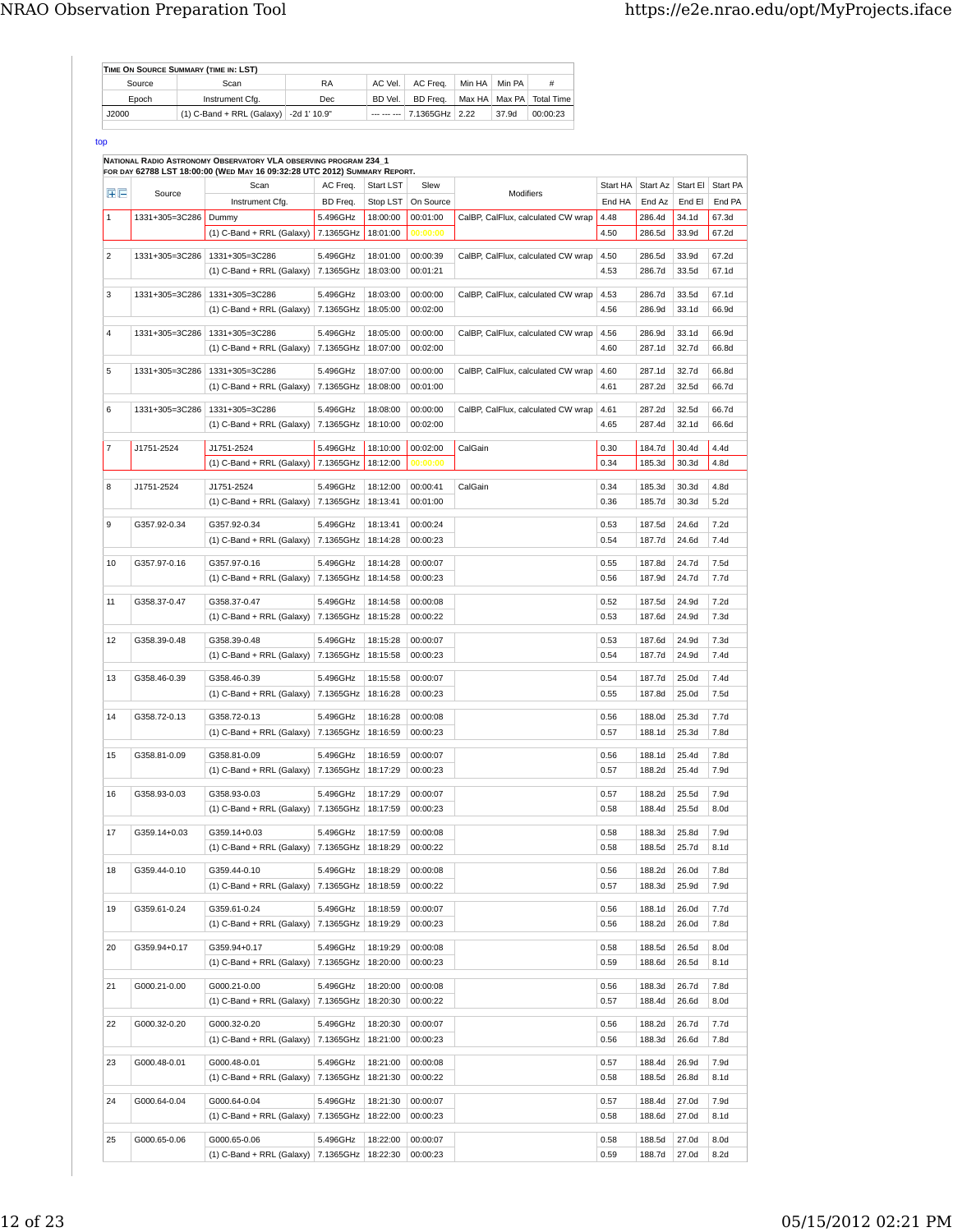| Time On Source Summary (time in: LST) | | | | | | | | |
|---|---|---|---|---|---|---|---|---|
| Source | Scan | RA | AC Vel. | AC Freq. | Min HA | Min PA | # |
| Epoch | Instrument Cfg. | Dec | BD Vel. | BD Freq. | Max HA | Max PA | Total Time |
| J2000 | (1) C-Band + RRL (Galaxy) | -2d 1' 10.9" | --- --- --- | 7.1365GHz | 2.22 | 37.9d | 00:00:23 |

top

**National Radio Astronomy Observatory VLA observing program 234_1**
**for day 62788 LST 18:00:00 (Wed May 16 09:32:28 UTC 2012) Summary Report.**

| # | Source | Scan / Instrument Cfg. | AC Freq. / BD Freq. | Start LST / Stop LST | Slew / On Source | Modifiers | Start HA / End HA | Start Az / End Az | Start El / End El | Start PA / End PA |
|---|---|---|---|---|---|---|---|---|---|---|
| 1 | 1331+305=3C286 | Dummy | 5.496GHz | 18:00:00 | 00:01:00 | CalBP, CalFlux, calculated CW wrap | 4.48 | 286.4d | 34.1d | 67.3d |
| | | (1) C-Band + RRL (Galaxy) | 7.1365GHz | 18:01:00 | 00:00:00 | | 4.50 | 286.5d | 33.9d | 67.2d |
| 2 | 1331+305=3C286 | 1331+305=3C286 | 5.496GHz | 18:01:00 | 00:00:39 | CalBP, CalFlux, calculated CW wrap | 4.50 | 286.5d | 33.9d | 67.2d |
| | | (1) C-Band + RRL (Galaxy) | 7.1365GHz | 18:03:00 | 00:01:21 | | 4.53 | 286.7d | 33.5d | 67.1d |
| 3 | 1331+305=3C286 | 1331+305=3C286 | 5.496GHz | 18:03:00 | 00:00:00 | CalBP, CalFlux, calculated CW wrap | 4.53 | 286.7d | 33.5d | 67.1d |
| | | (1) C-Band + RRL (Galaxy) | 7.1365GHz | 18:05:00 | 00:02:00 | | 4.56 | 286.9d | 33.1d | 66.9d |
| 4 | 1331+305=3C286 | 1331+305=3C286 | 5.496GHz | 18:05:00 | 00:00:00 | CalBP, CalFlux, calculated CW wrap | 4.56 | 286.9d | 33.1d | 66.9d |
| | | (1) C-Band + RRL (Galaxy) | 7.1365GHz | 18:07:00 | 00:02:00 | | 4.60 | 287.1d | 32.7d | 66.8d |
| 5 | 1331+305=3C286 | 1331+305=3C286 | 5.496GHz | 18:07:00 | 00:00:00 | CalBP, CalFlux, calculated CW wrap | 4.60 | 287.1d | 32.7d | 66.8d |
| | | (1) C-Band + RRL (Galaxy) | 7.1365GHz | 18:08:00 | 00:01:00 | | 4.61 | 287.2d | 32.5d | 66.7d |
| 6 | 1331+305=3C286 | 1331+305=3C286 | 5.496GHz | 18:08:00 | 00:00:00 | CalBP, CalFlux, calculated CW wrap | 4.61 | 287.2d | 32.5d | 66.7d |
| | | (1) C-Band + RRL (Galaxy) | 7.1365GHz | 18:10:00 | 00:02:00 | | 4.65 | 287.4d | 32.1d | 66.6d |
| 7 | J1751-2524 | J1751-2524 | 5.496GHz | 18:10:00 | 00:02:00 | CalGain | 0.30 | 184.7d | 30.4d | 4.4d |
| | | (1) C-Band + RRL (Galaxy) | 7.1365GHz | 18:12:00 | 00:00:00 | | 0.34 | 185.3d | 30.3d | 4.8d |
| 8 | J1751-2524 | J1751-2524 | 5.496GHz | 18:12:00 | 00:00:41 | CalGain | 0.34 | 185.3d | 30.3d | 4.8d |
| | | (1) C-Band + RRL (Galaxy) | 7.1365GHz | 18:13:41 | 00:01:00 | | 0.36 | 185.7d | 30.3d | 5.2d |
| 9 | G357.92-0.34 | G357.92-0.34 | 5.496GHz | 18:13:41 | 00:00:24 | | 0.53 | 187.5d | 24.6d | 7.2d |
| | | (1) C-Band + RRL (Galaxy) | 7.1365GHz | 18:14:28 | 00:00:23 | | 0.54 | 187.7d | 24.6d | 7.4d |
| 10 | G357.97-0.16 | G357.97-0.16 | 5.496GHz | 18:14:28 | 00:00:07 | | 0.55 | 187.8d | 24.7d | 7.5d |
| | | (1) C-Band + RRL (Galaxy) | 7.1365GHz | 18:14:58 | 00:00:23 | | 0.56 | 187.9d | 24.7d | 7.7d |
| 11 | G358.37-0.47 | G358.37-0.47 | 5.496GHz | 18:14:58 | 00:00:08 | | 0.52 | 187.5d | 24.9d | 7.2d |
| | | (1) C-Band + RRL (Galaxy) | 7.1365GHz | 18:15:28 | 00:00:22 | | 0.53 | 187.6d | 24.9d | 7.3d |
| 12 | G358.39-0.48 | G358.39-0.48 | 5.496GHz | 18:15:28 | 00:00:07 | | 0.53 | 187.6d | 24.9d | 7.3d |
| | | (1) C-Band + RRL (Galaxy) | 7.1365GHz | 18:15:58 | 00:00:23 | | 0.54 | 187.7d | 24.9d | 7.4d |
| 13 | G358.46-0.39 | G358.46-0.39 | 5.496GHz | 18:15:58 | 00:00:07 | | 0.54 | 187.7d | 25.0d | 7.4d |
| | | (1) C-Band + RRL (Galaxy) | 7.1365GHz | 18:16:28 | 00:00:23 | | 0.55 | 187.8d | 25.0d | 7.5d |
| 14 | G358.72-0.13 | G358.72-0.13 | 5.496GHz | 18:16:28 | 00:00:08 | | 0.56 | 188.0d | 25.3d | 7.7d |
| | | (1) C-Band + RRL (Galaxy) | 7.1365GHz | 18:16:59 | 00:00:23 | | 0.57 | 188.1d | 25.3d | 7.8d |
| 15 | G358.81-0.09 | G358.81-0.09 | 5.496GHz | 18:16:59 | 00:00:07 | | 0.56 | 188.1d | 25.4d | 7.8d |
| | | (1) C-Band + RRL (Galaxy) | 7.1365GHz | 18:17:29 | 00:00:23 | | 0.57 | 188.2d | 25.4d | 7.9d |
| 16 | G358.93-0.03 | G358.93-0.03 | 5.496GHz | 18:17:29 | 00:00:07 | | 0.57 | 188.2d | 25.5d | 7.9d |
| | | (1) C-Band + RRL (Galaxy) | 7.1365GHz | 18:17:59 | 00:00:23 | | 0.58 | 188.4d | 25.5d | 8.0d |
| 17 | G359.14+0.03 | G359.14+0.03 | 5.496GHz | 18:17:59 | 00:00:08 | | 0.58 | 188.3d | 25.8d | 7.9d |
| | | (1) C-Band + RRL (Galaxy) | 7.1365GHz | 18:18:29 | 00:00:22 | | 0.58 | 188.5d | 25.7d | 8.1d |
| 18 | G359.44-0.10 | G359.44-0.10 | 5.496GHz | 18:18:29 | 00:00:08 | | 0.56 | 188.2d | 26.0d | 7.8d |
| | | (1) C-Band + RRL (Galaxy) | 7.1365GHz | 18:18:59 | 00:00:22 | | 0.57 | 188.3d | 25.9d | 7.9d |
| 19 | G359.61-0.24 | G359.61-0.24 | 5.496GHz | 18:18:59 | 00:00:07 | | 0.56 | 188.1d | 26.0d | 7.7d |
| | | (1) C-Band + RRL (Galaxy) | 7.1365GHz | 18:19:29 | 00:00:23 | | 0.56 | 188.2d | 26.0d | 7.8d |
| 20 | G359.94+0.17 | G359.94+0.17 | 5.496GHz | 18:19:29 | 00:00:08 | | 0.58 | 188.5d | 26.5d | 8.0d |
| | | (1) C-Band + RRL (Galaxy) | 7.1365GHz | 18:20:00 | 00:00:23 | | 0.59 | 188.6d | 26.5d | 8.1d |
| 21 | G000.21-0.00 | G000.21-0.00 | 5.496GHz | 18:20:00 | 00:00:08 | | 0.56 | 188.3d | 26.7d | 7.8d |
| | | (1) C-Band + RRL (Galaxy) | 7.1365GHz | 18:20:30 | 00:00:22 | | 0.57 | 188.4d | 26.6d | 8.0d |
| 22 | G000.32-0.20 | G000.32-0.20 | 5.496GHz | 18:20:30 | 00:00:07 | | 0.56 | 188.2d | 26.7d | 7.7d |
| | | (1) C-Band + RRL (Galaxy) | 7.1365GHz | 18:21:00 | 00:00:23 | | 0.56 | 188.3d | 26.6d | 7.8d |
| 23 | G000.48-0.01 | G000.48-0.01 | 5.496GHz | 18:21:00 | 00:00:08 | | 0.57 | 188.4d | 26.9d | 7.9d |
| | | (1) C-Band + RRL (Galaxy) | 7.1365GHz | 18:21:30 | 00:00:22 | | 0.58 | 188.5d | 26.8d | 8.1d |
| 24 | G000.64-0.04 | G000.64-0.04 | 5.496GHz | 18:21:30 | 00:00:07 | | 0.57 | 188.4d | 27.0d | 7.9d |
| | | (1) C-Band + RRL (Galaxy) | 7.1365GHz | 18:22:00 | 00:00:23 | | 0.58 | 188.6d | 27.0d | 8.1d |
| 25 | G000.65-0.06 | G000.65-0.06 | 5.496GHz | 18:22:00 | 00:00:07 | | 0.58 | 188.5d | 27.0d | 8.0d |
| | | (1) C-Band + RRL (Galaxy) | 7.1365GHz | 18:22:30 | 00:00:23 | | 0.59 | 188.7d | 27.0d | 8.2d |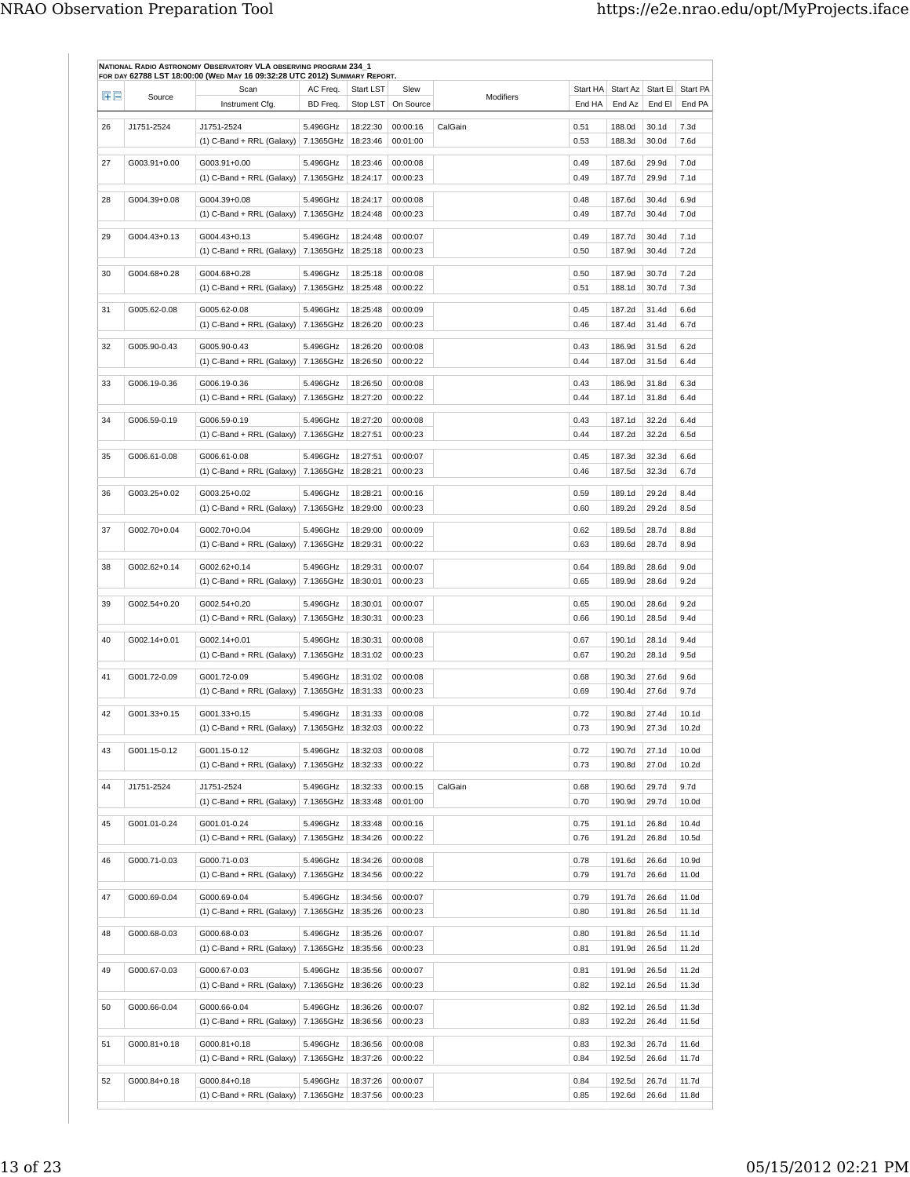**NATIONAL RADIO ASTRONOMY OBSERVATORY VLA OBSERVING PROGRAM 234_1**
**FOR DAY 62788 LST 18:00:00 (WED MAY 16 09:32:28 UTC 2012) SUMMARY REPORT.**

| | Source | Scan | AC Freq. | Start LST | Slew | Modifiers | Start HA | Start Az | Start El | Start PA |
|---|---|---|---|---|---|---|---|---|---|---|
| | | Instrument Cfg. | BD Freq. | Stop LST | On Source | | End HA | End Az | End El | End PA |
| 26 | J1751-2524 | J1751-2524 | 5.496GHz | 18:22:30 | 00:00:16 | CalGain | 0.51 | 188.0d | 30.1d | 7.3d |
| | | (1) C-Band + RRL (Galaxy) | 7.1365GHz | 18:23:46 | 00:01:00 | | 0.53 | 188.3d | 30.0d | 7.6d |
| 27 | G003.91+0.00 | G003.91+0.00 | 5.496GHz | 18:23:46 | 00:00:08 | | 0.49 | 187.6d | 29.9d | 7.0d |
| | | (1) C-Band + RRL (Galaxy) | 7.1365GHz | 18:24:17 | 00:00:23 | | 0.49 | 187.7d | 29.9d | 7.1d |
| 28 | G004.39+0.08 | G004.39+0.08 | 5.496GHz | 18:24:17 | 00:00:08 | | 0.48 | 187.6d | 30.4d | 6.9d |
| | | (1) C-Band + RRL (Galaxy) | 7.1365GHz | 18:24:48 | 00:00:23 | | 0.49 | 187.7d | 30.4d | 7.0d |
| 29 | G004.43+0.13 | G004.43+0.13 | 5.496GHz | 18:24:48 | 00:00:07 | | 0.49 | 187.7d | 30.4d | 7.1d |
| | | (1) C-Band + RRL (Galaxy) | 7.1365GHz | 18:25:18 | 00:00:23 | | 0.50 | 187.9d | 30.4d | 7.2d |
| 30 | G004.68+0.28 | G004.68+0.28 | 5.496GHz | 18:25:18 | 00:00:08 | | 0.50 | 187.9d | 30.7d | 7.2d |
| | | (1) C-Band + RRL (Galaxy) | 7.1365GHz | 18:25:48 | 00:00:22 | | 0.51 | 188.1d | 30.7d | 7.3d |
| 31 | G005.62-0.08 | G005.62-0.08 | 5.496GHz | 18:25:48 | 00:00:09 | | 0.45 | 187.2d | 31.4d | 6.6d |
| | | (1) C-Band + RRL (Galaxy) | 7.1365GHz | 18:26:20 | 00:00:23 | | 0.46 | 187.4d | 31.4d | 6.7d |
| 32 | G005.90-0.43 | G005.90-0.43 | 5.496GHz | 18:26:20 | 00:00:08 | | 0.43 | 186.9d | 31.5d | 6.2d |
| | | (1) C-Band + RRL (Galaxy) | 7.1365GHz | 18:26:50 | 00:00:22 | | 0.44 | 187.0d | 31.5d | 6.4d |
| 33 | G006.19-0.36 | G006.19-0.36 | 5.496GHz | 18:26:50 | 00:00:08 | | 0.43 | 186.9d | 31.8d | 6.3d |
| | | (1) C-Band + RRL (Galaxy) | 7.1365GHz | 18:27:20 | 00:00:22 | | 0.44 | 187.1d | 31.8d | 6.4d |
| 34 | G006.59-0.19 | G006.59-0.19 | 5.496GHz | 18:27:20 | 00:00:08 | | 0.43 | 187.1d | 32.2d | 6.4d |
| | | (1) C-Band + RRL (Galaxy) | 7.1365GHz | 18:27:51 | 00:00:23 | | 0.44 | 187.2d | 32.2d | 6.5d |
| 35 | G006.61-0.08 | G006.61-0.08 | 5.496GHz | 18:27:51 | 00:00:07 | | 0.45 | 187.3d | 32.3d | 6.6d |
| | | (1) C-Band + RRL (Galaxy) | 7.1365GHz | 18:28:21 | 00:00:23 | | 0.46 | 187.5d | 32.3d | 6.7d |
| 36 | G003.25+0.02 | G003.25+0.02 | 5.496GHz | 18:28:21 | 00:00:16 | | 0.59 | 189.1d | 29.2d | 8.4d |
| | | (1) C-Band + RRL (Galaxy) | 7.1365GHz | 18:29:00 | 00:00:23 | | 0.60 | 189.2d | 29.2d | 8.5d |
| 37 | G002.70+0.04 | G002.70+0.04 | 5.496GHz | 18:29:00 | 00:00:09 | | 0.62 | 189.5d | 28.7d | 8.8d |
| | | (1) C-Band + RRL (Galaxy) | 7.1365GHz | 18:29:31 | 00:00:22 | | 0.63 | 189.6d | 28.7d | 8.9d |
| 38 | G002.62+0.14 | G002.62+0.14 | 5.496GHz | 18:29:31 | 00:00:07 | | 0.64 | 189.8d | 28.6d | 9.0d |
| | | (1) C-Band + RRL (Galaxy) | 7.1365GHz | 18:30:01 | 00:00:23 | | 0.65 | 189.9d | 28.6d | 9.2d |
| 39 | G002.54+0.20 | G002.54+0.20 | 5.496GHz | 18:30:01 | 00:00:07 | | 0.65 | 190.0d | 28.6d | 9.2d |
| | | (1) C-Band + RRL (Galaxy) | 7.1365GHz | 18:30:31 | 00:00:23 | | 0.66 | 190.1d | 28.5d | 9.4d |
| 40 | G002.14+0.01 | G002.14+0.01 | 5.496GHz | 18:30:31 | 00:00:08 | | 0.67 | 190.1d | 28.1d | 9.4d |
| | | (1) C-Band + RRL (Galaxy) | 7.1365GHz | 18:31:02 | 00:00:23 | | 0.67 | 190.2d | 28.1d | 9.5d |
| 41 | G001.72-0.09 | G001.72-0.09 | 5.496GHz | 18:31:02 | 00:00:08 | | 0.68 | 190.3d | 27.6d | 9.6d |
| | | (1) C-Band + RRL (Galaxy) | 7.1365GHz | 18:31:33 | 00:00:23 | | 0.69 | 190.4d | 27.6d | 9.7d |
| 42 | G001.33+0.15 | G001.33+0.15 | 5.496GHz | 18:31:33 | 00:00:08 | | 0.72 | 190.8d | 27.4d | 10.1d |
| | | (1) C-Band + RRL (Galaxy) | 7.1365GHz | 18:32:03 | 00:00:22 | | 0.73 | 190.9d | 27.3d | 10.2d |
| 43 | G001.15-0.12 | G001.15-0.12 | 5.496GHz | 18:32:03 | 00:00:08 | | 0.72 | 190.7d | 27.1d | 10.0d |
| | | (1) C-Band + RRL (Galaxy) | 7.1365GHz | 18:32:33 | 00:00:22 | | 0.73 | 190.8d | 27.0d | 10.2d |
| 44 | J1751-2524 | J1751-2524 | 5.496GHz | 18:32:33 | 00:00:15 | CalGain | 0.68 | 190.6d | 29.7d | 9.7d |
| | | (1) C-Band + RRL (Galaxy) | 7.1365GHz | 18:33:48 | 00:01:00 | | 0.70 | 190.9d | 29.7d | 10.0d |
| 45 | G001.01-0.24 | G001.01-0.24 | 5.496GHz | 18:33:48 | 00:00:16 | | 0.75 | 191.1d | 26.8d | 10.4d |
| | | (1) C-Band + RRL (Galaxy) | 7.1365GHz | 18:34:26 | 00:00:22 | | 0.76 | 191.2d | 26.8d | 10.5d |
| 46 | G000.71-0.03 | G000.71-0.03 | 5.496GHz | 18:34:26 | 00:00:08 | | 0.78 | 191.6d | 26.6d | 10.9d |
| | | (1) C-Band + RRL (Galaxy) | 7.1365GHz | 18:34:56 | 00:00:22 | | 0.79 | 191.7d | 26.6d | 11.0d |
| 47 | G000.69-0.04 | G000.69-0.04 | 5.496GHz | 18:34:56 | 00:00:07 | | 0.79 | 191.7d | 26.6d | 11.0d |
| | | (1) C-Band + RRL (Galaxy) | 7.1365GHz | 18:35:26 | 00:00:23 | | 0.80 | 191.8d | 26.5d | 11.1d |
| 48 | G000.68-0.03 | G000.68-0.03 | 5.496GHz | 18:35:26 | 00:00:07 | | 0.80 | 191.8d | 26.5d | 11.1d |
| | | (1) C-Band + RRL (Galaxy) | 7.1365GHz | 18:35:56 | 00:00:23 | | 0.81 | 191.9d | 26.5d | 11.2d |
| 49 | G000.67-0.03 | G000.67-0.03 | 5.496GHz | 18:35:56 | 00:00:07 | | 0.81 | 191.9d | 26.5d | 11.2d |
| | | (1) C-Band + RRL (Galaxy) | 7.1365GHz | 18:36:26 | 00:00:23 | | 0.82 | 192.1d | 26.5d | 11.3d |
| 50 | G000.66-0.04 | G000.66-0.04 | 5.496GHz | 18:36:26 | 00:00:07 | | 0.82 | 192.1d | 26.5d | 11.3d |
| | | (1) C-Band + RRL (Galaxy) | 7.1365GHz | 18:36:56 | 00:00:23 | | 0.83 | 192.2d | 26.4d | 11.5d |
| 51 | G000.81+0.18 | G000.81+0.18 | 5.496GHz | 18:36:56 | 00:00:08 | | 0.83 | 192.3d | 26.7d | 11.6d |
| | | (1) C-Band + RRL (Galaxy) | 7.1365GHz | 18:37:26 | 00:00:22 | | 0.84 | 192.5d | 26.6d | 11.7d |
| 52 | G000.84+0.18 | G000.84+0.18 | 5.496GHz | 18:37:26 | 00:00:07 | | 0.84 | 192.5d | 26.7d | 11.7d |
| | | (1) C-Band + RRL (Galaxy) | 7.1365GHz | 18:37:56 | 00:00:23 | | 0.85 | 192.6d | 26.6d | 11.8d |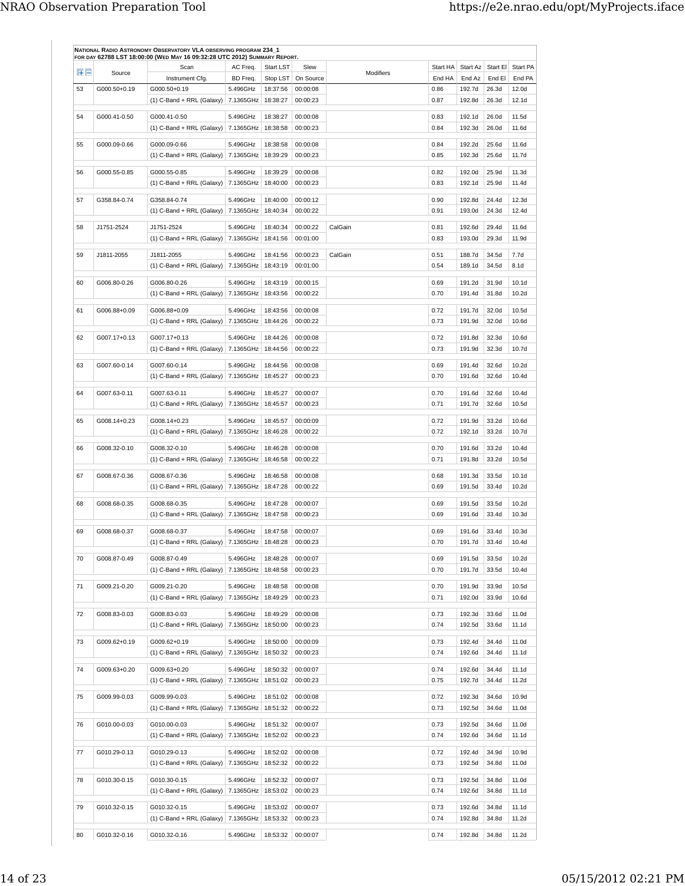**NATIONAL RADIO ASTRONOMY OBSERVATORY VLA OBSERVING PROGRAM 234_1**
**FOR DAY 62788 LST 18:00:00 (WED MAY 16 09:32:28 UTC 2012) SUMMARY REPORT.**

| | Source | Scan | AC Freq. | Start LST | Slew | Modifiers | Start HA | Start Az | Start El | Start PA |
|---|---|---|---|---|---|---|---|---|---|---|
| | | Instrument Cfg. | BD Freq. | Stop LST | On Source | | End HA | End Az | End El | End PA |
| 53 | G000.50+0.19 | G000.50+0.19 | 5.496GHz | 18:37:56 | 00:00:08 | | 0.86 | 192.7d | 26.3d | 12.0d |
| | | (1) C-Band + RRL (Galaxy) | 7.1365GHz | 18:38:27 | 00:00:23 | | 0.87 | 192.8d | 26.3d | 12.1d |
| 54 | G000.41-0.50 | G000.41-0.50 | 5.496GHz | 18:38:27 | 00:00:08 | | 0.83 | 192.1d | 26.0d | 11.5d |
| | | (1) C-Band + RRL (Galaxy) | 7.1365GHz | 18:38:58 | 00:00:23 | | 0.84 | 192.3d | 26.0d | 11.6d |
| 55 | G000.09-0.66 | G000.09-0.66 | 5.496GHz | 18:38:58 | 00:00:08 | | 0.84 | 192.2d | 25.6d | 11.6d |
| | | (1) C-Band + RRL (Galaxy) | 7.1365GHz | 18:39:29 | 00:00:23 | | 0.85 | 192.3d | 25.6d | 11.7d |
| 56 | G000.55-0.85 | G000.55-0.85 | 5.496GHz | 18:39:29 | 00:00:08 | | 0.82 | 192.0d | 25.9d | 11.3d |
| | | (1) C-Band + RRL (Galaxy) | 7.1365GHz | 18:40:00 | 00:00:23 | | 0.83 | 192.1d | 25.9d | 11.4d |
| 57 | G358.84-0.74 | G358.84-0.74 | 5.496GHz | 18:40:00 | 00:00:12 | | 0.90 | 192.8d | 24.4d | 12.3d |
| | | (1) C-Band + RRL (Galaxy) | 7.1365GHz | 18:40:34 | 00:00:22 | | 0.91 | 193.0d | 24.3d | 12.4d |
| 58 | J1751-2524 | J1751-2524 | 5.496GHz | 18:40:34 | 00:00:22 | CalGain | 0.81 | 192.6d | 29.4d | 11.6d |
| | | (1) C-Band + RRL (Galaxy) | 7.1365GHz | 18:41:56 | 00:01:00 | | 0.83 | 193.0d | 29.3d | 11.9d |
| 59 | J1811-2055 | J1811-2055 | 5.496GHz | 18:41:56 | 00:00:23 | CalGain | 0.51 | 188.7d | 34.5d | 7.7d |
| | | (1) C-Band + RRL (Galaxy) | 7.1365GHz | 18:43:19 | 00:01:00 | | 0.54 | 189.1d | 34.5d | 8.1d |
| 60 | G006.80-0.26 | G006.80-0.26 | 5.496GHz | 18:43:19 | 00:00:15 | | 0.69 | 191.2d | 31.9d | 10.1d |
| | | (1) C-Band + RRL (Galaxy) | 7.1365GHz | 18:43:56 | 00:00:22 | | 0.70 | 191.4d | 31.8d | 10.2d |
| 61 | G006.88+0.09 | G006.88+0.09 | 5.496GHz | 18:43:56 | 00:00:08 | | 0.72 | 191.7d | 32.0d | 10.5d |
| | | (1) C-Band + RRL (Galaxy) | 7.1365GHz | 18:44:26 | 00:00:22 | | 0.73 | 191.9d | 32.0d | 10.6d |
| 62 | G007.17+0.13 | G007.17+0.13 | 5.496GHz | 18:44:26 | 00:00:08 | | 0.72 | 191.8d | 32.3d | 10.6d |
| | | (1) C-Band + RRL (Galaxy) | 7.1365GHz | 18:44:56 | 00:00:22 | | 0.73 | 191.9d | 32.3d | 10.7d |
| 63 | G007.60-0.14 | G007.60-0.14 | 5.496GHz | 18:44:56 | 00:00:08 | | 0.69 | 191.4d | 32.6d | 10.2d |
| | | (1) C-Band + RRL (Galaxy) | 7.1365GHz | 18:45:27 | 00:00:23 | | 0.70 | 191.6d | 32.6d | 10.4d |
| 64 | G007.63-0.11 | G007.63-0.11 | 5.496GHz | 18:45:27 | 00:00:07 | | 0.70 | 191.6d | 32.6d | 10.4d |
| | | (1) C-Band + RRL (Galaxy) | 7.1365GHz | 18:45:57 | 00:00:23 | | 0.71 | 191.7d | 32.6d | 10.5d |
| 65 | G008.14+0.23 | G008.14+0.23 | 5.496GHz | 18:45:57 | 00:00:09 | | 0.72 | 191.9d | 33.2d | 10.6d |
| | | (1) C-Band + RRL (Galaxy) | 7.1365GHz | 18:46:28 | 00:00:22 | | 0.72 | 192.1d | 33.2d | 10.7d |
| 66 | G008.32-0.10 | G008.32-0.10 | 5.496GHz | 18:46:28 | 00:00:08 | | 0.70 | 191.6d | 33.2d | 10.4d |
| | | (1) C-Band + RRL (Galaxy) | 7.1365GHz | 18:46:58 | 00:00:22 | | 0.71 | 191.8d | 33.2d | 10.5d |
| 67 | G008.67-0.36 | G008.67-0.36 | 5.496GHz | 18:46:58 | 00:00:08 | | 0.68 | 191.3d | 33.5d | 10.1d |
| | | (1) C-Band + RRL (Galaxy) | 7.1365GHz | 18:47:28 | 00:00:22 | | 0.69 | 191.5d | 33.4d | 10.2d |
| 68 | G008.68-0.35 | G008.68-0.35 | 5.496GHz | 18:47:28 | 00:00:07 | | 0.69 | 191.5d | 33.5d | 10.2d |
| | | (1) C-Band + RRL (Galaxy) | 7.1365GHz | 18:47:58 | 00:00:23 | | 0.69 | 191.6d | 33.4d | 10.3d |
| 69 | G008.68-0.37 | G008.68-0.37 | 5.496GHz | 18:47:58 | 00:00:07 | | 0.69 | 191.6d | 33.4d | 10.3d |
| | | (1) C-Band + RRL (Galaxy) | 7.1365GHz | 18:48:28 | 00:00:23 | | 0.70 | 191.7d | 33.4d | 10.4d |
| 70 | G008.87-0.49 | G008.87-0.49 | 5.496GHz | 18:48:28 | 00:00:07 | | 0.69 | 191.5d | 33.5d | 10.2d |
| | | (1) C-Band + RRL (Galaxy) | 7.1365GHz | 18:48:58 | 00:00:23 | | 0.70 | 191.7d | 33.5d | 10.4d |
| 71 | G009.21-0.20 | G009.21-0.20 | 5.496GHz | 18:48:58 | 00:00:08 | | 0.70 | 191.9d | 33.9d | 10.5d |
| | | (1) C-Band + RRL (Galaxy) | 7.1365GHz | 18:49:29 | 00:00:23 | | 0.71 | 192.0d | 33.9d | 10.6d |
| 72 | G008.83-0.03 | G008.83-0.03 | 5.496GHz | 18:49:29 | 00:00:08 | | 0.73 | 192.3d | 33.6d | 11.0d |
| | | (1) C-Band + RRL (Galaxy) | 7.1365GHz | 18:50:00 | 00:00:23 | | 0.74 | 192.5d | 33.6d | 11.1d |
| 73 | G009.62+0.19 | G009.62+0.19 | 5.496GHz | 18:50:00 | 00:00:09 | | 0.73 | 192.4d | 34.4d | 11.0d |
| | | (1) C-Band + RRL (Galaxy) | 7.1365GHz | 18:50:32 | 00:00:23 | | 0.74 | 192.6d | 34.4d | 11.1d |
| 74 | G009.63+0.20 | G009.63+0.20 | 5.496GHz | 18:50:32 | 00:00:07 | | 0.74 | 192.6d | 34.4d | 11.1d |
| | | (1) C-Band + RRL (Galaxy) | 7.1365GHz | 18:51:02 | 00:00:23 | | 0.75 | 192.7d | 34.4d | 11.2d |
| 75 | G009.99-0.03 | G009.99-0.03 | 5.496GHz | 18:51:02 | 00:00:08 | | 0.72 | 192.3d | 34.6d | 10.9d |
| | | (1) C-Band + RRL (Galaxy) | 7.1365GHz | 18:51:32 | 00:00:22 | | 0.73 | 192.5d | 34.6d | 11.0d |
| 76 | G010.00-0.03 | G010.00-0.03 | 5.496GHz | 18:51:32 | 00:00:07 | | 0.73 | 192.5d | 34.6d | 11.0d |
| | | (1) C-Band + RRL (Galaxy) | 7.1365GHz | 18:52:02 | 00:00:23 | | 0.74 | 192.6d | 34.6d | 11.1d |
| 77 | G010.29-0.13 | G010.29-0.13 | 5.496GHz | 18:52:02 | 00:00:08 | | 0.72 | 192.4d | 34.9d | 10.9d |
| | | (1) C-Band + RRL (Galaxy) | 7.1365GHz | 18:52:32 | 00:00:22 | | 0.73 | 192.5d | 34.8d | 11.0d |
| 78 | G010.30-0.15 | G010.30-0.15 | 5.496GHz | 18:52:32 | 00:00:07 | | 0.73 | 192.5d | 34.8d | 11.0d |
| | | (1) C-Band + RRL (Galaxy) | 7.1365GHz | 18:53:02 | 00:00:23 | | 0.74 | 192.6d | 34.8d | 11.1d |
| 79 | G010.32-0.15 | G010.32-0.15 | 5.496GHz | 18:53:02 | 00:00:07 | | 0.73 | 192.6d | 34.8d | 11.1d |
| | | (1) C-Band + RRL (Galaxy) | 7.1365GHz | 18:53:32 | 00:00:23 | | 0.74 | 192.8d | 34.8d | 11.2d |
| 80 | G010.32-0.16 | G010.32-0.16 | 5.496GHz | 18:53:32 | 00:00:07 | | 0.74 | 192.8d | 34.8d | 11.2d |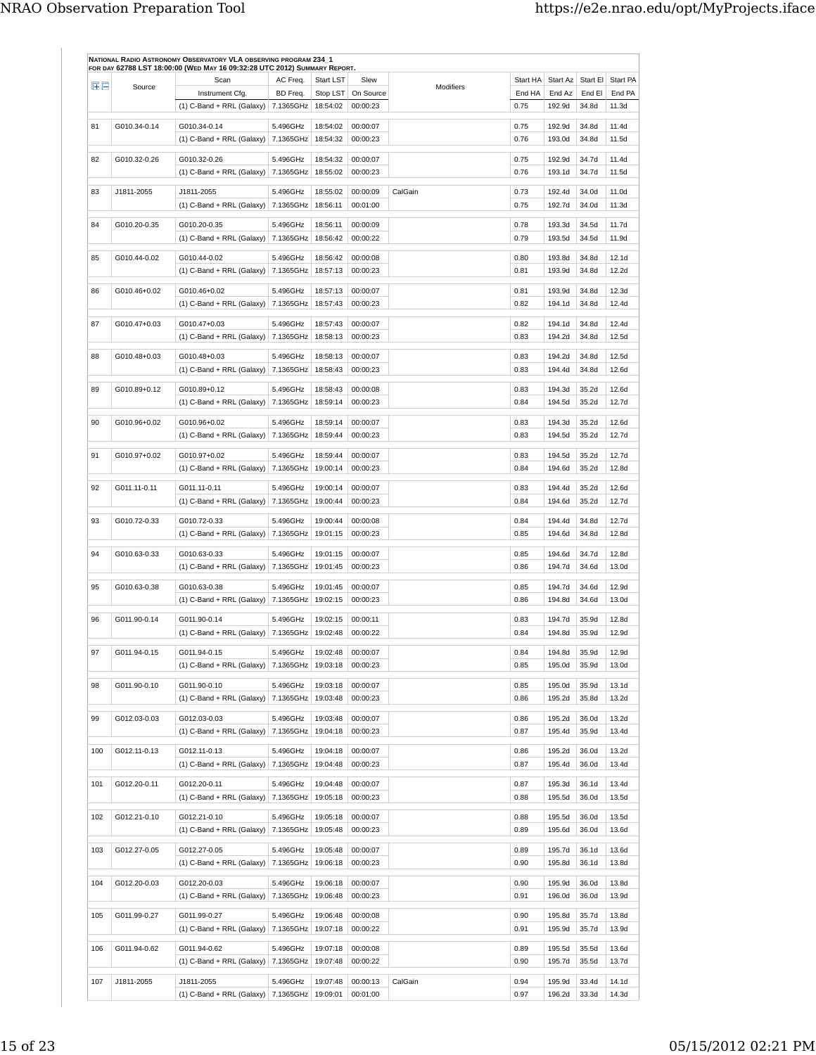**NATIONAL RADIO ASTRONOMY OBSERVATORY VLA OBSERVING PROGRAM 234_1**
**FOR DAY 62788 LST 18:00:00 (WED MAY 16 09:32:28 UTC 2012) SUMMARY REPORT.**

| | Source | Scan | AC Freq. | Start LST | Slew | Modifiers | Start HA | Start Az | Start El | Start PA |
|---|---|---|---|---|---|---|---|---|---|---|
| | | Instrument Cfg. | BD Freq. | Stop LST | On Source | | End HA | End Az | End El | End PA |
| | | (1) C-Band + RRL (Galaxy) | 7.1365GHz | 18:54:02 | 00:00:23 | | 0.75 | 192.9d | 34.8d | 11.3d |
| 81 | G010.34-0.14 | G010.34-0.14 | 5.496GHz | 18:54:02 | 00:00:07 | | 0.75 | 192.9d | 34.8d | 11.4d |
| | | (1) C-Band + RRL (Galaxy) | 7.1365GHz | 18:54:32 | 00:00:23 | | 0.76 | 193.0d | 34.8d | 11.5d |
| 82 | G010.32-0.26 | G010.32-0.26 | 5.496GHz | 18:54:32 | 00:00:07 | | 0.75 | 192.9d | 34.7d | 11.4d |
| | | (1) C-Band + RRL (Galaxy) | 7.1365GHz | 18:55:02 | 00:00:23 | | 0.76 | 193.1d | 34.7d | 11.5d |
| 83 | J1811-2055 | J1811-2055 | 5.496GHz | 18:55:02 | 00:00:09 | CalGain | 0.73 | 192.4d | 34.0d | 11.0d |
| | | (1) C-Band + RRL (Galaxy) | 7.1365GHz | 18:56:11 | 00:01:00 | | 0.75 | 192.7d | 34.0d | 11.3d |
| 84 | G010.20-0.35 | G010.20-0.35 | 5.496GHz | 18:56:11 | 00:00:09 | | 0.78 | 193.3d | 34.5d | 11.7d |
| | | (1) C-Band + RRL (Galaxy) | 7.1365GHz | 18:56:42 | 00:00:22 | | 0.79 | 193.5d | 34.5d | 11.9d |
| 85 | G010.44-0.02 | G010.44-0.02 | 5.496GHz | 18:56:42 | 00:00:08 | | 0.80 | 193.8d | 34.8d | 12.1d |
| | | (1) C-Band + RRL (Galaxy) | 7.1365GHz | 18:57:13 | 00:00:23 | | 0.81 | 193.9d | 34.8d | 12.2d |
| 86 | G010.46+0.02 | G010.46+0.02 | 5.496GHz | 18:57:13 | 00:00:07 | | 0.81 | 193.9d | 34.8d | 12.3d |
| | | (1) C-Band + RRL (Galaxy) | 7.1365GHz | 18:57:43 | 00:00:23 | | 0.82 | 194.1d | 34.8d | 12.4d |
| 87 | G010.47+0.03 | G010.47+0.03 | 5.496GHz | 18:57:43 | 00:00:07 | | 0.82 | 194.1d | 34.8d | 12.4d |
| | | (1) C-Band + RRL (Galaxy) | 7.1365GHz | 18:58:13 | 00:00:23 | | 0.83 | 194.2d | 34.8d | 12.5d |
| 88 | G010.48+0.03 | G010.48+0.03 | 5.496GHz | 18:58:13 | 00:00:07 | | 0.83 | 194.2d | 34.8d | 12.5d |
| | | (1) C-Band + RRL (Galaxy) | 7.1365GHz | 18:58:43 | 00:00:23 | | 0.83 | 194.4d | 34.8d | 12.6d |
| 89 | G010.89+0.12 | G010.89+0.12 | 5.496GHz | 18:58:43 | 00:00:08 | | 0.83 | 194.3d | 35.2d | 12.6d |
| | | (1) C-Band + RRL (Galaxy) | 7.1365GHz | 18:59:14 | 00:00:23 | | 0.84 | 194.5d | 35.2d | 12.7d |
| 90 | G010.96+0.02 | G010.96+0.02 | 5.496GHz | 18:59:14 | 00:00:07 | | 0.83 | 194.3d | 35.2d | 12.6d |
| | | (1) C-Band + RRL (Galaxy) | 7.1365GHz | 18:59:44 | 00:00:23 | | 0.83 | 194.5d | 35.2d | 12.7d |
| 91 | G010.97+0.02 | G010.97+0.02 | 5.496GHz | 18:59:44 | 00:00:07 | | 0.83 | 194.5d | 35.2d | 12.7d |
| | | (1) C-Band + RRL (Galaxy) | 7.1365GHz | 19:00:14 | 00:00:23 | | 0.84 | 194.6d | 35.2d | 12.8d |
| 92 | G011.11-0.11 | G011.11-0.11 | 5.496GHz | 19:00:14 | 00:00:07 | | 0.83 | 194.4d | 35.2d | 12.6d |
| | | (1) C-Band + RRL (Galaxy) | 7.1365GHz | 19:00:44 | 00:00:23 | | 0.84 | 194.6d | 35.2d | 12.7d |
| 93 | G010.72-0.33 | G010.72-0.33 | 5.496GHz | 19:00:44 | 00:00:08 | | 0.84 | 194.4d | 34.8d | 12.7d |
| | | (1) C-Band + RRL (Galaxy) | 7.1365GHz | 19:01:15 | 00:00:23 | | 0.85 | 194.6d | 34.8d | 12.8d |
| 94 | G010.63-0.33 | G010.63-0.33 | 5.496GHz | 19:01:15 | 00:00:07 | | 0.85 | 194.6d | 34.7d | 12.8d |
| | | (1) C-Band + RRL (Galaxy) | 7.1365GHz | 19:01:45 | 00:00:23 | | 0.86 | 194.7d | 34.6d | 13.0d |
| 95 | G010.63-0.38 | G010.63-0.38 | 5.496GHz | 19:01:45 | 00:00:07 | | 0.85 | 194.7d | 34.6d | 12.9d |
| | | (1) C-Band + RRL (Galaxy) | 7.1365GHz | 19:02:15 | 00:00:23 | | 0.86 | 194.8d | 34.6d | 13.0d |
| 96 | G011.90-0.14 | G011.90-0.14 | 5.496GHz | 19:02:15 | 00:00:11 | | 0.83 | 194.7d | 35.9d | 12.8d |
| | | (1) C-Band + RRL (Galaxy) | 7.1365GHz | 19:02:48 | 00:00:22 | | 0.84 | 194.8d | 35.9d | 12.9d |
| 97 | G011.94-0.15 | G011.94-0.15 | 5.496GHz | 19:02:48 | 00:00:07 | | 0.84 | 194.8d | 35.9d | 12.9d |
| | | (1) C-Band + RRL (Galaxy) | 7.1365GHz | 19:03:18 | 00:00:23 | | 0.85 | 195.0d | 35.9d | 13.0d |
| 98 | G011.90-0.10 | G011.90-0.10 | 5.496GHz | 19:03:18 | 00:00:07 | | 0.85 | 195.0d | 35.9d | 13.1d |
| | | (1) C-Band + RRL (Galaxy) | 7.1365GHz | 19:03:48 | 00:00:23 | | 0.86 | 195.2d | 35.8d | 13.2d |
| 99 | G012.03-0.03 | G012.03-0.03 | 5.496GHz | 19:03:48 | 00:00:07 | | 0.86 | 195.2d | 36.0d | 13.2d |
| | | (1) C-Band + RRL (Galaxy) | 7.1365GHz | 19:04:18 | 00:00:23 | | 0.87 | 195.4d | 35.9d | 13.4d |
| 100 | G012.11-0.13 | G012.11-0.13 | 5.496GHz | 19:04:18 | 00:00:07 | | 0.86 | 195.2d | 36.0d | 13.2d |
| | | (1) C-Band + RRL (Galaxy) | 7.1365GHz | 19:04:48 | 00:00:23 | | 0.87 | 195.4d | 36.0d | 13.4d |
| 101 | G012.20-0.11 | G012.20-0.11 | 5.496GHz | 19:04:48 | 00:00:07 | | 0.87 | 195.3d | 36.1d | 13.4d |
| | | (1) C-Band + RRL (Galaxy) | 7.1365GHz | 19:05:18 | 00:00:23 | | 0.88 | 195.5d | 36.0d | 13.5d |
| 102 | G012.21-0.10 | G012.21-0.10 | 5.496GHz | 19:05:18 | 00:00:07 | | 0.88 | 195.5d | 36.0d | 13.5d |
| | | (1) C-Band + RRL (Galaxy) | 7.1365GHz | 19:05:48 | 00:00:23 | | 0.89 | 195.6d | 36.0d | 13.6d |
| 103 | G012.27-0.05 | G012.27-0.05 | 5.496GHz | 19:05:48 | 00:00:07 | | 0.89 | 195.7d | 36.1d | 13.6d |
| | | (1) C-Band + RRL (Galaxy) | 7.1365GHz | 19:06:18 | 00:00:23 | | 0.90 | 195.8d | 36.1d | 13.8d |
| 104 | G012.20-0.03 | G012.20-0.03 | 5.496GHz | 19:06:18 | 00:00:07 | | 0.90 | 195.9d | 36.0d | 13.8d |
| | | (1) C-Band + RRL (Galaxy) | 7.1365GHz | 19:06:48 | 00:00:23 | | 0.91 | 196.0d | 36.0d | 13.9d |
| 105 | G011.99-0.27 | G011.99-0.27 | 5.496GHz | 19:06:48 | 00:00:08 | | 0.90 | 195.8d | 35.7d | 13.8d |
| | | (1) C-Band + RRL (Galaxy) | 7.1365GHz | 19:07:18 | 00:00:22 | | 0.91 | 195.9d | 35.7d | 13.9d |
| 106 | G011.94-0.62 | G011.94-0.62 | 5.496GHz | 19:07:18 | 00:00:08 | | 0.89 | 195.5d | 35.5d | 13.6d |
| | | (1) C-Band + RRL (Galaxy) | 7.1365GHz | 19:07:48 | 00:00:22 | | 0.90 | 195.7d | 35.5d | 13.7d |
| 107 | J1811-2055 | J1811-2055 | 5.496GHz | 19:07:48 | 00:00:13 | CalGain | 0.94 | 195.9d | 33.4d | 14.1d |
| | | (1) C-Band + RRL (Galaxy) | 7.1365GHz | 19:09:01 | 00:01:00 | | 0.97 | 196.2d | 33.3d | 14.3d |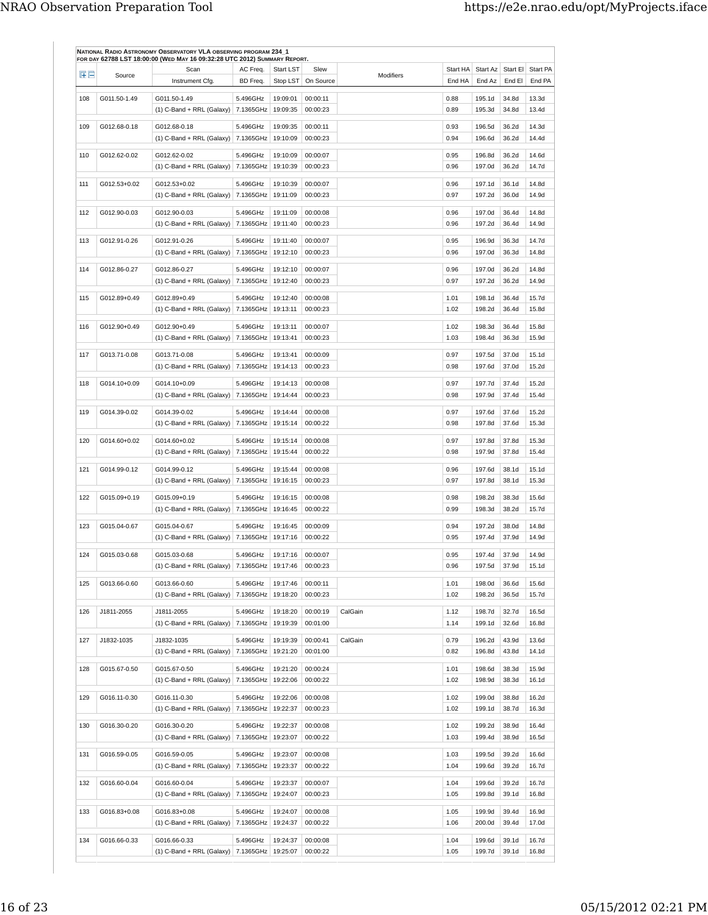**NATIONAL RADIO ASTRONOMY OBSERVATORY VLA OBSERVING PROGRAM 234_1**
**FOR DAY 62788 LST 18:00:00 (WED MAY 16 09:32:28 UTC 2012) SUMMARY REPORT.**

| | Source | Scan / Instrument Cfg. | AC Freq. / BD Freq. | Start LST / Stop LST | Slew / On Source | Modifiers | Start HA / End HA | Start Az / End Az | Start El / End El | Start PA / End PA |
|---|---|---|---|---|---|---|---|---|---|---|
| 108 | G011.50-1.49 | G011.50-1.49 | 5.496GHz | 19:09:01 | 00:00:11 | | 0.88 | 195.1d | 34.8d | 13.3d |
| | | (1) C-Band + RRL (Galaxy) | 7.1365GHz | 19:09:35 | 00:00:23 | | 0.89 | 195.3d | 34.8d | 13.4d |
| 109 | G012.68-0.18 | G012.68-0.18 | 5.496GHz | 19:09:35 | 00:00:11 | | 0.93 | 196.5d | 36.2d | 14.3d |
| | | (1) C-Band + RRL (Galaxy) | 7.1365GHz | 19:10:09 | 00:00:23 | | 0.94 | 196.6d | 36.2d | 14.4d |
| 110 | G012.62-0.02 | G012.62-0.02 | 5.496GHz | 19:10:09 | 00:00:07 | | 0.95 | 196.8d | 36.2d | 14.6d |
| | | (1) C-Band + RRL (Galaxy) | 7.1365GHz | 19:10:39 | 00:00:23 | | 0.96 | 197.0d | 36.2d | 14.7d |
| 111 | G012.53+0.02 | G012.53+0.02 | 5.496GHz | 19:10:39 | 00:00:07 | | 0.96 | 197.1d | 36.1d | 14.8d |
| | | (1) C-Band + RRL (Galaxy) | 7.1365GHz | 19:11:09 | 00:00:23 | | 0.97 | 197.2d | 36.0d | 14.9d |
| 112 | G012.90-0.03 | G012.90-0.03 | 5.496GHz | 19:11:09 | 00:00:08 | | 0.96 | 197.0d | 36.4d | 14.8d |
| | | (1) C-Band + RRL (Galaxy) | 7.1365GHz | 19:11:40 | 00:00:23 | | 0.96 | 197.2d | 36.4d | 14.9d |
| 113 | G012.91-0.26 | G012.91-0.26 | 5.496GHz | 19:11:40 | 00:00:07 | | 0.95 | 196.9d | 36.3d | 14.7d |
| | | (1) C-Band + RRL (Galaxy) | 7.1365GHz | 19:12:10 | 00:00:23 | | 0.96 | 197.0d | 36.3d | 14.8d |
| 114 | G012.86-0.27 | G012.86-0.27 | 5.496GHz | 19:12:10 | 00:00:07 | | 0.96 | 197.0d | 36.2d | 14.8d |
| | | (1) C-Band + RRL (Galaxy) | 7.1365GHz | 19:12:40 | 00:00:23 | | 0.97 | 197.2d | 36.2d | 14.9d |
| 115 | G012.89+0.49 | G012.89+0.49 | 5.496GHz | 19:12:40 | 00:00:08 | | 1.01 | 198.1d | 36.4d | 15.7d |
| | | (1) C-Band + RRL (Galaxy) | 7.1365GHz | 19:13:11 | 00:00:23 | | 1.02 | 198.2d | 36.4d | 15.8d |
| 116 | G012.90+0.49 | G012.90+0.49 | 5.496GHz | 19:13:11 | 00:00:07 | | 1.02 | 198.3d | 36.4d | 15.8d |
| | | (1) C-Band + RRL (Galaxy) | 7.1365GHz | 19:13:41 | 00:00:23 | | 1.03 | 198.4d | 36.3d | 15.9d |
| 117 | G013.71-0.08 | G013.71-0.08 | 5.496GHz | 19:13:41 | 00:00:09 | | 0.97 | 197.5d | 37.0d | 15.1d |
| | | (1) C-Band + RRL (Galaxy) | 7.1365GHz | 19:14:13 | 00:00:23 | | 0.98 | 197.6d | 37.0d | 15.2d |
| 118 | G014.10+0.09 | G014.10+0.09 | 5.496GHz | 19:14:13 | 00:00:08 | | 0.97 | 197.7d | 37.4d | 15.2d |
| | | (1) C-Band + RRL (Galaxy) | 7.1365GHz | 19:14:44 | 00:00:23 | | 0.98 | 197.9d | 37.4d | 15.4d |
| 119 | G014.39-0.02 | G014.39-0.02 | 5.496GHz | 19:14:44 | 00:00:08 | | 0.97 | 197.6d | 37.6d | 15.2d |
| | | (1) C-Band + RRL (Galaxy) | 7.1365GHz | 19:15:14 | 00:00:22 | | 0.98 | 197.8d | 37.6d | 15.3d |
| 120 | G014.60+0.02 | G014.60+0.02 | 5.496GHz | 19:15:14 | 00:00:08 | | 0.97 | 197.8d | 37.8d | 15.3d |
| | | (1) C-Band + RRL (Galaxy) | 7.1365GHz | 19:15:44 | 00:00:22 | | 0.98 | 197.9d | 37.8d | 15.4d |
| 121 | G014.99-0.12 | G014.99-0.12 | 5.496GHz | 19:15:44 | 00:00:08 | | 0.96 | 197.6d | 38.1d | 15.1d |
| | | (1) C-Band + RRL (Galaxy) | 7.1365GHz | 19:16:15 | 00:00:23 | | 0.97 | 197.8d | 38.1d | 15.3d |
| 122 | G015.09+0.19 | G015.09+0.19 | 5.496GHz | 19:16:15 | 00:00:08 | | 0.98 | 198.2d | 38.3d | 15.6d |
| | | (1) C-Band + RRL (Galaxy) | 7.1365GHz | 19:16:45 | 00:00:22 | | 0.99 | 198.3d | 38.2d | 15.7d |
| 123 | G015.04-0.67 | G015.04-0.67 | 5.496GHz | 19:16:45 | 00:00:09 | | 0.94 | 197.2d | 38.0d | 14.8d |
| | | (1) C-Band + RRL (Galaxy) | 7.1365GHz | 19:17:16 | 00:00:22 | | 0.95 | 197.4d | 37.9d | 14.9d |
| 124 | G015.03-0.68 | G015.03-0.68 | 5.496GHz | 19:17:16 | 00:00:07 | | 0.95 | 197.4d | 37.9d | 14.9d |
| | | (1) C-Band + RRL (Galaxy) | 7.1365GHz | 19:17:46 | 00:00:23 | | 0.96 | 197.5d | 37.9d | 15.1d |
| 125 | G013.66-0.60 | G013.66-0.60 | 5.496GHz | 19:17:46 | 00:00:11 | | 1.01 | 198.0d | 36.6d | 15.6d |
| | | (1) C-Band + RRL (Galaxy) | 7.1365GHz | 19:18:20 | 00:00:23 | | 1.02 | 198.2d | 36.5d | 15.7d |
| 126 | J1811-2055 | J1811-2055 | 5.496GHz | 19:18:20 | 00:00:19 | CalGain | 1.12 | 198.7d | 32.7d | 16.5d |
| | | (1) C-Band + RRL (Galaxy) | 7.1365GHz | 19:19:39 | 00:01:00 | | 1.14 | 199.1d | 32.6d | 16.8d |
| 127 | J1832-1035 | J1832-1035 | 5.496GHz | 19:19:39 | 00:00:41 | CalGain | 0.79 | 196.2d | 43.9d | 13.6d |
| | | (1) C-Band + RRL (Galaxy) | 7.1365GHz | 19:21:20 | 00:01:00 | | 0.82 | 196.8d | 43.8d | 14.1d |
| 128 | G015.67-0.50 | G015.67-0.50 | 5.496GHz | 19:21:20 | 00:00:24 | | 1.01 | 198.6d | 38.3d | 15.9d |
| | | (1) C-Band + RRL (Galaxy) | 7.1365GHz | 19:22:06 | 00:00:22 | | 1.02 | 198.9d | 38.3d | 16.1d |
| 129 | G016.11-0.30 | G016.11-0.30 | 5.496GHz | 19:22:06 | 00:00:08 | | 1.02 | 199.0d | 38.8d | 16.2d |
| | | (1) C-Band + RRL (Galaxy) | 7.1365GHz | 19:22:37 | 00:00:23 | | 1.02 | 199.1d | 38.7d | 16.3d |
| 130 | G016.30-0.20 | G016.30-0.20 | 5.496GHz | 19:22:37 | 00:00:08 | | 1.02 | 199.2d | 38.9d | 16.4d |
| | | (1) C-Band + RRL (Galaxy) | 7.1365GHz | 19:23:07 | 00:00:22 | | 1.03 | 199.4d | 38.9d | 16.5d |
| 131 | G016.59-0.05 | G016.59-0.05 | 5.496GHz | 19:23:07 | 00:00:08 | | 1.03 | 199.5d | 39.2d | 16.6d |
| | | (1) C-Band + RRL (Galaxy) | 7.1365GHz | 19:23:37 | 00:00:22 | | 1.04 | 199.6d | 39.2d | 16.7d |
| 132 | G016.60-0.04 | G016.60-0.04 | 5.496GHz | 19:23:37 | 00:00:07 | | 1.04 | 199.6d | 39.2d | 16.7d |
| | | (1) C-Band + RRL (Galaxy) | 7.1365GHz | 19:24:07 | 00:00:23 | | 1.05 | 199.8d | 39.1d | 16.8d |
| 133 | G016.83+0.08 | G016.83+0.08 | 5.496GHz | 19:24:07 | 00:00:08 | | 1.05 | 199.9d | 39.4d | 16.9d |
| | | (1) C-Band + RRL (Galaxy) | 7.1365GHz | 19:24:37 | 00:00:22 | | 1.06 | 200.0d | 39.4d | 17.0d |
| 134 | G016.66-0.33 | G016.66-0.33 | 5.496GHz | 19:24:37 | 00:00:08 | | 1.04 | 199.6d | 39.1d | 16.7d |
| | | (1) C-Band + RRL (Galaxy) | 7.1365GHz | 19:25:07 | 00:00:22 | | 1.05 | 199.7d | 39.1d | 16.8d |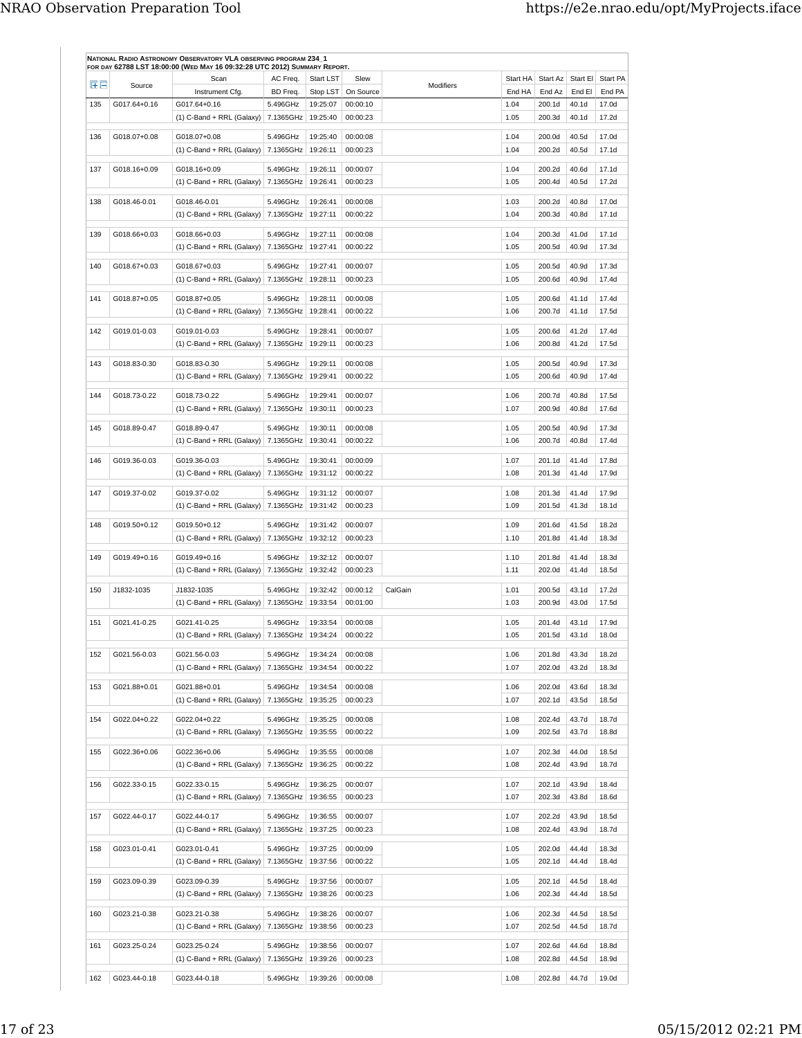**National Radio Astronomy Observatory VLA observing program 234_1**
**for day 62788 LST 18:00:00 (Wed May 16 09:32:28 UTC 2012) Summary Report.**

| | Source | Scan / Instrument Cfg. | AC Freq. / BD Freq. | Start LST / Stop LST | Slew / On Source | Modifiers | Start HA / End HA | Start Az / End Az | Start El / End El | Start PA / End PA |
|---|---|---|---|---|---|---|---|---|---|---|
| 135 | G017.64+0.16 | G017.64+0.16 | 5.496GHz | 19:25:07 | 00:00:10 | | 1.04 | 200.1d | 40.1d | 17.0d |
| | | (1) C-Band + RRL (Galaxy) | 7.1365GHz | 19:25:40 | 00:00:23 | | 1.05 | 200.3d | 40.1d | 17.2d |
| 136 | G018.07+0.08 | G018.07+0.08 | 5.496GHz | 19:25:40 | 00:00:08 | | 1.04 | 200.0d | 40.5d | 17.0d |
| | | (1) C-Band + RRL (Galaxy) | 7.1365GHz | 19:26:11 | 00:00:23 | | 1.04 | 200.2d | 40.5d | 17.1d |
| 137 | G018.16+0.09 | G018.16+0.09 | 5.496GHz | 19:26:11 | 00:00:07 | | 1.04 | 200.2d | 40.6d | 17.1d |
| | | (1) C-Band + RRL (Galaxy) | 7.1365GHz | 19:26:41 | 00:00:23 | | 1.05 | 200.4d | 40.5d | 17.2d |
| 138 | G018.46-0.01 | G018.46-0.01 | 5.496GHz | 19:26:41 | 00:00:08 | | 1.03 | 200.2d | 40.8d | 17.0d |
| | | (1) C-Band + RRL (Galaxy) | 7.1365GHz | 19:27:11 | 00:00:22 | | 1.04 | 200.3d | 40.8d | 17.1d |
| 139 | G018.66+0.03 | G018.66+0.03 | 5.496GHz | 19:27:11 | 00:00:08 | | 1.04 | 200.3d | 41.0d | 17.1d |
| | | (1) C-Band + RRL (Galaxy) | 7.1365GHz | 19:27:41 | 00:00:22 | | 1.05 | 200.5d | 40.9d | 17.3d |
| 140 | G018.67+0.03 | G018.67+0.03 | 5.496GHz | 19:27:41 | 00:00:07 | | 1.05 | 200.5d | 40.9d | 17.3d |
| | | (1) C-Band + RRL (Galaxy) | 7.1365GHz | 19:28:11 | 00:00:23 | | 1.05 | 200.6d | 40.9d | 17.4d |
| 141 | G018.87+0.05 | G018.87+0.05 | 5.496GHz | 19:28:11 | 00:00:08 | | 1.05 | 200.6d | 41.1d | 17.4d |
| | | (1) C-Band + RRL (Galaxy) | 7.1365GHz | 19:28:41 | 00:00:22 | | 1.06 | 200.7d | 41.1d | 17.5d |
| 142 | G019.01-0.03 | G019.01-0.03 | 5.496GHz | 19:28:41 | 00:00:07 | | 1.05 | 200.6d | 41.2d | 17.4d |
| | | (1) C-Band + RRL (Galaxy) | 7.1365GHz | 19:29:11 | 00:00:23 | | 1.06 | 200.8d | 41.2d | 17.5d |
| 143 | G018.83-0.30 | G018.83-0.30 | 5.496GHz | 19:29:11 | 00:00:08 | | 1.05 | 200.5d | 40.9d | 17.3d |
| | | (1) C-Band + RRL (Galaxy) | 7.1365GHz | 19:29:41 | 00:00:22 | | 1.05 | 200.6d | 40.9d | 17.4d |
| 144 | G018.73-0.22 | G018.73-0.22 | 5.496GHz | 19:29:41 | 00:00:07 | | 1.06 | 200.7d | 40.8d | 17.5d |
| | | (1) C-Band + RRL (Galaxy) | 7.1365GHz | 19:30:11 | 00:00:23 | | 1.07 | 200.9d | 40.8d | 17.6d |
| 145 | G018.89-0.47 | G018.89-0.47 | 5.496GHz | 19:30:11 | 00:00:08 | | 1.05 | 200.5d | 40.9d | 17.3d |
| | | (1) C-Band + RRL (Galaxy) | 7.1365GHz | 19:30:41 | 00:00:22 | | 1.06 | 200.7d | 40.8d | 17.4d |
| 146 | G019.36-0.03 | G019.36-0.03 | 5.496GHz | 19:30:41 | 00:00:09 | | 1.07 | 201.1d | 41.4d | 17.8d |
| | | (1) C-Band + RRL (Galaxy) | 7.1365GHz | 19:31:12 | 00:00:22 | | 1.08 | 201.3d | 41.4d | 17.9d |
| 147 | G019.37-0.02 | G019.37-0.02 | 5.496GHz | 19:31:12 | 00:00:07 | | 1.08 | 201.3d | 41.4d | 17.9d |
| | | (1) C-Band + RRL (Galaxy) | 7.1365GHz | 19:31:42 | 00:00:23 | | 1.09 | 201.5d | 41.3d | 18.1d |
| 148 | G019.50+0.12 | G019.50+0.12 | 5.496GHz | 19:31:42 | 00:00:07 | | 1.09 | 201.6d | 41.5d | 18.2d |
| | | (1) C-Band + RRL (Galaxy) | 7.1365GHz | 19:32:12 | 00:00:23 | | 1.10 | 201.8d | 41.4d | 18.3d |
| 149 | G019.49+0.16 | G019.49+0.16 | 5.496GHz | 19:32:12 | 00:00:07 | | 1.10 | 201.8d | 41.4d | 18.3d |
| | | (1) C-Band + RRL (Galaxy) | 7.1365GHz | 19:32:42 | 00:00:23 | | 1.11 | 202.0d | 41.4d | 18.5d |
| 150 | J1832-1035 | J1832-1035 | 5.496GHz | 19:32:42 | 00:00:12 | CalGain | 1.01 | 200.5d | 43.1d | 17.2d |
| | | (1) C-Band + RRL (Galaxy) | 7.1365GHz | 19:33:54 | 00:01:00 | | 1.03 | 200.9d | 43.0d | 17.5d |
| 151 | G021.41-0.25 | G021.41-0.25 | 5.496GHz | 19:33:54 | 00:00:08 | | 1.05 | 201.4d | 43.1d | 17.9d |
| | | (1) C-Band + RRL (Galaxy) | 7.1365GHz | 19:34:24 | 00:00:22 | | 1.05 | 201.5d | 43.1d | 18.0d |
| 152 | G021.56-0.03 | G021.56-0.03 | 5.496GHz | 19:34:24 | 00:00:08 | | 1.06 | 201.8d | 43.3d | 18.2d |
| | | (1) C-Band + RRL (Galaxy) | 7.1365GHz | 19:34:54 | 00:00:22 | | 1.07 | 202.0d | 43.2d | 18.3d |
| 153 | G021.88+0.01 | G021.88+0.01 | 5.496GHz | 19:34:54 | 00:00:08 | | 1.06 | 202.0d | 43.6d | 18.3d |
| | | (1) C-Band + RRL (Galaxy) | 7.1365GHz | 19:35:25 | 00:00:23 | | 1.07 | 202.1d | 43.5d | 18.5d |
| 154 | G022.04+0.22 | G022.04+0.22 | 5.496GHz | 19:35:25 | 00:00:08 | | 1.08 | 202.4d | 43.7d | 18.7d |
| | | (1) C-Band + RRL (Galaxy) | 7.1365GHz | 19:35:55 | 00:00:22 | | 1.09 | 202.5d | 43.7d | 18.8d |
| 155 | G022.36+0.06 | G022.36+0.06 | 5.496GHz | 19:35:55 | 00:00:08 | | 1.07 | 202.3d | 44.0d | 18.5d |
| | | (1) C-Band + RRL (Galaxy) | 7.1365GHz | 19:36:25 | 00:00:22 | | 1.08 | 202.4d | 43.9d | 18.7d |
| 156 | G022.33-0.15 | G022.33-0.15 | 5.496GHz | 19:36:25 | 00:00:07 | | 1.07 | 202.1d | 43.9d | 18.4d |
| | | (1) C-Band + RRL (Galaxy) | 7.1365GHz | 19:36:55 | 00:00:23 | | 1.07 | 202.3d | 43.8d | 18.6d |
| 157 | G022.44-0.17 | G022.44-0.17 | 5.496GHz | 19:36:55 | 00:00:07 | | 1.07 | 202.2d | 43.9d | 18.5d |
| | | (1) C-Band + RRL (Galaxy) | 7.1365GHz | 19:37:25 | 00:00:23 | | 1.08 | 202.4d | 43.9d | 18.7d |
| 158 | G023.01-0.41 | G023.01-0.41 | 5.496GHz | 19:37:25 | 00:00:09 | | 1.05 | 202.0d | 44.4d | 18.3d |
| | | (1) C-Band + RRL (Galaxy) | 7.1365GHz | 19:37:56 | 00:00:22 | | 1.05 | 202.1d | 44.4d | 18.4d |
| 159 | G023.09-0.39 | G023.09-0.39 | 5.496GHz | 19:37:56 | 00:00:07 | | 1.05 | 202.1d | 44.5d | 18.4d |
| | | (1) C-Band + RRL (Galaxy) | 7.1365GHz | 19:38:26 | 00:00:23 | | 1.06 | 202.3d | 44.4d | 18.5d |
| 160 | G023.21-0.38 | G023.21-0.38 | 5.496GHz | 19:38:26 | 00:00:07 | | 1.06 | 202.3d | 44.5d | 18.5d |
| | | (1) C-Band + RRL (Galaxy) | 7.1365GHz | 19:38:56 | 00:00:23 | | 1.07 | 202.5d | 44.5d | 18.7d |
| 161 | G023.25-0.24 | G023.25-0.24 | 5.496GHz | 19:38:56 | 00:00:07 | | 1.07 | 202.6d | 44.6d | 18.8d |
| | | (1) C-Band + RRL (Galaxy) | 7.1365GHz | 19:39:26 | 00:00:23 | | 1.08 | 202.8d | 44.5d | 18.9d |
| 162 | G023.44-0.18 | G023.44-0.18 | 5.496GHz | 19:39:26 | 00:00:08 | | 1.08 | 202.8d | 44.7d | 19.0d |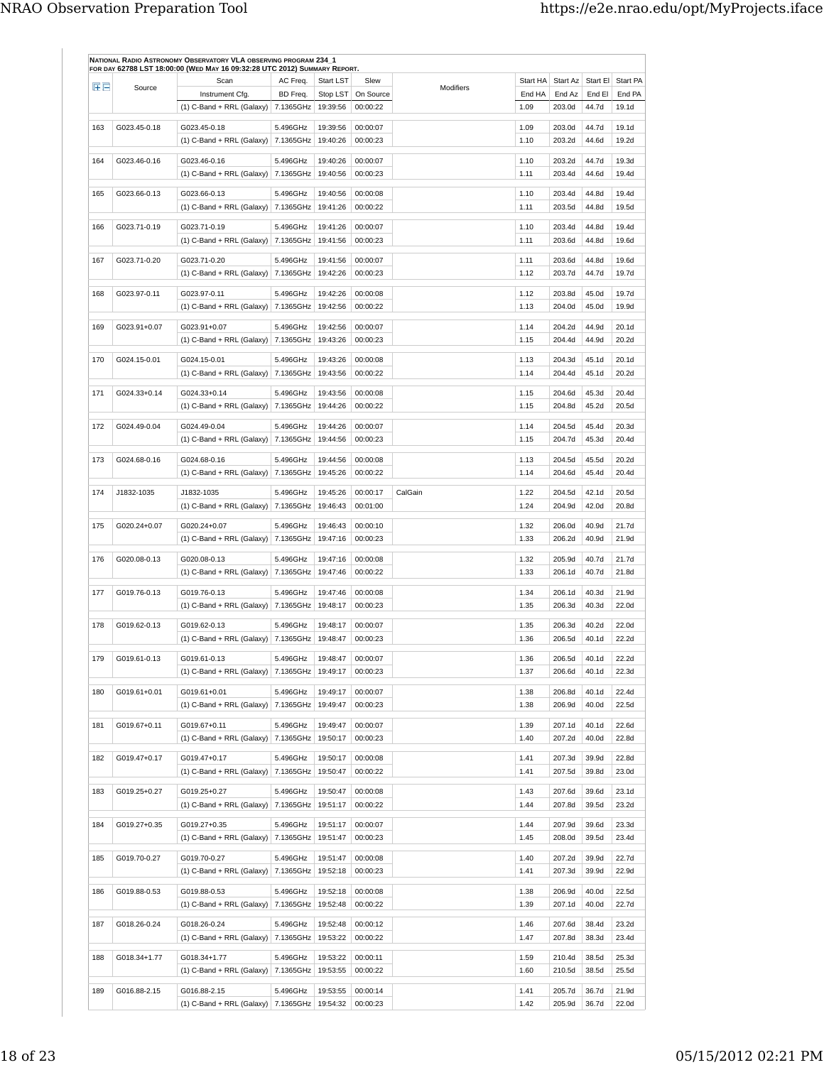**National Radio Astronomy Observatory VLA observing program 234_1**
**for day 62788 LST 18:00:00 (Wed May 16 09:32:28 UTC 2012) Summary Report.**

| | Source | Scan / Instrument Cfg. | AC Freq. / BD Freq. | Start LST / Stop LST | Slew / On Source | Modifiers | Start HA / End HA | Start Az / End Az | Start El / End El | Start PA / End PA |
|---|---|---|---|---|---|---|---|---|---|---|
| | | (1) C-Band + RRL (Galaxy) | 7.1365GHz | 19:39:56 | 00:00:22 | | 1.09 | 203.0d | 44.7d | 19.1d |
| 163 | G023.45-0.18 | G023.45-0.18 | 5.496GHz | 19:39:56 | 00:00:07 | | 1.09 | 203.0d | 44.7d | 19.1d |
| | | (1) C-Band + RRL (Galaxy) | 7.1365GHz | 19:40:26 | 00:00:23 | | 1.10 | 203.2d | 44.6d | 19.2d |
| 164 | G023.46-0.16 | G023.46-0.16 | 5.496GHz | 19:40:26 | 00:00:07 | | 1.10 | 203.2d | 44.7d | 19.3d |
| | | (1) C-Band + RRL (Galaxy) | 7.1365GHz | 19:40:56 | 00:00:23 | | 1.11 | 203.4d | 44.6d | 19.4d |
| 165 | G023.66-0.13 | G023.66-0.13 | 5.496GHz | 19:40:56 | 00:00:08 | | 1.10 | 203.4d | 44.8d | 19.4d |
| | | (1) C-Band + RRL (Galaxy) | 7.1365GHz | 19:41:26 | 00:00:22 | | 1.11 | 203.5d | 44.8d | 19.5d |
| 166 | G023.71-0.19 | G023.71-0.19 | 5.496GHz | 19:41:26 | 00:00:07 | | 1.10 | 203.4d | 44.8d | 19.4d |
| | | (1) C-Band + RRL (Galaxy) | 7.1365GHz | 19:41:56 | 00:00:23 | | 1.11 | 203.6d | 44.8d | 19.6d |
| 167 | G023.71-0.20 | G023.71-0.20 | 5.496GHz | 19:41:56 | 00:00:07 | | 1.11 | 203.6d | 44.8d | 19.6d |
| | | (1) C-Band + RRL (Galaxy) | 7.1365GHz | 19:42:26 | 00:00:23 | | 1.12 | 203.7d | 44.7d | 19.7d |
| 168 | G023.97-0.11 | G023.97-0.11 | 5.496GHz | 19:42:26 | 00:00:08 | | 1.12 | 203.8d | 45.0d | 19.7d |
| | | (1) C-Band + RRL (Galaxy) | 7.1365GHz | 19:42:56 | 00:00:22 | | 1.13 | 204.0d | 45.0d | 19.9d |
| 169 | G023.91+0.07 | G023.91+0.07 | 5.496GHz | 19:42:56 | 00:00:07 | | 1.14 | 204.2d | 44.9d | 20.1d |
| | | (1) C-Band + RRL (Galaxy) | 7.1365GHz | 19:43:26 | 00:00:23 | | 1.15 | 204.4d | 44.9d | 20.2d |
| 170 | G024.15-0.01 | G024.15-0.01 | 5.496GHz | 19:43:26 | 00:00:08 | | 1.13 | 204.3d | 45.1d | 20.1d |
| | | (1) C-Band + RRL (Galaxy) | 7.1365GHz | 19:43:56 | 00:00:22 | | 1.14 | 204.4d | 45.1d | 20.2d |
| 171 | G024.33+0.14 | G024.33+0.14 | 5.496GHz | 19:43:56 | 00:00:08 | | 1.15 | 204.6d | 45.3d | 20.4d |
| | | (1) C-Band + RRL (Galaxy) | 7.1365GHz | 19:44:26 | 00:00:22 | | 1.15 | 204.8d | 45.2d | 20.5d |
| 172 | G024.49-0.04 | G024.49-0.04 | 5.496GHz | 19:44:26 | 00:00:07 | | 1.14 | 204.5d | 45.4d | 20.3d |
| | | (1) C-Band + RRL (Galaxy) | 7.1365GHz | 19:44:56 | 00:00:23 | | 1.15 | 204.7d | 45.3d | 20.4d |
| 173 | G024.68-0.16 | G024.68-0.16 | 5.496GHz | 19:44:56 | 00:00:08 | | 1.13 | 204.5d | 45.5d | 20.2d |
| | | (1) C-Band + RRL (Galaxy) | 7.1365GHz | 19:45:26 | 00:00:22 | | 1.14 | 204.6d | 45.4d | 20.4d |
| 174 | J1832-1035 | J1832-1035 | 5.496GHz | 19:45:26 | 00:00:17 | CalGain | 1.22 | 204.5d | 42.1d | 20.5d |
| | | (1) C-Band + RRL (Galaxy) | 7.1365GHz | 19:46:43 | 00:01:00 | | 1.24 | 204.9d | 42.0d | 20.8d |
| 175 | G020.24+0.07 | G020.24+0.07 | 5.496GHz | 19:46:43 | 00:00:10 | | 1.32 | 206.0d | 40.9d | 21.7d |
| | | (1) C-Band + RRL (Galaxy) | 7.1365GHz | 19:47:16 | 00:00:23 | | 1.33 | 206.2d | 40.9d | 21.9d |
| 176 | G020.08-0.13 | G020.08-0.13 | 5.496GHz | 19:47:16 | 00:00:08 | | 1.32 | 205.9d | 40.7d | 21.7d |
| | | (1) C-Band + RRL (Galaxy) | 7.1365GHz | 19:47:46 | 00:00:22 | | 1.33 | 206.1d | 40.7d | 21.8d |
| 177 | G019.76-0.13 | G019.76-0.13 | 5.496GHz | 19:47:46 | 00:00:08 | | 1.34 | 206.1d | 40.3d | 21.9d |
| | | (1) C-Band + RRL (Galaxy) | 7.1365GHz | 19:48:17 | 00:00:23 | | 1.35 | 206.3d | 40.3d | 22.0d |
| 178 | G019.62-0.13 | G019.62-0.13 | 5.496GHz | 19:48:17 | 00:00:07 | | 1.35 | 206.3d | 40.2d | 22.0d |
| | | (1) C-Band + RRL (Galaxy) | 7.1365GHz | 19:48:47 | 00:00:23 | | 1.36 | 206.5d | 40.1d | 22.2d |
| 179 | G019.61-0.13 | G019.61-0.13 | 5.496GHz | 19:48:47 | 00:00:07 | | 1.36 | 206.5d | 40.1d | 22.2d |
| | | (1) C-Band + RRL (Galaxy) | 7.1365GHz | 19:49:17 | 00:00:23 | | 1.37 | 206.6d | 40.1d | 22.3d |
| 180 | G019.61+0.01 | G019.61+0.01 | 5.496GHz | 19:49:17 | 00:00:07 | | 1.38 | 206.8d | 40.1d | 22.4d |
| | | (1) C-Band + RRL (Galaxy) | 7.1365GHz | 19:49:47 | 00:00:23 | | 1.38 | 206.9d | 40.0d | 22.5d |
| 181 | G019.67+0.11 | G019.67+0.11 | 5.496GHz | 19:49:47 | 00:00:07 | | 1.39 | 207.1d | 40.1d | 22.6d |
| | | (1) C-Band + RRL (Galaxy) | 7.1365GHz | 19:50:17 | 00:00:23 | | 1.40 | 207.2d | 40.0d | 22.8d |
| 182 | G019.47+0.17 | G019.47+0.17 | 5.496GHz | 19:50:17 | 00:00:08 | | 1.41 | 207.3d | 39.9d | 22.8d |
| | | (1) C-Band + RRL (Galaxy) | 7.1365GHz | 19:50:47 | 00:00:22 | | 1.41 | 207.5d | 39.8d | 23.0d |
| 183 | G019.25+0.27 | G019.25+0.27 | 5.496GHz | 19:50:47 | 00:00:08 | | 1.43 | 207.6d | 39.6d | 23.1d |
| | | (1) C-Band + RRL (Galaxy) | 7.1365GHz | 19:51:17 | 00:00:22 | | 1.44 | 207.8d | 39.5d | 23.2d |
| 184 | G019.27+0.35 | G019.27+0.35 | 5.496GHz | 19:51:17 | 00:00:07 | | 1.44 | 207.9d | 39.6d | 23.3d |
| | | (1) C-Band + RRL (Galaxy) | 7.1365GHz | 19:51:47 | 00:00:23 | | 1.45 | 208.0d | 39.5d | 23.4d |
| 185 | G019.70-0.27 | G019.70-0.27 | 5.496GHz | 19:51:47 | 00:00:08 | | 1.40 | 207.2d | 39.9d | 22.7d |
| | | (1) C-Band + RRL (Galaxy) | 7.1365GHz | 19:52:18 | 00:00:23 | | 1.41 | 207.3d | 39.9d | 22.9d |
| 186 | G019.88-0.53 | G019.88-0.53 | 5.496GHz | 19:52:18 | 00:00:08 | | 1.38 | 206.9d | 40.0d | 22.5d |
| | | (1) C-Band + RRL (Galaxy) | 7.1365GHz | 19:52:48 | 00:00:22 | | 1.39 | 207.1d | 40.0d | 22.7d |
| 187 | G018.26-0.24 | G018.26-0.24 | 5.496GHz | 19:52:48 | 00:00:12 | | 1.46 | 207.6d | 38.4d | 23.2d |
| | | (1) C-Band + RRL (Galaxy) | 7.1365GHz | 19:53:22 | 00:00:22 | | 1.47 | 207.8d | 38.3d | 23.4d |
| 188 | G018.34+1.77 | G018.34+1.77 | 5.496GHz | 19:53:22 | 00:00:11 | | 1.59 | 210.4d | 38.5d | 25.3d |
| | | (1) C-Band + RRL (Galaxy) | 7.1365GHz | 19:53:55 | 00:00:22 | | 1.60 | 210.5d | 38.5d | 25.5d |
| 189 | G016.88-2.15 | G016.88-2.15 | 5.496GHz | 19:53:55 | 00:00:14 | | 1.41 | 205.7d | 36.7d | 21.9d |
| | | (1) C-Band + RRL (Galaxy) | 7.1365GHz | 19:54:32 | 00:00:23 | | 1.42 | 205.9d | 36.7d | 22.0d |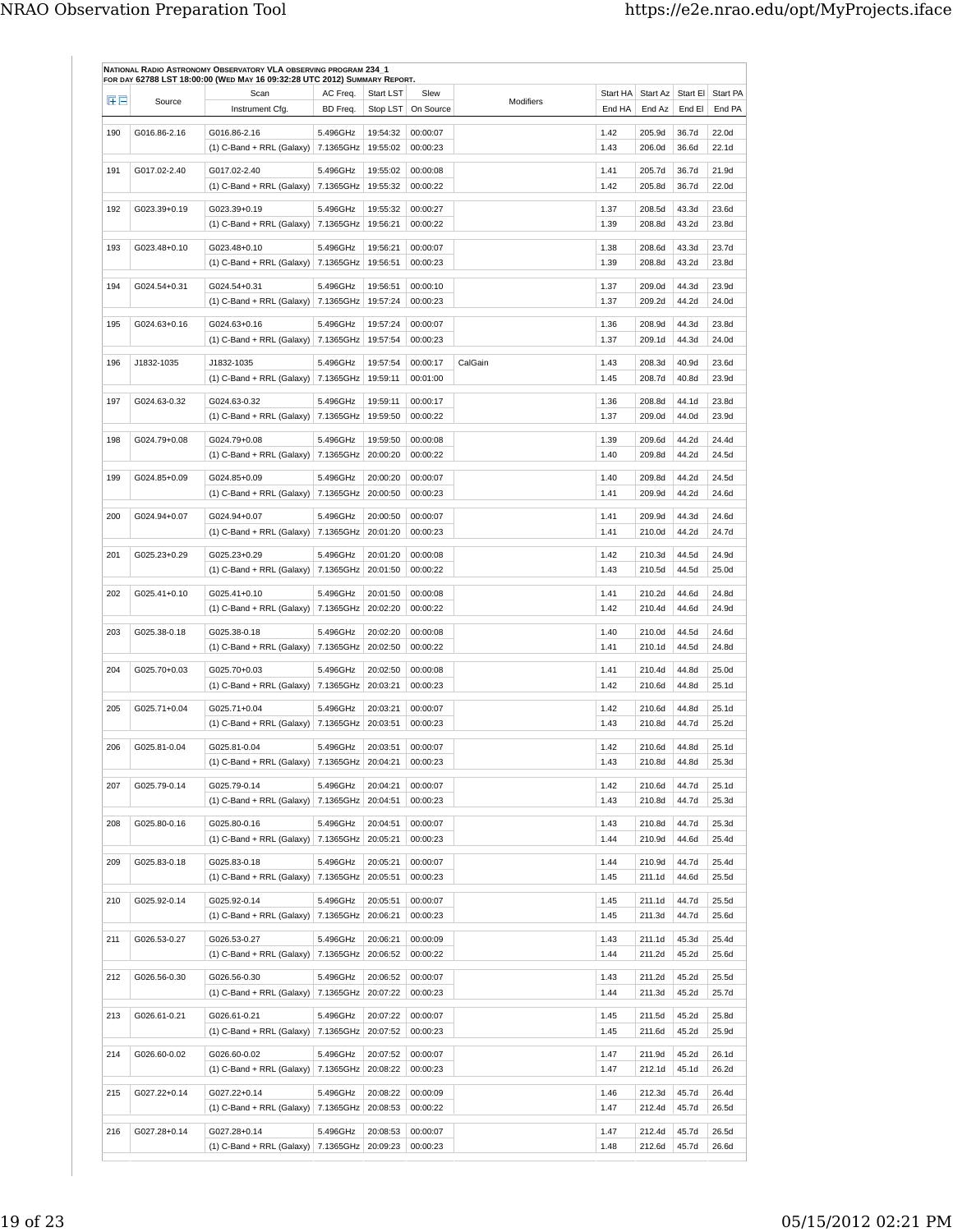**NATIONAL RADIO ASTRONOMY OBSERVATORY VLA OBSERVING PROGRAM 234_1**
**FOR DAY 62788 LST 18:00:00 (WED MAY 16 09:32:28 UTC 2012) SUMMARY REPORT.**

| | Source | Scan / Instrument Cfg. | AC Freq. / BD Freq. | Start LST / Stop LST | Slew / On Source | Modifiers | Start HA / End HA | Start Az / End Az | Start El / End El | Start PA / End PA |
|---|---|---|---|---|---|---|---|---|---|---|
| 190 | G016.86-2.16 | G016.86-2.16 | 5.496GHz | 19:54:32 | 00:00:07 | | 1.42 | 205.9d | 36.7d | 22.0d |
| | | (1) C-Band + RRL (Galaxy) | 7.1365GHz | 19:55:02 | 00:00:23 | | 1.43 | 206.0d | 36.6d | 22.1d |
| 191 | G017.02-2.40 | G017.02-2.40 | 5.496GHz | 19:55:02 | 00:00:08 | | 1.41 | 205.7d | 36.7d | 21.9d |
| | | (1) C-Band + RRL (Galaxy) | 7.1365GHz | 19:55:32 | 00:00:22 | | 1.42 | 205.8d | 36.7d | 22.0d |
| 192 | G023.39+0.19 | G023.39+0.19 | 5.496GHz | 19:55:32 | 00:00:27 | | 1.37 | 208.5d | 43.3d | 23.6d |
| | | (1) C-Band + RRL (Galaxy) | 7.1365GHz | 19:56:21 | 00:00:22 | | 1.39 | 208.8d | 43.2d | 23.8d |
| 193 | G023.48+0.10 | G023.48+0.10 | 5.496GHz | 19:56:21 | 00:00:07 | | 1.38 | 208.6d | 43.3d | 23.7d |
| | | (1) C-Band + RRL (Galaxy) | 7.1365GHz | 19:56:51 | 00:00:23 | | 1.39 | 208.8d | 43.2d | 23.8d |
| 194 | G024.54+0.31 | G024.54+0.31 | 5.496GHz | 19:56:51 | 00:00:10 | | 1.37 | 209.0d | 44.3d | 23.9d |
| | | (1) C-Band + RRL (Galaxy) | 7.1365GHz | 19:57:24 | 00:00:23 | | 1.37 | 209.2d | 44.2d | 24.0d |
| 195 | G024.63+0.16 | G024.63+0.16 | 5.496GHz | 19:57:24 | 00:00:07 | | 1.36 | 208.9d | 44.3d | 23.8d |
| | | (1) C-Band + RRL (Galaxy) | 7.1365GHz | 19:57:54 | 00:00:23 | | 1.37 | 209.1d | 44.3d | 24.0d |
| 196 | J1832-1035 | J1832-1035 | 5.496GHz | 19:57:54 | 00:00:17 | CalGain | 1.43 | 208.3d | 40.9d | 23.6d |
| | | (1) C-Band + RRL (Galaxy) | 7.1365GHz | 19:59:11 | 00:01:00 | | 1.45 | 208.7d | 40.8d | 23.9d |
| 197 | G024.63-0.32 | G024.63-0.32 | 5.496GHz | 19:59:11 | 00:00:17 | | 1.36 | 208.8d | 44.1d | 23.8d |
| | | (1) C-Band + RRL (Galaxy) | 7.1365GHz | 19:59:50 | 00:00:22 | | 1.37 | 209.0d | 44.0d | 23.9d |
| 198 | G024.79+0.08 | G024.79+0.08 | 5.496GHz | 19:59:50 | 00:00:08 | | 1.39 | 209.6d | 44.2d | 24.4d |
| | | (1) C-Band + RRL (Galaxy) | 7.1365GHz | 20:00:20 | 00:00:22 | | 1.40 | 209.8d | 44.2d | 24.5d |
| 199 | G024.85+0.09 | G024.85+0.09 | 5.496GHz | 20:00:20 | 00:00:07 | | 1.40 | 209.8d | 44.2d | 24.5d |
| | | (1) C-Band + RRL (Galaxy) | 7.1365GHz | 20:00:50 | 00:00:23 | | 1.41 | 209.9d | 44.2d | 24.6d |
| 200 | G024.94+0.07 | G024.94+0.07 | 5.496GHz | 20:00:50 | 00:00:07 | | 1.41 | 209.9d | 44.3d | 24.6d |
| | | (1) C-Band + RRL (Galaxy) | 7.1365GHz | 20:01:20 | 00:00:23 | | 1.41 | 210.0d | 44.2d | 24.7d |
| 201 | G025.23+0.29 | G025.23+0.29 | 5.496GHz | 20:01:20 | 00:00:08 | | 1.42 | 210.3d | 44.5d | 24.9d |
| | | (1) C-Band + RRL (Galaxy) | 7.1365GHz | 20:01:50 | 00:00:22 | | 1.43 | 210.5d | 44.5d | 25.0d |
| 202 | G025.41+0.10 | G025.41+0.10 | 5.496GHz | 20:01:50 | 00:00:08 | | 1.41 | 210.2d | 44.6d | 24.8d |
| | | (1) C-Band + RRL (Galaxy) | 7.1365GHz | 20:02:20 | 00:00:22 | | 1.42 | 210.4d | 44.6d | 24.9d |
| 203 | G025.38-0.18 | G025.38-0.18 | 5.496GHz | 20:02:20 | 00:00:08 | | 1.40 | 210.0d | 44.5d | 24.6d |
| | | (1) C-Band + RRL (Galaxy) | 7.1365GHz | 20:02:50 | 00:00:22 | | 1.41 | 210.1d | 44.5d | 24.8d |
| 204 | G025.70+0.03 | G025.70+0.03 | 5.496GHz | 20:02:50 | 00:00:08 | | 1.41 | 210.4d | 44.8d | 25.0d |
| | | (1) C-Band + RRL (Galaxy) | 7.1365GHz | 20:03:21 | 00:00:23 | | 1.42 | 210.6d | 44.8d | 25.1d |
| 205 | G025.71+0.04 | G025.71+0.04 | 5.496GHz | 20:03:21 | 00:00:07 | | 1.42 | 210.6d | 44.8d | 25.1d |
| | | (1) C-Band + RRL (Galaxy) | 7.1365GHz | 20:03:51 | 00:00:23 | | 1.43 | 210.8d | 44.7d | 25.2d |
| 206 | G025.81-0.04 | G025.81-0.04 | 5.496GHz | 20:03:51 | 00:00:07 | | 1.42 | 210.6d | 44.8d | 25.1d |
| | | (1) C-Band + RRL (Galaxy) | 7.1365GHz | 20:04:21 | 00:00:23 | | 1.43 | 210.8d | 44.8d | 25.3d |
| 207 | G025.79-0.14 | G025.79-0.14 | 5.496GHz | 20:04:21 | 00:00:07 | | 1.42 | 210.6d | 44.7d | 25.1d |
| | | (1) C-Band + RRL (Galaxy) | 7.1365GHz | 20:04:51 | 00:00:23 | | 1.43 | 210.8d | 44.7d | 25.3d |
| 208 | G025.80-0.16 | G025.80-0.16 | 5.496GHz | 20:04:51 | 00:00:07 | | 1.43 | 210.8d | 44.7d | 25.3d |
| | | (1) C-Band + RRL (Galaxy) | 7.1365GHz | 20:05:21 | 00:00:23 | | 1.44 | 210.9d | 44.6d | 25.4d |
| 209 | G025.83-0.18 | G025.83-0.18 | 5.496GHz | 20:05:21 | 00:00:07 | | 1.44 | 210.9d | 44.7d | 25.4d |
| | | (1) C-Band + RRL (Galaxy) | 7.1365GHz | 20:05:51 | 00:00:23 | | 1.45 | 211.1d | 44.6d | 25.5d |
| 210 | G025.92-0.14 | G025.92-0.14 | 5.496GHz | 20:05:51 | 00:00:07 | | 1.45 | 211.1d | 44.7d | 25.5d |
| | | (1) C-Band + RRL (Galaxy) | 7.1365GHz | 20:06:21 | 00:00:23 | | 1.45 | 211.3d | 44.7d | 25.6d |
| 211 | G026.53-0.27 | G026.53-0.27 | 5.496GHz | 20:06:21 | 00:00:09 | | 1.43 | 211.1d | 45.3d | 25.4d |
| | | (1) C-Band + RRL (Galaxy) | 7.1365GHz | 20:06:52 | 00:00:22 | | 1.44 | 211.2d | 45.2d | 25.6d |
| 212 | G026.56-0.30 | G026.56-0.30 | 5.496GHz | 20:06:52 | 00:00:07 | | 1.43 | 211.2d | 45.2d | 25.5d |
| | | (1) C-Band + RRL (Galaxy) | 7.1365GHz | 20:07:22 | 00:00:23 | | 1.44 | 211.3d | 45.2d | 25.7d |
| 213 | G026.61-0.21 | G026.61-0.21 | 5.496GHz | 20:07:22 | 00:00:07 | | 1.45 | 211.5d | 45.2d | 25.8d |
| | | (1) C-Band + RRL (Galaxy) | 7.1365GHz | 20:07:52 | 00:00:23 | | 1.45 | 211.6d | 45.2d | 25.9d |
| 214 | G026.60-0.02 | G026.60-0.02 | 5.496GHz | 20:07:52 | 00:00:07 | | 1.47 | 211.9d | 45.2d | 26.1d |
| | | (1) C-Band + RRL (Galaxy) | 7.1365GHz | 20:08:22 | 00:00:23 | | 1.47 | 212.1d | 45.1d | 26.2d |
| 215 | G027.22+0.14 | G027.22+0.14 | 5.496GHz | 20:08:22 | 00:00:09 | | 1.46 | 212.3d | 45.7d | 26.4d |
| | | (1) C-Band + RRL (Galaxy) | 7.1365GHz | 20:08:53 | 00:00:22 | | 1.47 | 212.4d | 45.7d | 26.5d |
| 216 | G027.28+0.14 | G027.28+0.14 | 5.496GHz | 20:08:53 | 00:00:07 | | 1.47 | 212.4d | 45.7d | 26.5d |
| | | (1) C-Band + RRL (Galaxy) | 7.1365GHz | 20:09:23 | 00:00:23 | | 1.48 | 212.6d | 45.7d | 26.6d |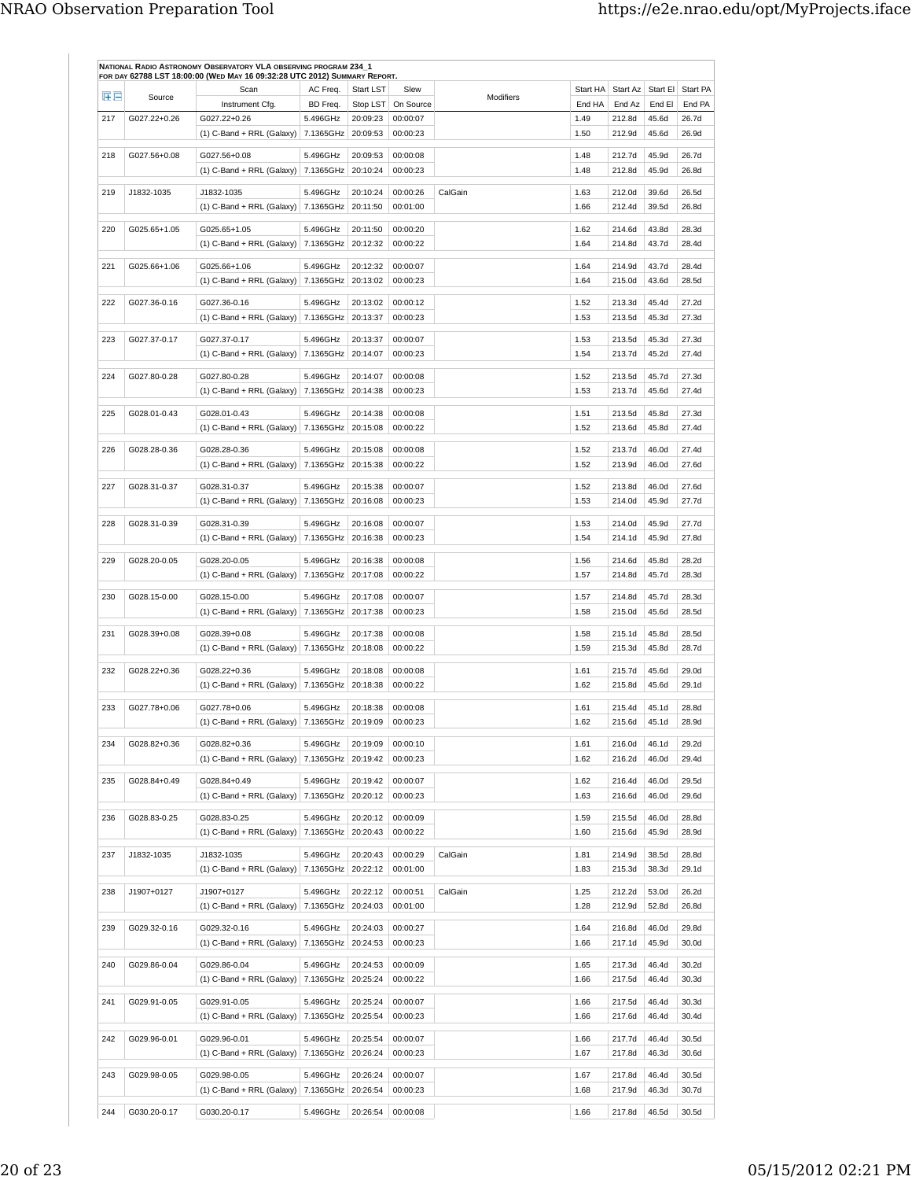**National Radio Astronomy Observatory VLA observing program 234_1**
**for day 62788 LST 18:00:00 (Wed May 16 09:32:28 UTC 2012) Summary Report.**

| # | Source | Scan / Instrument Cfg. | AC Freq. / BD Freq. | Start LST / Stop LST | Slew / On Source | Modifiers | Start HA / End HA | Start Az / End Az | Start El / End El | Start PA / End PA |
|---|---|---|---|---|---|---|---|---|---|---|
| 217 | G027.22+0.26 | G027.22+0.26 | 5.496GHz | 20:09:23 | 00:00:07 | | 1.49 | 212.8d | 45.6d | 26.7d |
| | | (1) C-Band + RRL (Galaxy) | 7.1365GHz | 20:09:53 | 00:00:23 | | 1.50 | 212.9d | 45.6d | 26.9d |
| 218 | G027.56+0.08 | G027.56+0.08 | 5.496GHz | 20:09:53 | 00:00:08 | | 1.48 | 212.7d | 45.9d | 26.7d |
| | | (1) C-Band + RRL (Galaxy) | 7.1365GHz | 20:10:24 | 00:00:23 | | 1.48 | 212.8d | 45.9d | 26.8d |
| 219 | J1832-1035 | J1832-1035 | 5.496GHz | 20:10:24 | 00:00:26 | CalGain | 1.63 | 212.0d | 39.6d | 26.5d |
| | | (1) C-Band + RRL (Galaxy) | 7.1365GHz | 20:11:50 | 00:01:00 | | 1.66 | 212.4d | 39.5d | 26.8d |
| 220 | G025.65+1.05 | G025.65+1.05 | 5.496GHz | 20:11:50 | 00:00:20 | | 1.62 | 214.6d | 43.8d | 28.3d |
| | | (1) C-Band + RRL (Galaxy) | 7.1365GHz | 20:12:32 | 00:00:22 | | 1.64 | 214.8d | 43.7d | 28.4d |
| 221 | G025.66+1.06 | G025.66+1.06 | 5.496GHz | 20:12:32 | 00:00:07 | | 1.64 | 214.9d | 43.7d | 28.4d |
| | | (1) C-Band + RRL (Galaxy) | 7.1365GHz | 20:13:02 | 00:00:23 | | 1.64 | 215.0d | 43.6d | 28.5d |
| 222 | G027.36-0.16 | G027.36-0.16 | 5.496GHz | 20:13:02 | 00:00:12 | | 1.52 | 213.3d | 45.4d | 27.2d |
| | | (1) C-Band + RRL (Galaxy) | 7.1365GHz | 20:13:37 | 00:00:23 | | 1.53 | 213.5d | 45.3d | 27.3d |
| 223 | G027.37-0.17 | G027.37-0.17 | 5.496GHz | 20:13:37 | 00:00:07 | | 1.53 | 213.5d | 45.3d | 27.3d |
| | | (1) C-Band + RRL (Galaxy) | 7.1365GHz | 20:14:07 | 00:00:23 | | 1.54 | 213.7d | 45.2d | 27.4d |
| 224 | G027.80-0.28 | G027.80-0.28 | 5.496GHz | 20:14:07 | 00:00:08 | | 1.52 | 213.5d | 45.7d | 27.3d |
| | | (1) C-Band + RRL (Galaxy) | 7.1365GHz | 20:14:38 | 00:00:23 | | 1.53 | 213.7d | 45.6d | 27.4d |
| 225 | G028.01-0.43 | G028.01-0.43 | 5.496GHz | 20:14:38 | 00:00:08 | | 1.51 | 213.5d | 45.8d | 27.3d |
| | | (1) C-Band + RRL (Galaxy) | 7.1365GHz | 20:15:08 | 00:00:22 | | 1.52 | 213.6d | 45.8d | 27.4d |
| 226 | G028.28-0.36 | G028.28-0.36 | 5.496GHz | 20:15:08 | 00:00:08 | | 1.52 | 213.7d | 46.0d | 27.4d |
| | | (1) C-Band + RRL (Galaxy) | 7.1365GHz | 20:15:38 | 00:00:22 | | 1.52 | 213.9d | 46.0d | 27.6d |
| 227 | G028.31-0.37 | G028.31-0.37 | 5.496GHz | 20:15:38 | 00:00:07 | | 1.52 | 213.8d | 46.0d | 27.6d |
| | | (1) C-Band + RRL (Galaxy) | 7.1365GHz | 20:16:08 | 00:00:23 | | 1.53 | 214.0d | 45.9d | 27.7d |
| 228 | G028.31-0.39 | G028.31-0.39 | 5.496GHz | 20:16:08 | 00:00:07 | | 1.53 | 214.0d | 45.9d | 27.7d |
| | | (1) C-Band + RRL (Galaxy) | 7.1365GHz | 20:16:38 | 00:00:23 | | 1.54 | 214.1d | 45.9d | 27.8d |
| 229 | G028.20-0.05 | G028.20-0.05 | 5.496GHz | 20:16:38 | 00:00:08 | | 1.56 | 214.6d | 45.8d | 28.2d |
| | | (1) C-Band + RRL (Galaxy) | 7.1365GHz | 20:17:08 | 00:00:22 | | 1.57 | 214.8d | 45.7d | 28.3d |
| 230 | G028.15-0.00 | G028.15-0.00 | 5.496GHz | 20:17:08 | 00:00:07 | | 1.57 | 214.8d | 45.7d | 28.3d |
| | | (1) C-Band + RRL (Galaxy) | 7.1365GHz | 20:17:38 | 00:00:23 | | 1.58 | 215.0d | 45.6d | 28.5d |
| 231 | G028.39+0.08 | G028.39+0.08 | 5.496GHz | 20:17:38 | 00:00:08 | | 1.58 | 215.1d | 45.8d | 28.5d |
| | | (1) C-Band + RRL (Galaxy) | 7.1365GHz | 20:18:08 | 00:00:22 | | 1.59 | 215.3d | 45.8d | 28.7d |
| 232 | G028.22+0.36 | G028.22+0.36 | 5.496GHz | 20:18:08 | 00:00:08 | | 1.61 | 215.7d | 45.6d | 29.0d |
| | | (1) C-Band + RRL (Galaxy) | 7.1365GHz | 20:18:38 | 00:00:22 | | 1.62 | 215.8d | 45.6d | 29.1d |
| 233 | G027.78+0.06 | G027.78+0.06 | 5.496GHz | 20:18:38 | 00:00:08 | | 1.61 | 215.4d | 45.1d | 28.8d |
| | | (1) C-Band + RRL (Galaxy) | 7.1365GHz | 20:19:09 | 00:00:23 | | 1.62 | 215.6d | 45.1d | 28.9d |
| 234 | G028.82+0.36 | G028.82+0.36 | 5.496GHz | 20:19:09 | 00:00:10 | | 1.61 | 216.0d | 46.1d | 29.2d |
| | | (1) C-Band + RRL (Galaxy) | 7.1365GHz | 20:19:42 | 00:00:23 | | 1.62 | 216.2d | 46.0d | 29.4d |
| 235 | G028.84+0.49 | G028.84+0.49 | 5.496GHz | 20:19:42 | 00:00:07 | | 1.62 | 216.4d | 46.0d | 29.5d |
| | | (1) C-Band + RRL (Galaxy) | 7.1365GHz | 20:20:12 | 00:00:23 | | 1.63 | 216.6d | 46.0d | 29.6d |
| 236 | G028.83-0.25 | G028.83-0.25 | 5.496GHz | 20:20:12 | 00:00:09 | | 1.59 | 215.5d | 46.0d | 28.8d |
| | | (1) C-Band + RRL (Galaxy) | 7.1365GHz | 20:20:43 | 00:00:22 | | 1.60 | 215.6d | 45.9d | 28.9d |
| 237 | J1832-1035 | J1832-1035 | 5.496GHz | 20:20:43 | 00:00:29 | CalGain | 1.81 | 214.9d | 38.5d | 28.8d |
| | | (1) C-Band + RRL (Galaxy) | 7.1365GHz | 20:22:12 | 00:01:00 | | 1.83 | 215.3d | 38.3d | 29.1d |
| 238 | J1907+0127 | J1907+0127 | 5.496GHz | 20:22:12 | 00:00:51 | CalGain | 1.25 | 212.2d | 53.0d | 26.2d |
| | | (1) C-Band + RRL (Galaxy) | 7.1365GHz | 20:24:03 | 00:01:00 | | 1.28 | 212.9d | 52.8d | 26.8d |
| 239 | G029.32-0.16 | G029.32-0.16 | 5.496GHz | 20:24:03 | 00:00:27 | | 1.64 | 216.8d | 46.0d | 29.8d |
| | | (1) C-Band + RRL (Galaxy) | 7.1365GHz | 20:24:53 | 00:00:23 | | 1.66 | 217.1d | 45.9d | 30.0d |
| 240 | G029.86-0.04 | G029.86-0.04 | 5.496GHz | 20:24:53 | 00:00:09 | | 1.65 | 217.3d | 46.4d | 30.2d |
| | | (1) C-Band + RRL (Galaxy) | 7.1365GHz | 20:25:24 | 00:00:22 | | 1.66 | 217.5d | 46.4d | 30.3d |
| 241 | G029.91-0.05 | G029.91-0.05 | 5.496GHz | 20:25:24 | 00:00:07 | | 1.66 | 217.5d | 46.4d | 30.3d |
| | | (1) C-Band + RRL (Galaxy) | 7.1365GHz | 20:25:54 | 00:00:23 | | 1.66 | 217.6d | 46.4d | 30.4d |
| 242 | G029.96-0.01 | G029.96-0.01 | 5.496GHz | 20:25:54 | 00:00:07 | | 1.66 | 217.7d | 46.4d | 30.5d |
| | | (1) C-Band + RRL (Galaxy) | 7.1365GHz | 20:26:24 | 00:00:23 | | 1.67 | 217.8d | 46.3d | 30.6d |
| 243 | G029.98-0.05 | G029.98-0.05 | 5.496GHz | 20:26:24 | 00:00:07 | | 1.67 | 217.8d | 46.4d | 30.5d |
| | | (1) C-Band + RRL (Galaxy) | 7.1365GHz | 20:26:54 | 00:00:23 | | 1.68 | 217.9d | 46.3d | 30.7d |
| 244 | G030.20-0.17 | G030.20-0.17 | 5.496GHz | 20:26:54 | 00:00:08 | | 1.66 | 217.8d | 46.5d | 30.5d |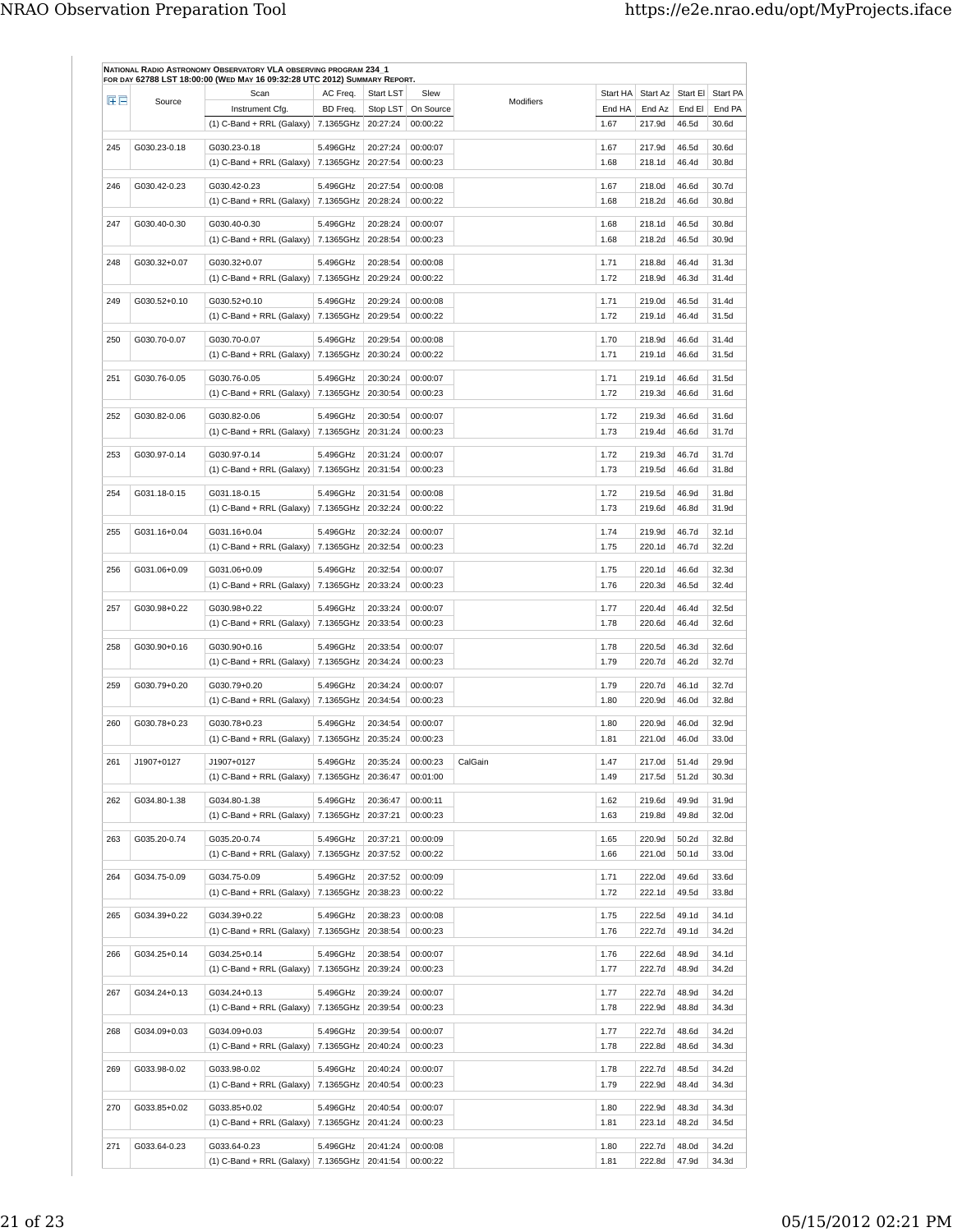**NATIONAL RADIO ASTRONOMY OBSERVATORY VLA OBSERVING PROGRAM 234_1**
**FOR DAY 62788 LST 18:00:00 (WED MAY 16 09:32:28 UTC 2012) SUMMARY REPORT.**

| | Source | Scan | AC Freq. | Start LST | Slew | Modifiers | Start HA | Start Az | Start El | Start PA |
|---|---|---|---|---|---|---|---|---|---|---|
| | | Instrument Cfg. | BD Freq. | Stop LST | On Source | | End HA | End Az | End El | End PA |
| | | (1) C-Band + RRL (Galaxy) | 7.1365GHz | 20:27:24 | 00:00:22 | | 1.67 | 217.9d | 46.5d | 30.6d |
| 245 | G030.23-0.18 | G030.23-0.18 | 5.496GHz | 20:27:24 | 00:00:07 | | 1.67 | 217.9d | 46.5d | 30.6d |
| | | (1) C-Band + RRL (Galaxy) | 7.1365GHz | 20:27:54 | 00:00:23 | | 1.68 | 218.1d | 46.4d | 30.8d |
| 246 | G030.42-0.23 | G030.42-0.23 | 5.496GHz | 20:27:54 | 00:00:08 | | 1.67 | 218.0d | 46.6d | 30.7d |
| | | (1) C-Band + RRL (Galaxy) | 7.1365GHz | 20:28:24 | 00:00:22 | | 1.68 | 218.2d | 46.6d | 30.8d |
| 247 | G030.40-0.30 | G030.40-0.30 | 5.496GHz | 20:28:24 | 00:00:07 | | 1.68 | 218.1d | 46.5d | 30.8d |
| | | (1) C-Band + RRL (Galaxy) | 7.1365GHz | 20:28:54 | 00:00:23 | | 1.68 | 218.2d | 46.5d | 30.9d |
| 248 | G030.32+0.07 | G030.32+0.07 | 5.496GHz | 20:28:54 | 00:00:08 | | 1.71 | 218.8d | 46.4d | 31.3d |
| | | (1) C-Band + RRL (Galaxy) | 7.1365GHz | 20:29:24 | 00:00:22 | | 1.72 | 218.9d | 46.3d | 31.4d |
| 249 | G030.52+0.10 | G030.52+0.10 | 5.496GHz | 20:29:24 | 00:00:08 | | 1.71 | 219.0d | 46.5d | 31.4d |
| | | (1) C-Band + RRL (Galaxy) | 7.1365GHz | 20:29:54 | 00:00:22 | | 1.72 | 219.1d | 46.4d | 31.5d |
| 250 | G030.70-0.07 | G030.70-0.07 | 5.496GHz | 20:29:54 | 00:00:08 | | 1.70 | 218.9d | 46.6d | 31.4d |
| | | (1) C-Band + RRL (Galaxy) | 7.1365GHz | 20:30:24 | 00:00:22 | | 1.71 | 219.1d | 46.6d | 31.5d |
| 251 | G030.76-0.05 | G030.76-0.05 | 5.496GHz | 20:30:24 | 00:00:07 | | 1.71 | 219.1d | 46.6d | 31.5d |
| | | (1) C-Band + RRL (Galaxy) | 7.1365GHz | 20:30:54 | 00:00:23 | | 1.72 | 219.3d | 46.6d | 31.6d |
| 252 | G030.82-0.06 | G030.82-0.06 | 5.496GHz | 20:30:54 | 00:00:07 | | 1.72 | 219.3d | 46.6d | 31.6d |
| | | (1) C-Band + RRL (Galaxy) | 7.1365GHz | 20:31:24 | 00:00:23 | | 1.73 | 219.4d | 46.6d | 31.7d |
| 253 | G030.97-0.14 | G030.97-0.14 | 5.496GHz | 20:31:24 | 00:00:07 | | 1.72 | 219.3d | 46.7d | 31.7d |
| | | (1) C-Band + RRL (Galaxy) | 7.1365GHz | 20:31:54 | 00:00:23 | | 1.73 | 219.5d | 46.6d | 31.8d |
| 254 | G031.18-0.15 | G031.18-0.15 | 5.496GHz | 20:31:54 | 00:00:08 | | 1.72 | 219.5d | 46.9d | 31.8d |
| | | (1) C-Band + RRL (Galaxy) | 7.1365GHz | 20:32:24 | 00:00:22 | | 1.73 | 219.6d | 46.8d | 31.9d |
| 255 | G031.16+0.04 | G031.16+0.04 | 5.496GHz | 20:32:24 | 00:00:07 | | 1.74 | 219.9d | 46.7d | 32.1d |
| | | (1) C-Band + RRL (Galaxy) | 7.1365GHz | 20:32:54 | 00:00:23 | | 1.75 | 220.1d | 46.7d | 32.2d |
| 256 | G031.06+0.09 | G031.06+0.09 | 5.496GHz | 20:32:54 | 00:00:07 | | 1.75 | 220.1d | 46.6d | 32.3d |
| | | (1) C-Band + RRL (Galaxy) | 7.1365GHz | 20:33:24 | 00:00:23 | | 1.76 | 220.3d | 46.5d | 32.4d |
| 257 | G030.98+0.22 | G030.98+0.22 | 5.496GHz | 20:33:24 | 00:00:07 | | 1.77 | 220.4d | 46.4d | 32.5d |
| | | (1) C-Band + RRL (Galaxy) | 7.1365GHz | 20:33:54 | 00:00:23 | | 1.78 | 220.6d | 46.4d | 32.6d |
| 258 | G030.90+0.16 | G030.90+0.16 | 5.496GHz | 20:33:54 | 00:00:07 | | 1.78 | 220.5d | 46.3d | 32.6d |
| | | (1) C-Band + RRL (Galaxy) | 7.1365GHz | 20:34:24 | 00:00:23 | | 1.79 | 220.7d | 46.2d | 32.7d |
| 259 | G030.79+0.20 | G030.79+0.20 | 5.496GHz | 20:34:24 | 00:00:07 | | 1.79 | 220.7d | 46.1d | 32.7d |
| | | (1) C-Band + RRL (Galaxy) | 7.1365GHz | 20:34:54 | 00:00:23 | | 1.80 | 220.9d | 46.0d | 32.8d |
| 260 | G030.78+0.23 | G030.78+0.23 | 5.496GHz | 20:34:54 | 00:00:07 | | 1.80 | 220.9d | 46.0d | 32.9d |
| | | (1) C-Band + RRL (Galaxy) | 7.1365GHz | 20:35:24 | 00:00:23 | | 1.81 | 221.0d | 46.0d | 33.0d |
| 261 | J1907+0127 | J1907+0127 | 5.496GHz | 20:35:24 | 00:00:23 | CalGain | 1.47 | 217.0d | 51.4d | 29.9d |
| | | (1) C-Band + RRL (Galaxy) | 7.1365GHz | 20:36:47 | 00:01:00 | | 1.49 | 217.5d | 51.2d | 30.3d |
| 262 | G034.80-1.38 | G034.80-1.38 | 5.496GHz | 20:36:47 | 00:00:11 | | 1.62 | 219.6d | 49.9d | 31.9d |
| | | (1) C-Band + RRL (Galaxy) | 7.1365GHz | 20:37:21 | 00:00:23 | | 1.63 | 219.8d | 49.8d | 32.0d |
| 263 | G035.20-0.74 | G035.20-0.74 | 5.496GHz | 20:37:21 | 00:00:09 | | 1.65 | 220.9d | 50.2d | 32.8d |
| | | (1) C-Band + RRL (Galaxy) | 7.1365GHz | 20:37:52 | 00:00:22 | | 1.66 | 221.0d | 50.1d | 33.0d |
| 264 | G034.75-0.09 | G034.75-0.09 | 5.496GHz | 20:37:52 | 00:00:09 | | 1.71 | 222.0d | 49.6d | 33.6d |
| | | (1) C-Band + RRL (Galaxy) | 7.1365GHz | 20:38:23 | 00:00:22 | | 1.72 | 222.1d | 49.5d | 33.8d |
| 265 | G034.39+0.22 | G034.39+0.22 | 5.496GHz | 20:38:23 | 00:00:08 | | 1.75 | 222.5d | 49.1d | 34.1d |
| | | (1) C-Band + RRL (Galaxy) | 7.1365GHz | 20:38:54 | 00:00:23 | | 1.76 | 222.7d | 49.1d | 34.2d |
| 266 | G034.25+0.14 | G034.25+0.14 | 5.496GHz | 20:38:54 | 00:00:07 | | 1.76 | 222.6d | 48.9d | 34.1d |
| | | (1) C-Band + RRL (Galaxy) | 7.1365GHz | 20:39:24 | 00:00:23 | | 1.77 | 222.7d | 48.9d | 34.2d |
| 267 | G034.24+0.13 | G034.24+0.13 | 5.496GHz | 20:39:24 | 00:00:07 | | 1.77 | 222.7d | 48.9d | 34.2d |
| | | (1) C-Band + RRL (Galaxy) | 7.1365GHz | 20:39:54 | 00:00:23 | | 1.78 | 222.9d | 48.8d | 34.3d |
| 268 | G034.09+0.03 | G034.09+0.03 | 5.496GHz | 20:39:54 | 00:00:07 | | 1.77 | 222.7d | 48.6d | 34.2d |
| | | (1) C-Band + RRL (Galaxy) | 7.1365GHz | 20:40:24 | 00:00:23 | | 1.78 | 222.8d | 48.6d | 34.3d |
| 269 | G033.98-0.02 | G033.98-0.02 | 5.496GHz | 20:40:24 | 00:00:07 | | 1.78 | 222.7d | 48.5d | 34.2d |
| | | (1) C-Band + RRL (Galaxy) | 7.1365GHz | 20:40:54 | 00:00:23 | | 1.79 | 222.9d | 48.4d | 34.3d |
| 270 | G033.85+0.02 | G033.85+0.02 | 5.496GHz | 20:40:54 | 00:00:07 | | 1.80 | 222.9d | 48.3d | 34.3d |
| | | (1) C-Band + RRL (Galaxy) | 7.1365GHz | 20:41:24 | 00:00:23 | | 1.81 | 223.1d | 48.2d | 34.5d |
| 271 | G033.64-0.23 | G033.64-0.23 | 5.496GHz | 20:41:24 | 00:00:08 | | 1.80 | 222.7d | 48.0d | 34.2d |
| | | (1) C-Band + RRL (Galaxy) | 7.1365GHz | 20:41:54 | 00:00:22 | | 1.81 | 222.8d | 47.9d | 34.3d |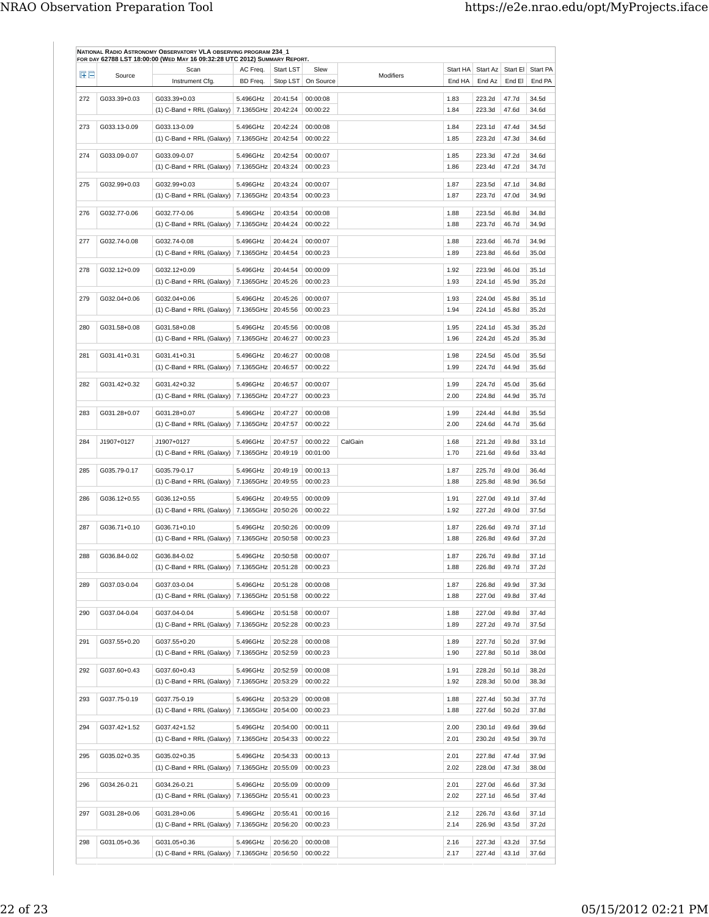**NATIONAL RADIO ASTRONOMY OBSERVATORY VLA OBSERVING PROGRAM 234_1**
**FOR DAY 62788 LST 18:00:00 (WED MAY 16 09:32:28 UTC 2012) SUMMARY REPORT.**

| | Source | Scan | AC Freq. | Start LST | Slew | Modifiers | Start HA | Start Az | Start El | Start PA |
|---|---|---|---|---|---|---|---|---|---|---|
| | | Instrument Cfg. | BD Freq. | Stop LST | On Source | | End HA | End Az | End El | End PA |
| 272 | G033.39+0.03 | G033.39+0.03 | 5.496GHz | 20:41:54 | 00:00:08 | | 1.83 | 223.2d | 47.7d | 34.5d |
| | | (1) C-Band + RRL (Galaxy) | 7.1365GHz | 20:42:24 | 00:00:22 | | 1.84 | 223.3d | 47.6d | 34.6d |
| 273 | G033.13-0.09 | G033.13-0.09 | 5.496GHz | 20:42:24 | 00:00:08 | | 1.84 | 223.1d | 47.4d | 34.5d |
| | | (1) C-Band + RRL (Galaxy) | 7.1365GHz | 20:42:54 | 00:00:22 | | 1.85 | 223.2d | 47.3d | 34.6d |
| 274 | G033.09-0.07 | G033.09-0.07 | 5.496GHz | 20:42:54 | 00:00:07 | | 1.85 | 223.3d | 47.2d | 34.6d |
| | | (1) C-Band + RRL (Galaxy) | 7.1365GHz | 20:43:24 | 00:00:23 | | 1.86 | 223.4d | 47.2d | 34.7d |
| 275 | G032.99+0.03 | G032.99+0.03 | 5.496GHz | 20:43:24 | 00:00:07 | | 1.87 | 223.5d | 47.1d | 34.8d |
| | | (1) C-Band + RRL (Galaxy) | 7.1365GHz | 20:43:54 | 00:00:23 | | 1.87 | 223.7d | 47.0d | 34.9d |
| 276 | G032.77-0.06 | G032.77-0.06 | 5.496GHz | 20:43:54 | 00:00:08 | | 1.88 | 223.5d | 46.8d | 34.8d |
| | | (1) C-Band + RRL (Galaxy) | 7.1365GHz | 20:44:24 | 00:00:22 | | 1.88 | 223.7d | 46.7d | 34.9d |
| 277 | G032.74-0.08 | G032.74-0.08 | 5.496GHz | 20:44:24 | 00:00:07 | | 1.88 | 223.6d | 46.7d | 34.9d |
| | | (1) C-Band + RRL (Galaxy) | 7.1365GHz | 20:44:54 | 00:00:23 | | 1.89 | 223.8d | 46.6d | 35.0d |
| 278 | G032.12+0.09 | G032.12+0.09 | 5.496GHz | 20:44:54 | 00:00:09 | | 1.92 | 223.9d | 46.0d | 35.1d |
| | | (1) C-Band + RRL (Galaxy) | 7.1365GHz | 20:45:26 | 00:00:23 | | 1.93 | 224.1d | 45.9d | 35.2d |
| 279 | G032.04+0.06 | G032.04+0.06 | 5.496GHz | 20:45:26 | 00:00:07 | | 1.93 | 224.0d | 45.8d | 35.1d |
| | | (1) C-Band + RRL (Galaxy) | 7.1365GHz | 20:45:56 | 00:00:23 | | 1.94 | 224.1d | 45.8d | 35.2d |
| 280 | G031.58+0.08 | G031.58+0.08 | 5.496GHz | 20:45:56 | 00:00:08 | | 1.95 | 224.1d | 45.3d | 35.2d |
| | | (1) C-Band + RRL (Galaxy) | 7.1365GHz | 20:46:27 | 00:00:23 | | 1.96 | 224.2d | 45.2d | 35.3d |
| 281 | G031.41+0.31 | G031.41+0.31 | 5.496GHz | 20:46:27 | 00:00:08 | | 1.98 | 224.5d | 45.0d | 35.5d |
| | | (1) C-Band + RRL (Galaxy) | 7.1365GHz | 20:46:57 | 00:00:22 | | 1.99 | 224.7d | 44.9d | 35.6d |
| 282 | G031.42+0.32 | G031.42+0.32 | 5.496GHz | 20:46:57 | 00:00:07 | | 1.99 | 224.7d | 45.0d | 35.6d |
| | | (1) C-Band + RRL (Galaxy) | 7.1365GHz | 20:47:27 | 00:00:23 | | 2.00 | 224.8d | 44.9d | 35.7d |
| 283 | G031.28+0.07 | G031.28+0.07 | 5.496GHz | 20:47:27 | 00:00:08 | | 1.99 | 224.4d | 44.8d | 35.5d |
| | | (1) C-Band + RRL (Galaxy) | 7.1365GHz | 20:47:57 | 00:00:22 | | 2.00 | 224.6d | 44.7d | 35.6d |
| 284 | J1907+0127 | J1907+0127 | 5.496GHz | 20:47:57 | 00:00:22 | CalGain | 1.68 | 221.2d | 49.8d | 33.1d |
| | | (1) C-Band + RRL (Galaxy) | 7.1365GHz | 20:49:19 | 00:01:00 | | 1.70 | 221.6d | 49.6d | 33.4d |
| 285 | G035.79-0.17 | G035.79-0.17 | 5.496GHz | 20:49:19 | 00:00:13 | | 1.87 | 225.7d | 49.0d | 36.4d |
| | | (1) C-Band + RRL (Galaxy) | 7.1365GHz | 20:49:55 | 00:00:23 | | 1.88 | 225.8d | 48.9d | 36.5d |
| 286 | G036.12+0.55 | G036.12+0.55 | 5.496GHz | 20:49:55 | 00:00:09 | | 1.91 | 227.0d | 49.1d | 37.4d |
| | | (1) C-Band + RRL (Galaxy) | 7.1365GHz | 20:50:26 | 00:00:22 | | 1.92 | 227.2d | 49.0d | 37.5d |
| 287 | G036.71+0.10 | G036.71+0.10 | 5.496GHz | 20:50:26 | 00:00:09 | | 1.87 | 226.6d | 49.7d | 37.1d |
| | | (1) C-Band + RRL (Galaxy) | 7.1365GHz | 20:50:58 | 00:00:23 | | 1.88 | 226.8d | 49.6d | 37.2d |
| 288 | G036.84-0.02 | G036.84-0.02 | 5.496GHz | 20:50:58 | 00:00:07 | | 1.87 | 226.7d | 49.8d | 37.1d |
| | | (1) C-Band + RRL (Galaxy) | 7.1365GHz | 20:51:28 | 00:00:23 | | 1.88 | 226.8d | 49.7d | 37.2d |
| 289 | G037.03-0.04 | G037.03-0.04 | 5.496GHz | 20:51:28 | 00:00:08 | | 1.87 | 226.8d | 49.9d | 37.3d |
| | | (1) C-Band + RRL (Galaxy) | 7.1365GHz | 20:51:58 | 00:00:22 | | 1.88 | 227.0d | 49.8d | 37.4d |
| 290 | G037.04-0.04 | G037.04-0.04 | 5.496GHz | 20:51:58 | 00:00:07 | | 1.88 | 227.0d | 49.8d | 37.4d |
| | | (1) C-Band + RRL (Galaxy) | 7.1365GHz | 20:52:28 | 00:00:23 | | 1.89 | 227.2d | 49.7d | 37.5d |
| 291 | G037.55+0.20 | G037.55+0.20 | 5.496GHz | 20:52:28 | 00:00:08 | | 1.89 | 227.7d | 50.2d | 37.9d |
| | | (1) C-Band + RRL (Galaxy) | 7.1365GHz | 20:52:59 | 00:00:23 | | 1.90 | 227.8d | 50.1d | 38.0d |
| 292 | G037.60+0.43 | G037.60+0.43 | 5.496GHz | 20:52:59 | 00:00:08 | | 1.91 | 228.2d | 50.1d | 38.2d |
| | | (1) C-Band + RRL (Galaxy) | 7.1365GHz | 20:53:29 | 00:00:22 | | 1.92 | 228.3d | 50.0d | 38.3d |
| 293 | G037.75-0.19 | G037.75-0.19 | 5.496GHz | 20:53:29 | 00:00:08 | | 1.88 | 227.4d | 50.3d | 37.7d |
| | | (1) C-Band + RRL (Galaxy) | 7.1365GHz | 20:54:00 | 00:00:23 | | 1.88 | 227.6d | 50.2d | 37.8d |
| 294 | G037.42+1.52 | G037.42+1.52 | 5.496GHz | 20:54:00 | 00:00:11 | | 2.00 | 230.1d | 49.6d | 39.6d |
| | | (1) C-Band + RRL (Galaxy) | 7.1365GHz | 20:54:33 | 00:00:22 | | 2.01 | 230.2d | 49.5d | 39.7d |
| 295 | G035.02+0.35 | G035.02+0.35 | 5.496GHz | 20:54:33 | 00:00:13 | | 2.01 | 227.8d | 47.4d | 37.9d |
| | | (1) C-Band + RRL (Galaxy) | 7.1365GHz | 20:55:09 | 00:00:23 | | 2.02 | 228.0d | 47.3d | 38.0d |
| 296 | G034.26-0.21 | G034.26-0.21 | 5.496GHz | 20:55:09 | 00:00:09 | | 2.01 | 227.0d | 46.6d | 37.3d |
| | | (1) C-Band + RRL (Galaxy) | 7.1365GHz | 20:55:41 | 00:00:23 | | 2.02 | 227.1d | 46.5d | 37.4d |
| 297 | G031.28+0.06 | G031.28+0.06 | 5.496GHz | 20:55:41 | 00:00:16 | | 2.12 | 226.7d | 43.6d | 37.1d |
| | | (1) C-Band + RRL (Galaxy) | 7.1365GHz | 20:56:20 | 00:00:23 | | 2.14 | 226.9d | 43.5d | 37.2d |
| 298 | G031.05+0.36 | G031.05+0.36 | 5.496GHz | 20:56:20 | 00:00:08 | | 2.16 | 227.3d | 43.2d | 37.5d |
| | | (1) C-Band + RRL (Galaxy) | 7.1365GHz | 20:56:50 | 00:00:22 | | 2.17 | 227.4d | 43.1d | 37.6d |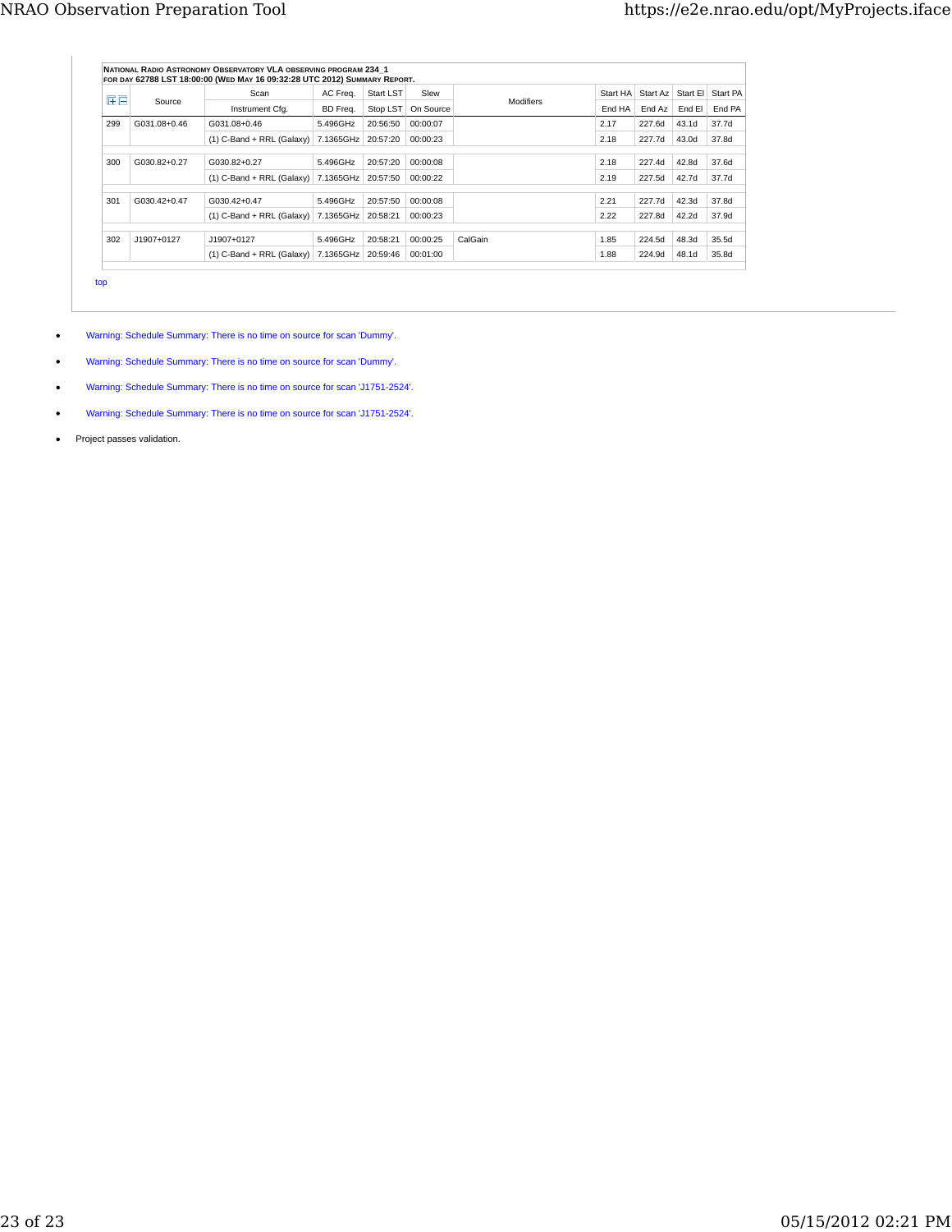**National Radio Astronomy Observatory VLA observing program 234_1**
**for day 62788 LST 18:00:00 (Wed May 16 09:32:28 UTC 2012) Summary Report.**

| | Source | Scan | AC Freq. | Start LST | Slew | Modifiers | Start HA | Start Az | Start El | Start PA |
|---|---|---|---|---|---|---|---|---|---|---|
| | | Instrument Cfg. | BD Freq. | Stop LST | On Source | | End HA | End Az | End El | End PA |
| 299 | G031.08+0.46 | G031.08+0.46 | 5.496GHz | 20:56:50 | 00:00:07 | | 2.17 | 227.6d | 43.1d | 37.7d |
| | | (1) C-Band + RRL (Galaxy) | 7.1365GHz | 20:57:20 | 00:00:23 | | 2.18 | 227.7d | 43.0d | 37.8d |
| 300 | G030.82+0.27 | G030.82+0.27 | 5.496GHz | 20:57:20 | 00:00:08 | | 2.18 | 227.4d | 42.8d | 37.6d |
| | | (1) C-Band + RRL (Galaxy) | 7.1365GHz | 20:57:50 | 00:00:22 | | 2.19 | 227.5d | 42.7d | 37.7d |
| 301 | G030.42+0.47 | G030.42+0.47 | 5.496GHz | 20:57:50 | 00:00:08 | | 2.21 | 227.7d | 42.3d | 37.8d |
| | | (1) C-Band + RRL (Galaxy) | 7.1365GHz | 20:58:21 | 00:00:23 | | 2.22 | 227.8d | 42.2d | 37.9d |
| 302 | J1907+0127 | J1907+0127 | 5.496GHz | 20:58:21 | 00:00:25 | CalGain | 1.85 | 224.5d | 48.3d | 35.5d |
| | | (1) C-Band + RRL (Galaxy) | 7.1365GHz | 20:59:46 | 00:01:00 | | 1.88 | 224.9d | 48.1d | 35.8d |

top

- Warning: Schedule Summary: There is no time on source for scan 'Dummy'.
- Warning: Schedule Summary: There is no time on source for scan 'Dummy'.
- Warning: Schedule Summary: There is no time on source for scan 'J1751-2524'.
- Warning: Schedule Summary: There is no time on source for scan 'J1751-2524'.
- Project passes validation.